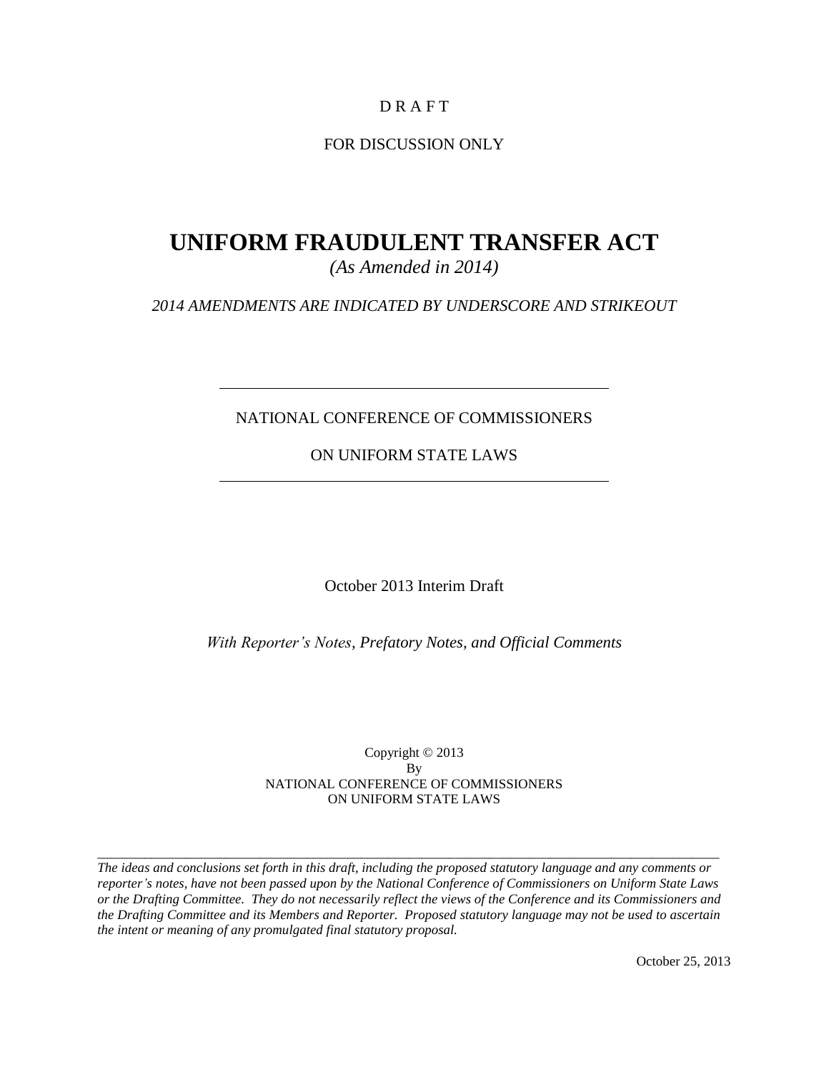D R A F T

FOR DISCUSSION ONLY

# UNIFORM FRAUDULENT TRANSFER ACT

*(As Amended in 2014)*

*2014 AMENDMENTS ARE INDICATED BY UNDERSCORE AND STRIKEOUT*

---

NATIONAL CONFERENCE OF COMMISSIONERS

ON UNIFORM STATE LAWS

---

October 2013 Interim Draft

*With Reporter's Notes, Prefatory Notes, and Official Comments*

Copyright © 2013
By
NATIONAL CONFERENCE OF COMMISSIONERS
ON UNIFORM STATE LAWS

---

*The ideas and conclusions set forth in this draft, including the proposed statutory language and any comments or reporter's notes, have not been passed upon by the National Conference of Commissioners on Uniform State Laws or the Drafting Committee. They do not necessarily reflect the views of the Conference and its Commissioners and the Drafting Committee and its Members and Reporter. Proposed statutory language may not be used to ascertain the intent or meaning of any promulgated final statutory proposal.*

October 25, 2013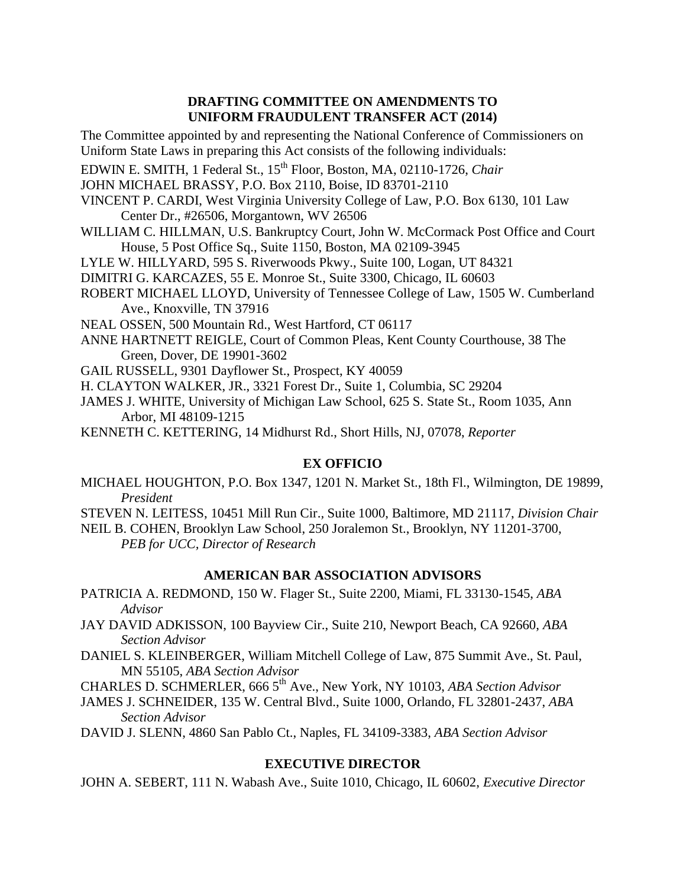## DRAFTING COMMITTEE ON AMENDMENTS TO UNIFORM FRAUDULENT TRANSFER ACT (2014)

The Committee appointed by and representing the National Conference of Commissioners on Uniform State Laws in preparing this Act consists of the following individuals:

EDWIN E. SMITH, 1 Federal St., 15th Floor, Boston, MA, 02110-1726, *Chair*

JOHN MICHAEL BRASSY, P.O. Box 2110, Boise, ID 83701-2110

VINCENT P. CARDI, West Virginia University College of Law, P.O. Box 6130, 101 Law Center Dr., #26506, Morgantown, WV 26506

WILLIAM C. HILLMAN, U.S. Bankruptcy Court, John W. McCormack Post Office and Court House, 5 Post Office Sq., Suite 1150, Boston, MA 02109-3945

LYLE W. HILLYARD, 595 S. Riverwoods Pkwy., Suite 100, Logan, UT 84321

DIMITRI G. KARCAZES, 55 E. Monroe St., Suite 3300, Chicago, IL 60603

ROBERT MICHAEL LLOYD, University of Tennessee College of Law, 1505 W. Cumberland Ave., Knoxville, TN 37916

NEAL OSSEN, 500 Mountain Rd., West Hartford, CT 06117

ANNE HARTNETT REIGLE, Court of Common Pleas, Kent County Courthouse, 38 The Green, Dover, DE 19901-3602

GAIL RUSSELL, 9301 Dayflower St., Prospect, KY 40059

H. CLAYTON WALKER, JR., 3321 Forest Dr., Suite 1, Columbia, SC 29204

JAMES J. WHITE, University of Michigan Law School, 625 S. State St., Room 1035, Ann Arbor, MI 48109-1215

KENNETH C. KETTERING, 14 Midhurst Rd., Short Hills, NJ, 07078, *Reporter*

### EX OFFICIO

MICHAEL HOUGHTON, P.O. Box 1347, 1201 N. Market St., 18th Fl., Wilmington, DE 19899, *President*

STEVEN N. LEITESS, 10451 Mill Run Cir., Suite 1000, Baltimore, MD 21117, *Division Chair*

NEIL B. COHEN, Brooklyn Law School, 250 Joralemon St., Brooklyn, NY 11201-3700, *PEB for UCC, Director of Research*

### AMERICAN BAR ASSOCIATION ADVISORS

PATRICIA A. REDMOND, 150 W. Flager St., Suite 2200, Miami, FL 33130-1545, *ABA Advisor*

JAY DAVID ADKISSON, 100 Bayview Cir., Suite 210, Newport Beach, CA 92660, *ABA Section Advisor*

DANIEL S. KLEINBERGER, William Mitchell College of Law, 875 Summit Ave., St. Paul, MN 55105, *ABA Section Advisor*

CHARLES D. SCHMERLER, 666 5th Ave., New York, NY 10103, *ABA Section Advisor*

JAMES J. SCHNEIDER, 135 W. Central Blvd., Suite 1000, Orlando, FL 32801-2437, *ABA Section Advisor*

DAVID J. SLENN, 4860 San Pablo Ct., Naples, FL 34109-3383, *ABA Section Advisor*

### EXECUTIVE DIRECTOR

JOHN A. SEBERT, 111 N. Wabash Ave., Suite 1010, Chicago, IL 60602, *Executive Director*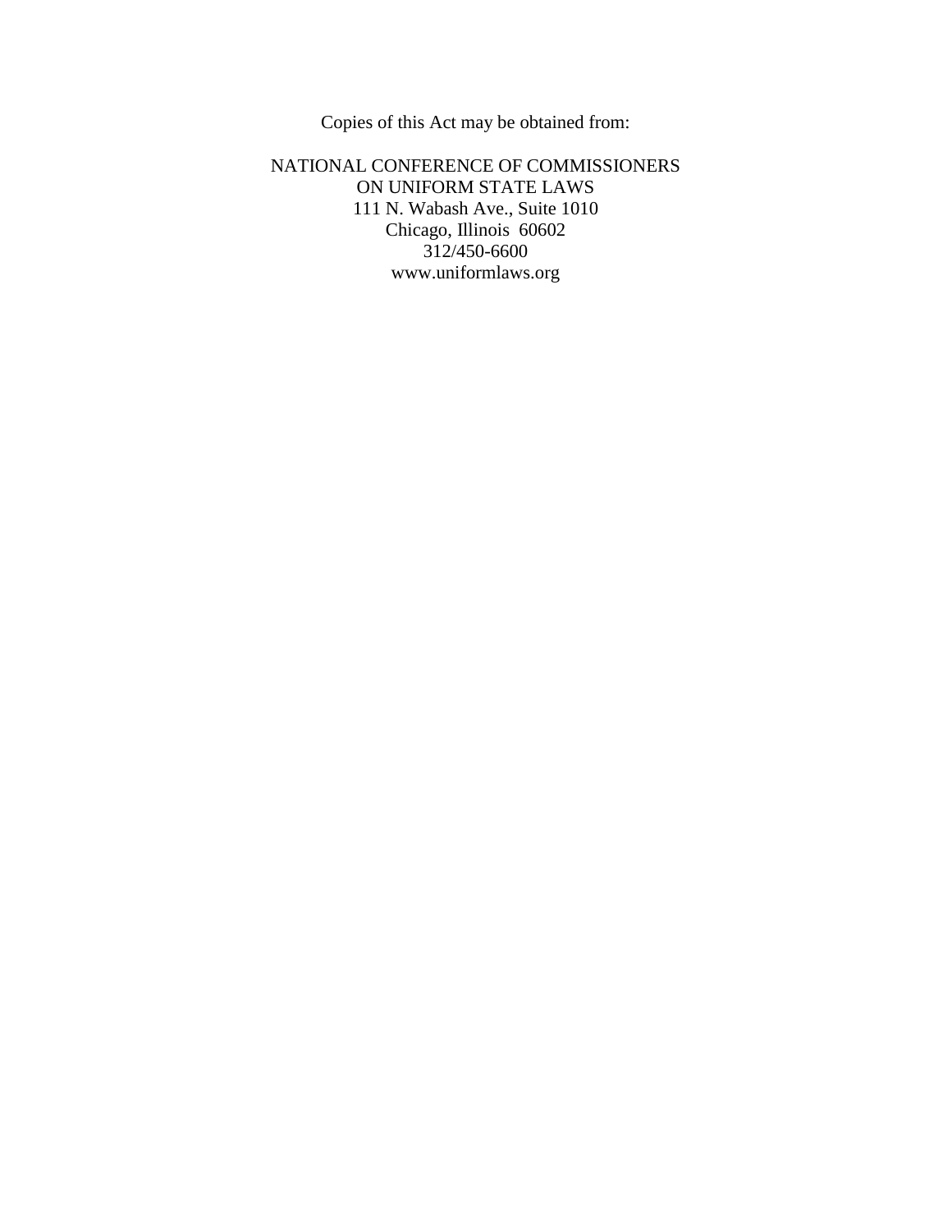Copies of this Act may be obtained from:

NATIONAL CONFERENCE OF COMMISSIONERS
ON UNIFORM STATE LAWS
111 N. Wabash Ave., Suite 1010
Chicago, Illinois 60602
312/450-6600
www.uniformlaws.org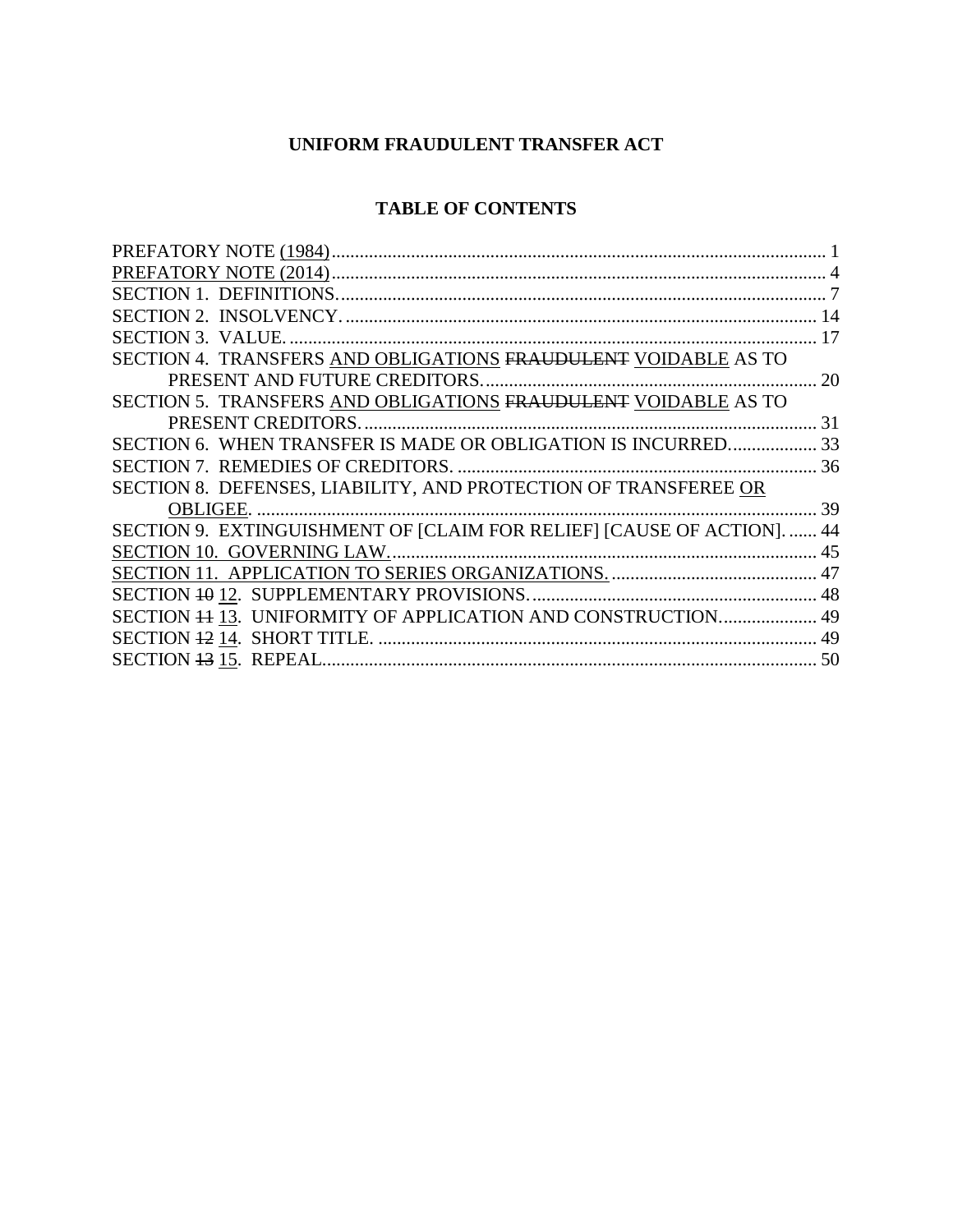**UNIFORM FRAUDULENT TRANSFER ACT**

**TABLE OF CONTENTS**

PREFATORY NOTE <u>(1984)</u>........................................................................................................ 1
<u>PREFATORY NOTE (2014)</u>........................................................................................................ 4
SECTION 1. DEFINITIONS......................................................................................................... 7
SECTION 2. INSOLVENCY. ..................................................................................................... 14
SECTION 3. VALUE. ................................................................................................................. 17
SECTION 4. TRANSFERS <u>AND OBLIGATIONS</u> ~~FRAUDULENT~~ <u>VOIDABLE</u> AS TO PRESENT AND FUTURE CREDITORS....................................................................... 20
SECTION 5. TRANSFERS <u>AND OBLIGATIONS</u> ~~FRAUDULENT~~ <u>VOIDABLE</u> AS TO PRESENT CREDITORS. ................................................................................................ 31
SECTION 6. WHEN TRANSFER IS MADE OR OBLIGATION IS INCURRED................... 33
SECTION 7. REMEDIES OF CREDITORS. ............................................................................. 36
SECTION 8. DEFENSES, LIABILITY, AND PROTECTION OF TRANSFEREE <u>OR OBLIGEE</u>. ........................................................................................................................ 39
SECTION 9. EXTINGUISHMENT OF [CLAIM FOR RELIEF] [CAUSE OF ACTION]. ...... 44
<u>SECTION 10. GOVERNING LAW.</u>........................................................................................... 45
<u>SECTION 11. APPLICATION TO SERIES ORGANIZATIONS.</u>............................................ 47
SECTION ~~10~~ <u>12</u>. SUPPLEMENTARY PROVISIONS............................................................ 48
SECTION ~~11~~ <u>13</u>. UNIFORMITY OF APPLICATION AND CONSTRUCTION..................... 49
SECTION ~~12~~ <u>14</u>. SHORT TITLE. ............................................................................................ 49
SECTION ~~13~~ <u>15</u>. REPEAL........................................................................................................ 50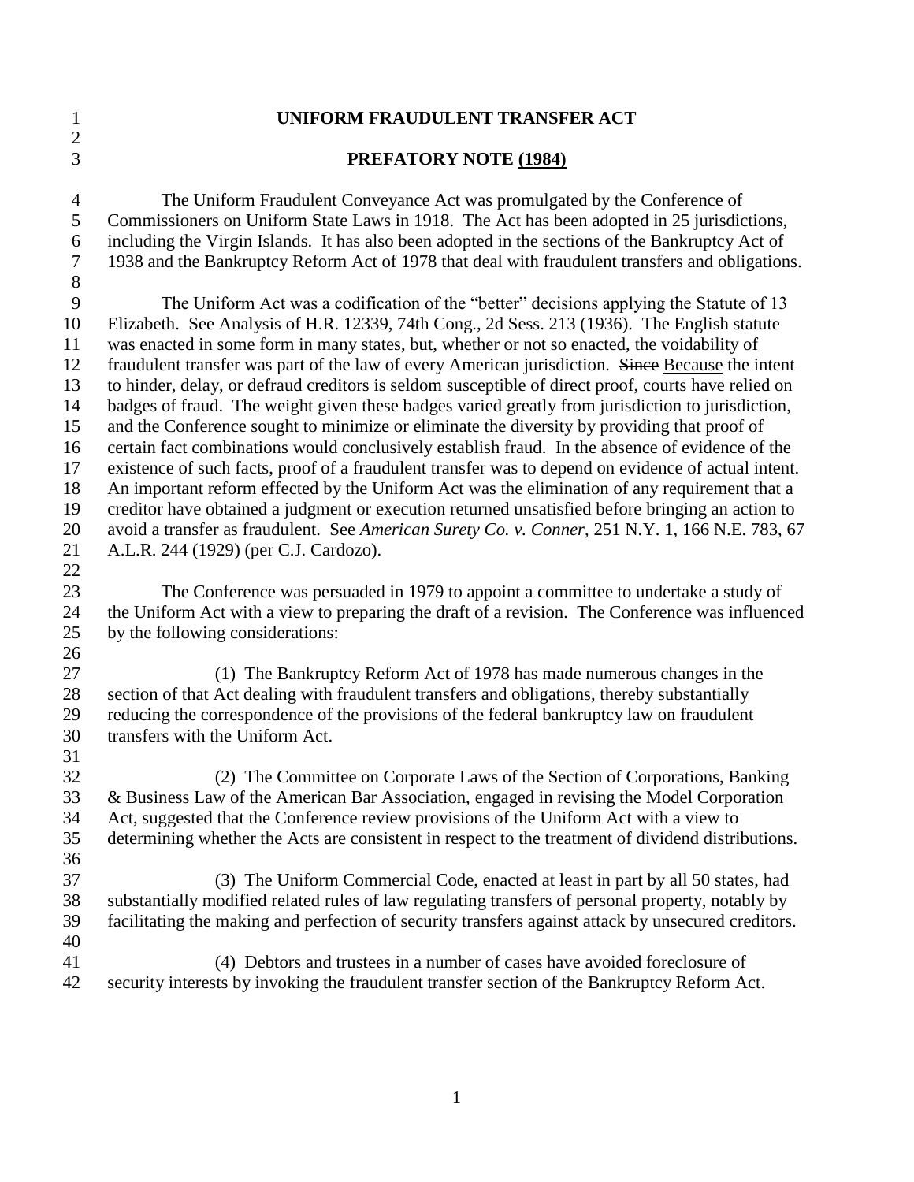# UNIFORM FRAUDULENT TRANSFER ACT

## PREFATORY NOTE (1984)

The Uniform Fraudulent Conveyance Act was promulgated by the Conference of Commissioners on Uniform State Laws in 1918. The Act has been adopted in 25 jurisdictions, including the Virgin Islands. It has also been adopted in the sections of the Bankruptcy Act of 1938 and the Bankruptcy Reform Act of 1978 that deal with fraudulent transfers and obligations.

The Uniform Act was a codification of the "better" decisions applying the Statute of 13 Elizabeth. See Analysis of H.R. 12339, 74th Cong., 2d Sess. 213 (1936). The English statute was enacted in some form in many states, but, whether or not so enacted, the voidability of fraudulent transfer was part of the law of every American jurisdiction. ~~Since~~ Because the intent to hinder, delay, or defraud creditors is seldom susceptible of direct proof, courts have relied on badges of fraud. The weight given these badges varied greatly from jurisdiction to jurisdiction, and the Conference sought to minimize or eliminate the diversity by providing that proof of certain fact combinations would conclusively establish fraud. In the absence of evidence of the existence of such facts, proof of a fraudulent transfer was to depend on evidence of actual intent. An important reform effected by the Uniform Act was the elimination of any requirement that a creditor have obtained a judgment or execution returned unsatisfied before bringing an action to avoid a transfer as fraudulent. See *American Surety Co. v. Conner*, 251 N.Y. 1, 166 N.E. 783, 67 A.L.R. 244 (1929) (per C.J. Cardozo).

The Conference was persuaded in 1979 to appoint a committee to undertake a study of the Uniform Act with a view to preparing the draft of a revision. The Conference was influenced by the following considerations:

(1) The Bankruptcy Reform Act of 1978 has made numerous changes in the section of that Act dealing with fraudulent transfers and obligations, thereby substantially reducing the correspondence of the provisions of the federal bankruptcy law on fraudulent transfers with the Uniform Act.

(2) The Committee on Corporate Laws of the Section of Corporations, Banking & Business Law of the American Bar Association, engaged in revising the Model Corporation Act, suggested that the Conference review provisions of the Uniform Act with a view to determining whether the Acts are consistent in respect to the treatment of dividend distributions.

(3) The Uniform Commercial Code, enacted at least in part by all 50 states, had substantially modified related rules of law regulating transfers of personal property, notably by facilitating the making and perfection of security transfers against attack by unsecured creditors.

(4) Debtors and trustees in a number of cases have avoided foreclosure of security interests by invoking the fraudulent transfer section of the Bankruptcy Reform Act.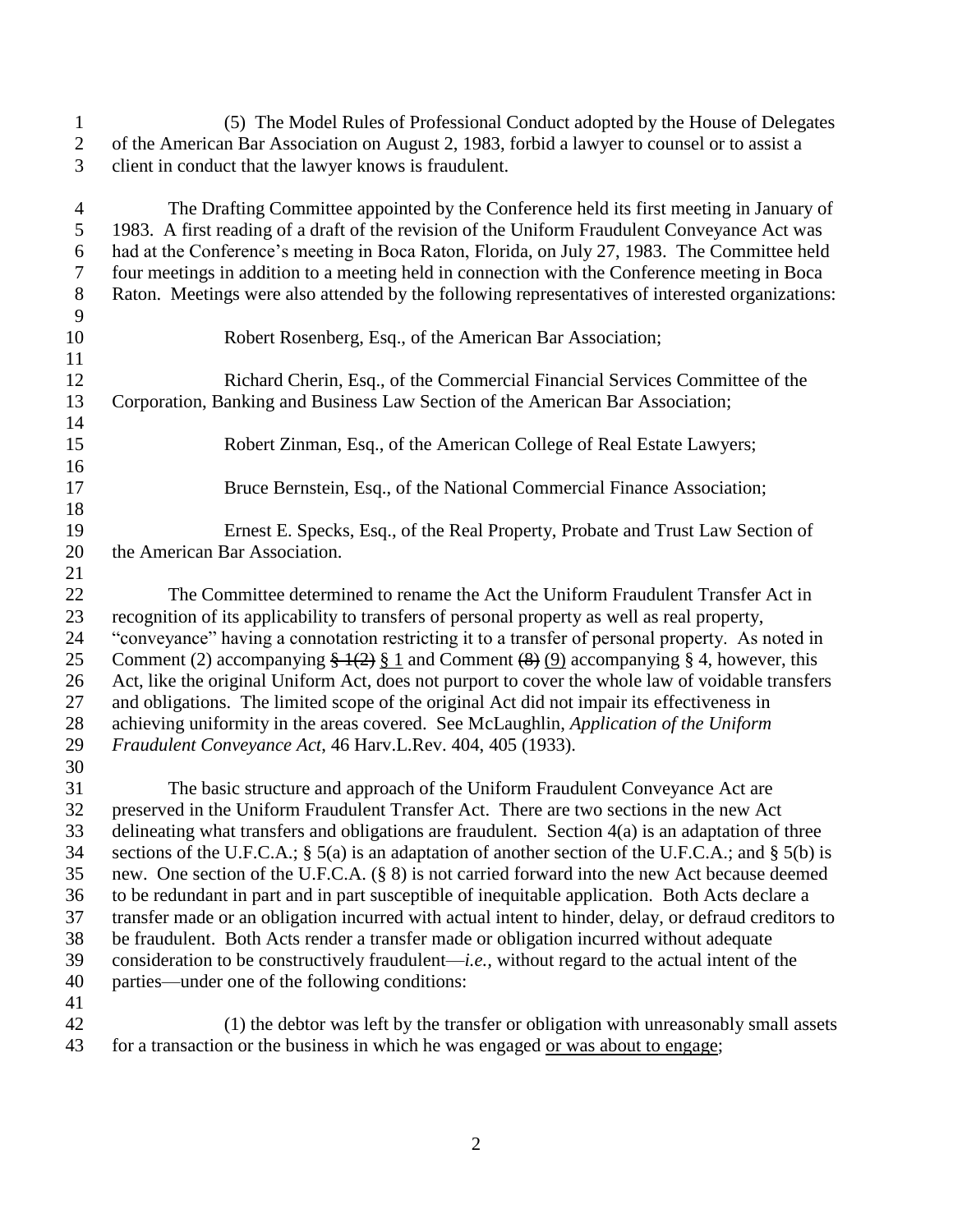(5) The Model Rules of Professional Conduct adopted by the House of Delegates of the American Bar Association on August 2, 1983, forbid a lawyer to counsel or to assist a client in conduct that the lawyer knows is fraudulent.

The Drafting Committee appointed by the Conference held its first meeting in January of 1983. A first reading of a draft of the revision of the Uniform Fraudulent Conveyance Act was had at the Conference's meeting in Boca Raton, Florida, on July 27, 1983. The Committee held four meetings in addition to a meeting held in connection with the Conference meeting in Boca Raton. Meetings were also attended by the following representatives of interested organizations:

Robert Rosenberg, Esq., of the American Bar Association;

Richard Cherin, Esq., of the Commercial Financial Services Committee of the Corporation, Banking and Business Law Section of the American Bar Association;

Robert Zinman, Esq., of the American College of Real Estate Lawyers;

Bruce Bernstein, Esq., of the National Commercial Finance Association;

Ernest E. Specks, Esq., of the Real Property, Probate and Trust Law Section of the American Bar Association.

The Committee determined to rename the Act the Uniform Fraudulent Transfer Act in recognition of its applicability to transfers of personal property as well as real property, "conveyance" having a connotation restricting it to a transfer of personal property. As noted in Comment (2) accompanying ~~§ 1(2)~~ <u>§ 1</u> and Comment ~~(8)~~ <u>(9)</u> accompanying § 4, however, this Act, like the original Uniform Act, does not purport to cover the whole law of voidable transfers and obligations. The limited scope of the original Act did not impair its effectiveness in achieving uniformity in the areas covered. See McLaughlin, *Application of the Uniform Fraudulent Conveyance Act*, 46 Harv.L.Rev. 404, 405 (1933).

The basic structure and approach of the Uniform Fraudulent Conveyance Act are preserved in the Uniform Fraudulent Transfer Act. There are two sections in the new Act delineating what transfers and obligations are fraudulent. Section 4(a) is an adaptation of three sections of the U.F.C.A.; § 5(a) is an adaptation of another section of the U.F.C.A.; and § 5(b) is new. One section of the U.F.C.A. (§ 8) is not carried forward into the new Act because deemed to be redundant in part and in part susceptible of inequitable application. Both Acts declare a transfer made or an obligation incurred with actual intent to hinder, delay, or defraud creditors to be fraudulent. Both Acts render a transfer made or obligation incurred without adequate consideration to be constructively fraudulent—*i.e.,* without regard to the actual intent of the parties—under one of the following conditions:

(1) the debtor was left by the transfer or obligation with unreasonably small assets for a transaction or the business in which he was engaged <u>or was about to engage</u>;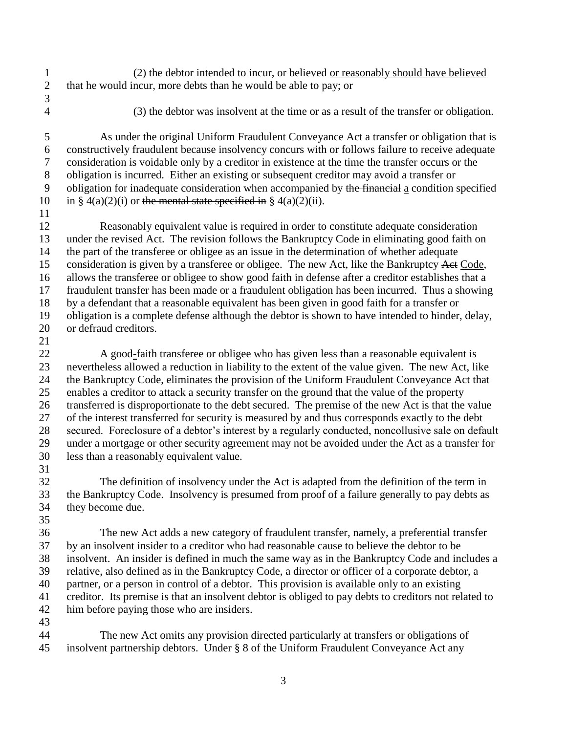(2) the debtor intended to incur, or believed or reasonably should have believed that he would incur, more debts than he would be able to pay; or

(3) the debtor was insolvent at the time or as a result of the transfer or obligation.

As under the original Uniform Fraudulent Conveyance Act a transfer or obligation that is constructively fraudulent because insolvency concurs with or follows failure to receive adequate consideration is voidable only by a creditor in existence at the time the transfer occurs or the obligation is incurred. Either an existing or subsequent creditor may avoid a transfer or obligation for inadequate consideration when accompanied by ~~the financial~~ a condition specified in § 4(a)(2)(i) or ~~the mental state specified in~~ § 4(a)(2)(ii).

Reasonably equivalent value is required in order to constitute adequate consideration under the revised Act. The revision follows the Bankruptcy Code in eliminating good faith on the part of the transferee or obligee as an issue in the determination of whether adequate consideration is given by a transferee or obligee. The new Act, like the Bankruptcy ~~Act~~ Code, allows the transferee or obligee to show good faith in defense after a creditor establishes that a fraudulent transfer has been made or a fraudulent obligation has been incurred. Thus a showing by a defendant that a reasonable equivalent has been given in good faith for a transfer or obligation is a complete defense although the debtor is shown to have intended to hinder, delay, or defraud creditors.

A good-faith transferee or obligee who has given less than a reasonable equivalent is nevertheless allowed a reduction in liability to the extent of the value given. The new Act, like the Bankruptcy Code, eliminates the provision of the Uniform Fraudulent Conveyance Act that enables a creditor to attack a security transfer on the ground that the value of the property transferred is disproportionate to the debt secured. The premise of the new Act is that the value of the interest transferred for security is measured by and thus corresponds exactly to the debt secured. Foreclosure of a debtor's interest by a regularly conducted, noncollusive sale on default under a mortgage or other security agreement may not be avoided under the Act as a transfer for less than a reasonably equivalent value.

The definition of insolvency under the Act is adapted from the definition of the term in the Bankruptcy Code. Insolvency is presumed from proof of a failure generally to pay debts as they become due.

The new Act adds a new category of fraudulent transfer, namely, a preferential transfer by an insolvent insider to a creditor who had reasonable cause to believe the debtor to be insolvent. An insider is defined in much the same way as in the Bankruptcy Code and includes a relative, also defined as in the Bankruptcy Code, a director or officer of a corporate debtor, a partner, or a person in control of a debtor. This provision is available only to an existing creditor. Its premise is that an insolvent debtor is obliged to pay debts to creditors not related to him before paying those who are insiders.

The new Act omits any provision directed particularly at transfers or obligations of insolvent partnership debtors. Under § 8 of the Uniform Fraudulent Conveyance Act any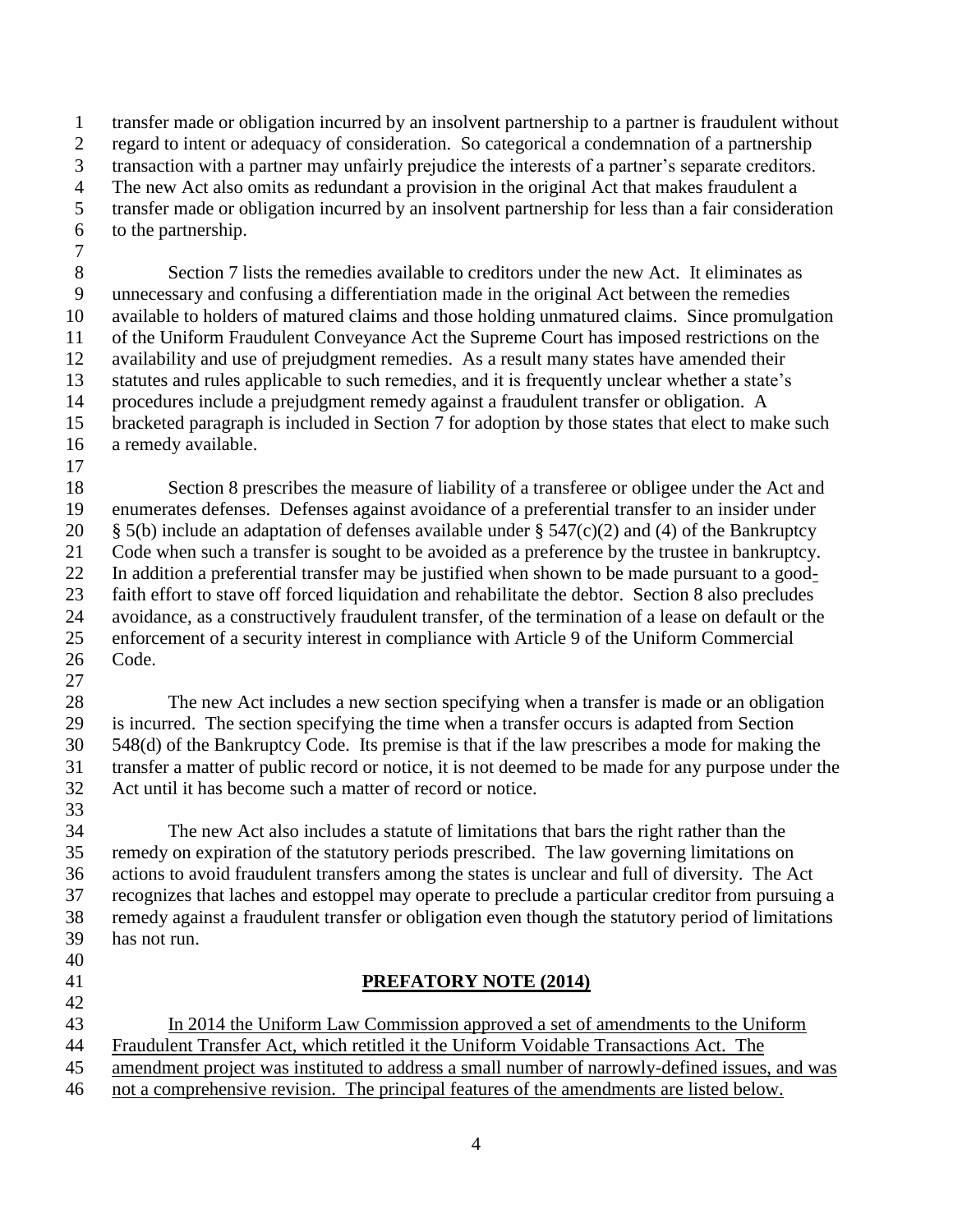transfer made or obligation incurred by an insolvent partnership to a partner is fraudulent without regard to intent or adequacy of consideration. So categorical a condemnation of a partnership transaction with a partner may unfairly prejudice the interests of a partner's separate creditors. The new Act also omits as redundant a provision in the original Act that makes fraudulent a transfer made or obligation incurred by an insolvent partnership for less than a fair consideration to the partnership.

Section 7 lists the remedies available to creditors under the new Act. It eliminates as unnecessary and confusing a differentiation made in the original Act between the remedies available to holders of matured claims and those holding unmatured claims. Since promulgation of the Uniform Fraudulent Conveyance Act the Supreme Court has imposed restrictions on the availability and use of prejudgment remedies. As a result many states have amended their statutes and rules applicable to such remedies, and it is frequently unclear whether a state's procedures include a prejudgment remedy against a fraudulent transfer or obligation. A bracketed paragraph is included in Section 7 for adoption by those states that elect to make such a remedy available.

Section 8 prescribes the measure of liability of a transferee or obligee under the Act and enumerates defenses. Defenses against avoidance of a preferential transfer to an insider under § 5(b) include an adaptation of defenses available under § 547(c)(2) and (4) of the Bankruptcy Code when such a transfer is sought to be avoided as a preference by the trustee in bankruptcy. In addition a preferential transfer may be justified when shown to be made pursuant to a good-faith effort to stave off forced liquidation and rehabilitate the debtor. Section 8 also precludes avoidance, as a constructively fraudulent transfer, of the termination of a lease on default or the enforcement of a security interest in compliance with Article 9 of the Uniform Commercial Code.

The new Act includes a new section specifying when a transfer is made or an obligation is incurred. The section specifying the time when a transfer occurs is adapted from Section 548(d) of the Bankruptcy Code. Its premise is that if the law prescribes a mode for making the transfer a matter of public record or notice, it is not deemed to be made for any purpose under the Act until it has become such a matter of record or notice.

The new Act also includes a statute of limitations that bars the right rather than the remedy on expiration of the statutory periods prescribed. The law governing limitations on actions to avoid fraudulent transfers among the states is unclear and full of diversity. The Act recognizes that laches and estoppel may operate to preclude a particular creditor from pursuing a remedy against a fraudulent transfer or obligation even though the statutory period of limitations has not run.

## PREFATORY NOTE (2014)

In 2014 the Uniform Law Commission approved a set of amendments to the Uniform Fraudulent Transfer Act, which retitled it the Uniform Voidable Transactions Act. The amendment project was instituted to address a small number of narrowly-defined issues, and was not a comprehensive revision. The principal features of the amendments are listed below.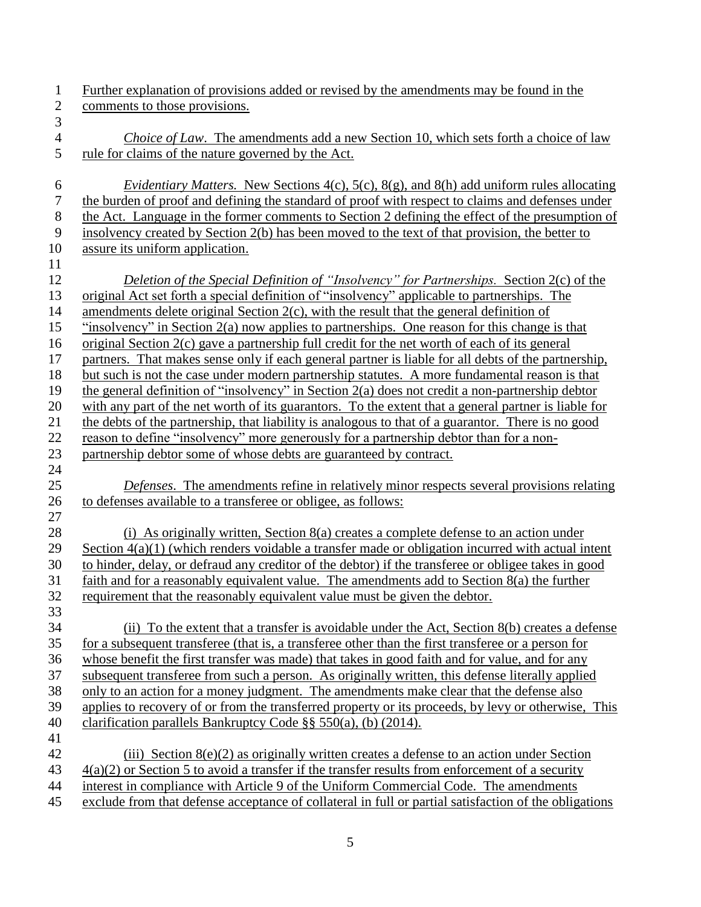Further explanation of provisions added or revised by the amendments may be found in the comments to those provisions.

*Choice of Law*. The amendments add a new Section 10, which sets forth a choice of law rule for claims of the nature governed by the Act.

*Evidentiary Matters.* New Sections 4(c), 5(c), 8(g), and 8(h) add uniform rules allocating the burden of proof and defining the standard of proof with respect to claims and defenses under the Act. Language in the former comments to Section 2 defining the effect of the presumption of insolvency created by Section 2(b) has been moved to the text of that provision, the better to assure its uniform application.

*Deletion of the Special Definition of "Insolvency" for Partnerships.* Section 2(c) of the original Act set forth a special definition of "insolvency" applicable to partnerships. The amendments delete original Section 2(c), with the result that the general definition of "insolvency" in Section 2(a) now applies to partnerships. One reason for this change is that original Section 2(c) gave a partnership full credit for the net worth of each of its general partners. That makes sense only if each general partner is liable for all debts of the partnership, but such is not the case under modern partnership statutes. A more fundamental reason is that the general definition of "insolvency" in Section 2(a) does not credit a non-partnership debtor with any part of the net worth of its guarantors. To the extent that a general partner is liable for the debts of the partnership, that liability is analogous to that of a guarantor. There is no good reason to define "insolvency" more generously for a partnership debtor than for a non-partnership debtor some of whose debts are guaranteed by contract.

*Defenses*. The amendments refine in relatively minor respects several provisions relating to defenses available to a transferee or obligee, as follows:

(i) As originally written, Section 8(a) creates a complete defense to an action under Section 4(a)(1) (which renders voidable a transfer made or obligation incurred with actual intent to hinder, delay, or defraud any creditor of the debtor) if the transferee or obligee takes in good faith and for a reasonably equivalent value. The amendments add to Section 8(a) the further requirement that the reasonably equivalent value must be given the debtor.

(ii) To the extent that a transfer is avoidable under the Act, Section 8(b) creates a defense for a subsequent transferee (that is, a transferee other than the first transferee or a person for whose benefit the first transfer was made) that takes in good faith and for value, and for any subsequent transferee from such a person. As originally written, this defense literally applied only to an action for a money judgment. The amendments make clear that the defense also applies to recovery of or from the transferred property or its proceeds, by levy or otherwise, This clarification parallels Bankruptcy Code §§ 550(a), (b) (2014).

(iii) Section 8(e)(2) as originally written creates a defense to an action under Section 4(a)(2) or Section 5 to avoid a transfer if the transfer results from enforcement of a security interest in compliance with Article 9 of the Uniform Commercial Code. The amendments exclude from that defense acceptance of collateral in full or partial satisfaction of the obligations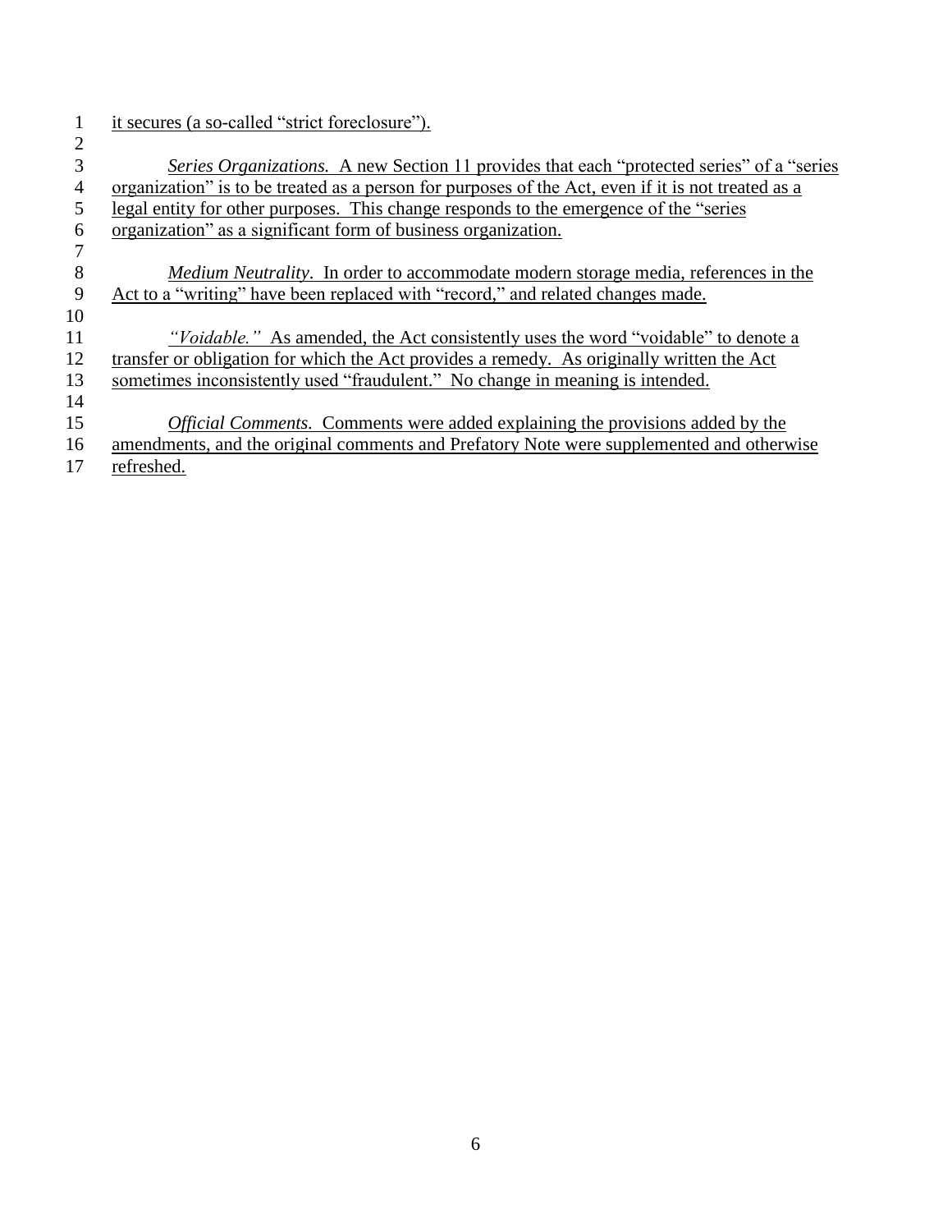it secures (a so-called "strict foreclosure").

*Series Organizations.* A new Section 11 provides that each "protected series" of a "series organization" is to be treated as a person for purposes of the Act, even if it is not treated as a legal entity for other purposes. This change responds to the emergence of the "series organization" as a significant form of business organization.

*Medium Neutrality*. In order to accommodate modern storage media, references in the Act to a "writing" have been replaced with "record," and related changes made.

*"Voidable."* As amended, the Act consistently uses the word "voidable" to denote a transfer or obligation for which the Act provides a remedy. As originally written the Act sometimes inconsistently used "fraudulent." No change in meaning is intended.

*Official Comments.* Comments were added explaining the provisions added by the amendments, and the original comments and Prefatory Note were supplemented and otherwise refreshed.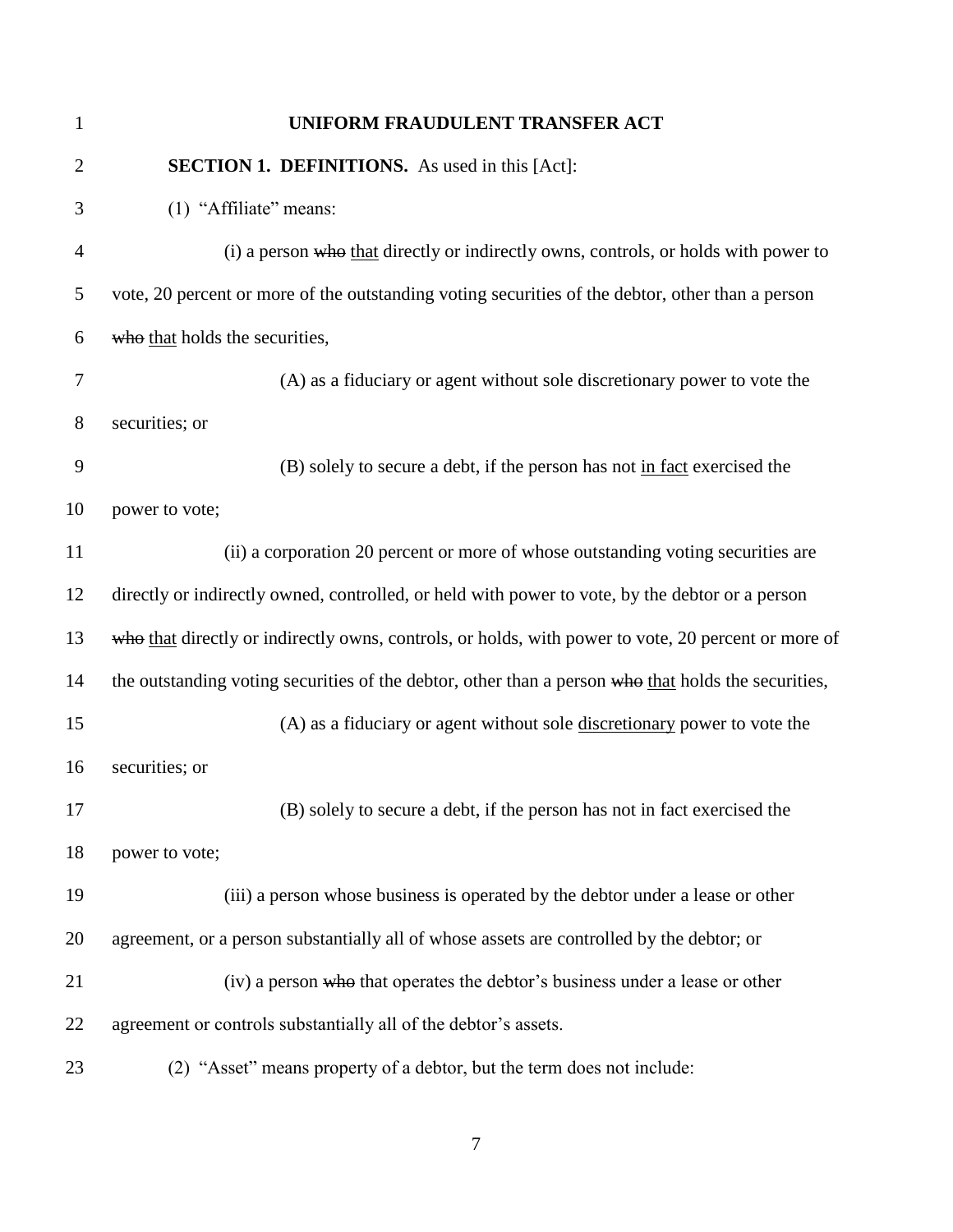# UNIFORM FRAUDULENT TRANSFER ACT

**SECTION 1. DEFINITIONS.** As used in this [Act]:

(1) "Affiliate" means:

(i) a person ~~who~~ <u>that</u> directly or indirectly owns, controls, or holds with power to vote, 20 percent or more of the outstanding voting securities of the debtor, other than a person ~~who~~ <u>that</u> holds the securities,

(A) as a fiduciary or agent without sole discretionary power to vote the securities; or

(B) solely to secure a debt, if the person has not <u>in fact</u> exercised the power to vote;

(ii) a corporation 20 percent or more of whose outstanding voting securities are directly or indirectly owned, controlled, or held with power to vote, by the debtor or a person ~~who~~ <u>that</u> directly or indirectly owns, controls, or holds, with power to vote, 20 percent or more of the outstanding voting securities of the debtor, other than a person ~~who~~ <u>that</u> holds the securities,

(A) as a fiduciary or agent without sole <u>discretionary</u> power to vote the securities; or

(B) solely to secure a debt, if the person has not in fact exercised the power to vote;

(iii) a person whose business is operated by the debtor under a lease or other agreement, or a person substantially all of whose assets are controlled by the debtor; or

(iv) a person ~~who~~ that operates the debtor's business under a lease or other agreement or controls substantially all of the debtor's assets.

(2) "Asset" means property of a debtor, but the term does not include: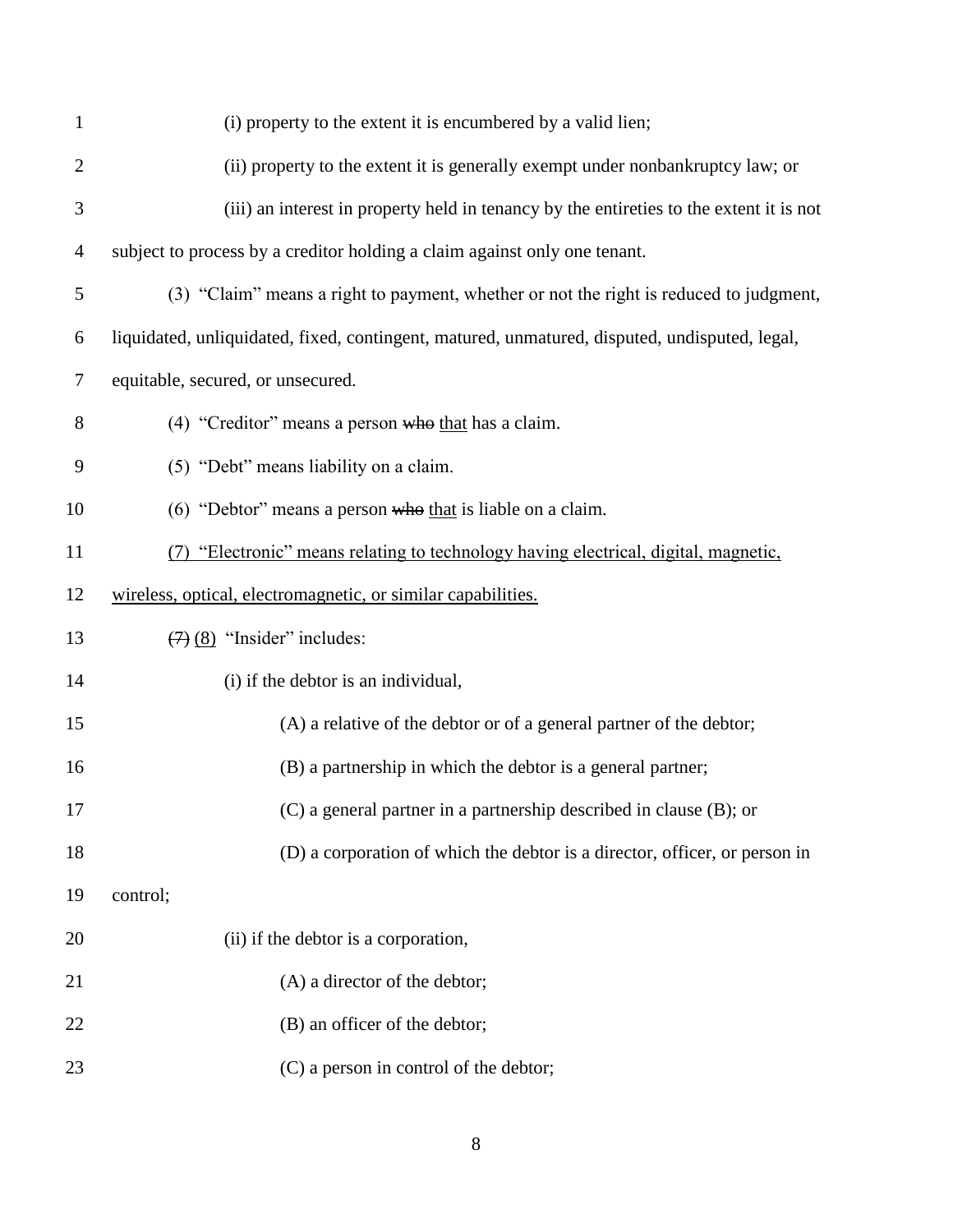(i) property to the extent it is encumbered by a valid lien;

(ii) property to the extent it is generally exempt under nonbankruptcy law; or

(iii) an interest in property held in tenancy by the entireties to the extent it is not subject to process by a creditor holding a claim against only one tenant.

(3) "Claim" means a right to payment, whether or not the right is reduced to judgment, liquidated, unliquidated, fixed, contingent, matured, unmatured, disputed, undisputed, legal, equitable, secured, or unsecured.

(4) "Creditor" means a person ~~who~~ <u>that</u> has a claim.

(5) "Debt" means liability on a claim.

(6) "Debtor" means a person ~~who~~ <u>that</u> is liable on a claim.

<u>(7) "Electronic" means relating to technology having electrical, digital, magnetic, wireless, optical, electromagnetic, or similar capabilities.</u>

~~(7)~~ <u>(8)</u> "Insider" includes:

(i) if the debtor is an individual,

(A) a relative of the debtor or of a general partner of the debtor;

(B) a partnership in which the debtor is a general partner;

(C) a general partner in a partnership described in clause (B); or

(D) a corporation of which the debtor is a director, officer, or person in control;

(ii) if the debtor is a corporation,

(A) a director of the debtor;

(B) an officer of the debtor;

(C) a person in control of the debtor;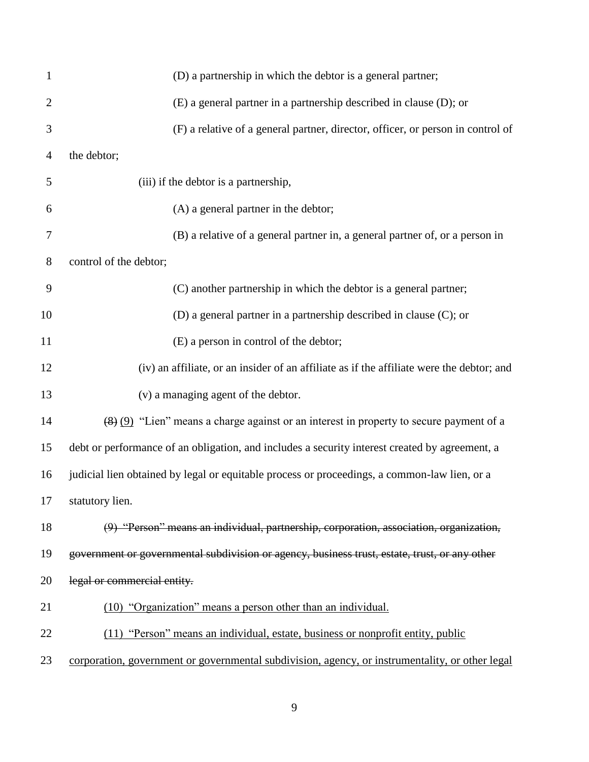(D) a partnership in which the debtor is a general partner;

(E) a general partner in a partnership described in clause (D); or

(F) a relative of a general partner, director, officer, or person in control of the debtor;

(iii) if the debtor is a partnership,

(A) a general partner in the debtor;

(B) a relative of a general partner in, a general partner of, or a person in control of the debtor;

(C) another partnership in which the debtor is a general partner;

(D) a general partner in a partnership described in clause (C); or

(E) a person in control of the debtor;

(iv) an affiliate, or an insider of an affiliate as if the affiliate were the debtor; and

(v) a managing agent of the debtor.

~~(8)~~ <u>(9)</u> "Lien" means a charge against or an interest in property to secure payment of a debt or performance of an obligation, and includes a security interest created by agreement, a judicial lien obtained by legal or equitable process or proceedings, a common-law lien, or a statutory lien.

~~(9) "Person" means an individual, partnership, corporation, association, organization, government or governmental subdivision or agency, business trust, estate, trust, or any other legal or commercial entity.~~

<u>(10) "Organization" means a person other than an individual.</u>

<u>(11) "Person" means an individual, estate, business or nonprofit entity, public corporation, government or governmental subdivision, agency, or instrumentality, or other legal</u>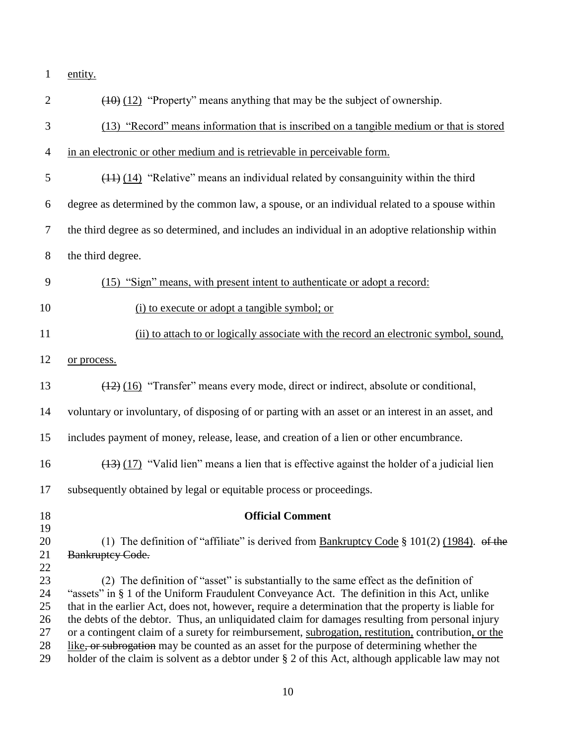entity.

~~(10)~~ (12) "Property" means anything that may be the subject of ownership.

(13) "Record" means information that is inscribed on a tangible medium or that is stored in an electronic or other medium and is retrievable in perceivable form.

~~(11)~~ (14) "Relative" means an individual related by consanguinity within the third degree as determined by the common law, a spouse, or an individual related to a spouse within the third degree as so determined, and includes an individual in an adoptive relationship within the third degree.

(15) "Sign" means, with present intent to authenticate or adopt a record:

(i) to execute or adopt a tangible symbol; or

(ii) to attach to or logically associate with the record an electronic symbol, sound, or process.

~~(12)~~ (16) "Transfer" means every mode, direct or indirect, absolute or conditional, voluntary or involuntary, of disposing of or parting with an asset or an interest in an asset, and includes payment of money, release, lease, and creation of a lien or other encumbrance.

~~(13)~~ (17) "Valid lien" means a lien that is effective against the holder of a judicial lien subsequently obtained by legal or equitable process or proceedings.

**Official Comment**

(1) The definition of "affiliate" is derived from Bankruptcy Code § 101(2) (1984). ~~of the Bankruptcy Code.~~

(2) The definition of "asset" is substantially to the same effect as the definition of "assets" in § 1 of the Uniform Fraudulent Conveyance Act. The definition in this Act, unlike that in the earlier Act, does not, however, require a determination that the property is liable for the debts of the debtor. Thus, an unliquidated claim for damages resulting from personal injury or a contingent claim of a surety for reimbursement, subrogation, restitution, contribution, or the like~~, or subrogation~~ may be counted as an asset for the purpose of determining whether the holder of the claim is solvent as a debtor under § 2 of this Act, although applicable law may not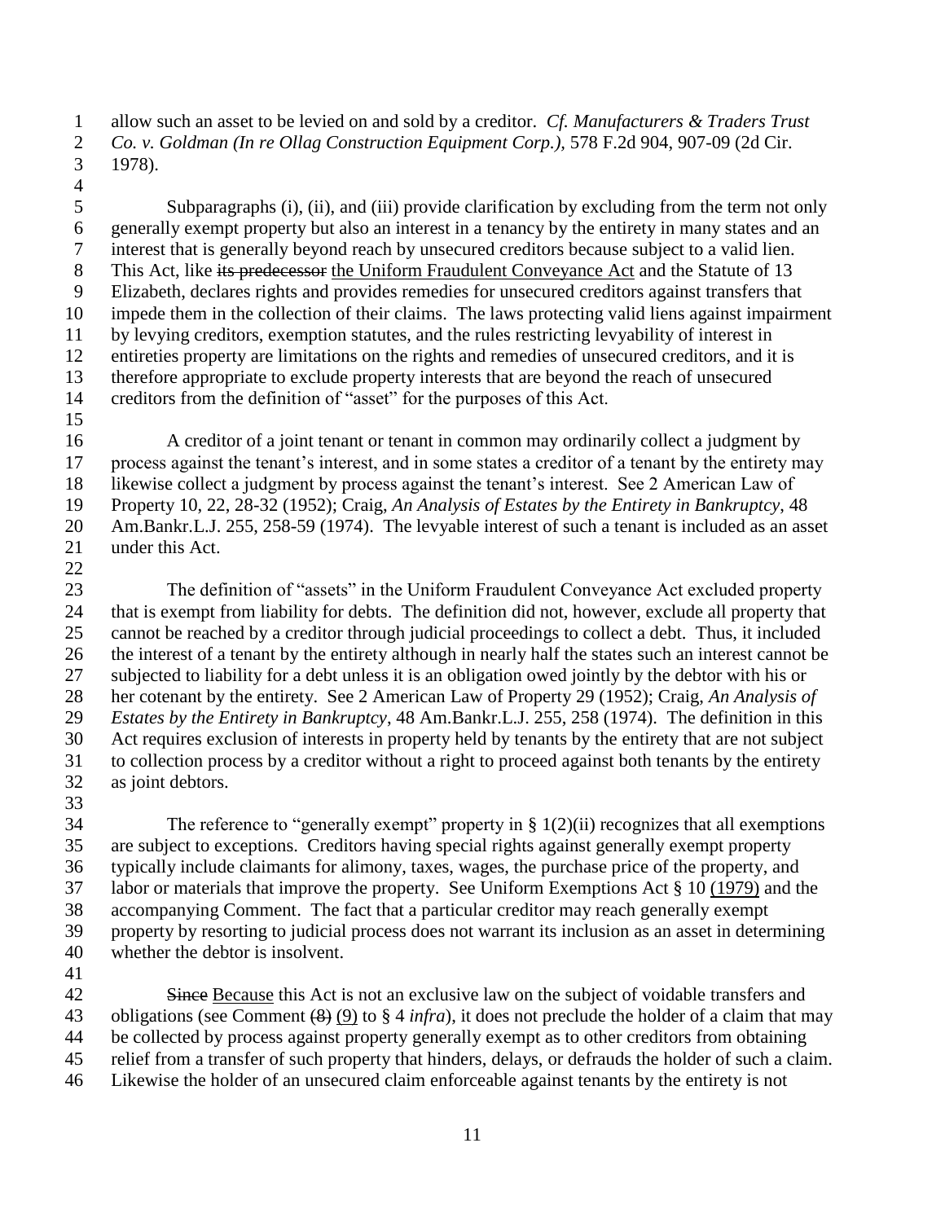allow such an asset to be levied on and sold by a creditor. *Cf. Manufacturers & Traders Trust Co. v. Goldman (In re Ollag Construction Equipment Corp.)*, 578 F.2d 904, 907-09 (2d Cir. 1978).

Subparagraphs (i), (ii), and (iii) provide clarification by excluding from the term not only generally exempt property but also an interest in a tenancy by the entirety in many states and an interest that is generally beyond reach by unsecured creditors because subject to a valid lien. This Act, like ~~its predecessor~~ the Uniform Fraudulent Conveyance Act and the Statute of 13 Elizabeth, declares rights and provides remedies for unsecured creditors against transfers that impede them in the collection of their claims. The laws protecting valid liens against impairment by levying creditors, exemption statutes, and the rules restricting levyability of interest in entireties property are limitations on the rights and remedies of unsecured creditors, and it is therefore appropriate to exclude property interests that are beyond the reach of unsecured creditors from the definition of "asset" for the purposes of this Act.

A creditor of a joint tenant or tenant in common may ordinarily collect a judgment by process against the tenant's interest, and in some states a creditor of a tenant by the entirety may likewise collect a judgment by process against the tenant's interest. See 2 American Law of Property 10, 22, 28-32 (1952); Craig, *An Analysis of Estates by the Entirety in Bankruptcy*, 48 Am.Bankr.L.J. 255, 258-59 (1974). The levyable interest of such a tenant is included as an asset under this Act.

The definition of "assets" in the Uniform Fraudulent Conveyance Act excluded property that is exempt from liability for debts. The definition did not, however, exclude all property that cannot be reached by a creditor through judicial proceedings to collect a debt. Thus, it included the interest of a tenant by the entirety although in nearly half the states such an interest cannot be subjected to liability for a debt unless it is an obligation owed jointly by the debtor with his or her cotenant by the entirety. See 2 American Law of Property 29 (1952); Craig, *An Analysis of Estates by the Entirety in Bankruptcy*, 48 Am.Bankr.L.J. 255, 258 (1974). The definition in this Act requires exclusion of interests in property held by tenants by the entirety that are not subject to collection process by a creditor without a right to proceed against both tenants by the entirety as joint debtors.

The reference to "generally exempt" property in § 1(2)(ii) recognizes that all exemptions are subject to exceptions. Creditors having special rights against generally exempt property typically include claimants for alimony, taxes, wages, the purchase price of the property, and labor or materials that improve the property. See Uniform Exemptions Act § 10 (1979) and the accompanying Comment. The fact that a particular creditor may reach generally exempt property by resorting to judicial process does not warrant its inclusion as an asset in determining whether the debtor is insolvent.

~~Since~~ Because this Act is not an exclusive law on the subject of voidable transfers and obligations (see Comment ~~(8)~~ (9) to § 4 *infra*), it does not preclude the holder of a claim that may be collected by process against property generally exempt as to other creditors from obtaining relief from a transfer of such property that hinders, delays, or defrauds the holder of such a claim. Likewise the holder of an unsecured claim enforceable against tenants by the entirety is not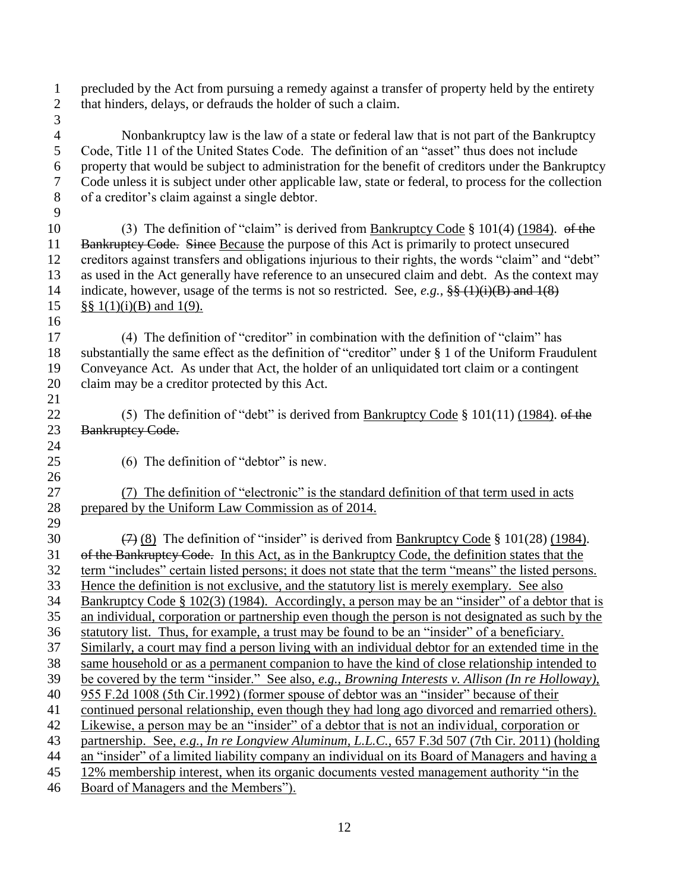precluded by the Act from pursuing a remedy against a transfer of property held by the entirety that hinders, delays, or defrauds the holder of such a claim.

Nonbankruptcy law is the law of a state or federal law that is not part of the Bankruptcy Code, Title 11 of the United States Code. The definition of an "asset" thus does not include property that would be subject to administration for the benefit of creditors under the Bankruptcy Code unless it is subject under other applicable law, state or federal, to process for the collection of a creditor's claim against a single debtor.

(3) The definition of "claim" is derived from Bankruptcy Code § 101(4) (1984). ~~of the Bankruptcy Code.~~ ~~Since~~ Because the purpose of this Act is primarily to protect unsecured creditors against transfers and obligations injurious to their rights, the words "claim" and "debt" as used in the Act generally have reference to an unsecured claim and debt. As the context may indicate, however, usage of the terms is not so restricted. See, *e.g.*, ~~§§ (1)(i)(B) and 1(8)~~ §§ 1(1)(i)(B) and 1(9).

(4) The definition of "creditor" in combination with the definition of "claim" has substantially the same effect as the definition of "creditor" under § 1 of the Uniform Fraudulent Conveyance Act. As under that Act, the holder of an unliquidated tort claim or a contingent claim may be a creditor protected by this Act.

(5) The definition of "debt" is derived from Bankruptcy Code § 101(11) (1984). ~~of the Bankruptcy Code.~~

(6) The definition of "debtor" is new.

(7) The definition of "electronic" is the standard definition of that term used in acts prepared by the Uniform Law Commission as of 2014.

~~(7)~~ (8) The definition of "insider" is derived from Bankruptcy Code § 101(28) (1984). ~~of the Bankruptcy Code.~~ In this Act, as in the Bankruptcy Code, the definition states that the term "includes" certain listed persons; it does not state that the term "means" the listed persons. Hence the definition is not exclusive, and the statutory list is merely exemplary. See also Bankruptcy Code § 102(3) (1984). Accordingly, a person may be an "insider" of a debtor that is an individual, corporation or partnership even though the person is not designated as such by the statutory list. Thus, for example, a trust may be found to be an "insider" of a beneficiary. Similarly, a court may find a person living with an individual debtor for an extended time in the same household or as a permanent companion to have the kind of close relationship intended to be covered by the term "insider." See also, *e.g.*, *Browning Interests v. Allison (In re Holloway)*, 955 F.2d 1008 (5th Cir.1992) (former spouse of debtor was an "insider" because of their continued personal relationship, even though they had long ago divorced and remarried others). Likewise, a person may be an "insider" of a debtor that is not an individual, corporation or partnership. See, *e.g.*, *In re Longview Aluminum, L.L.C.*, 657 F.3d 507 (7th Cir. 2011) (holding an "insider" of a limited liability company an individual on its Board of Managers and having a 12% membership interest, when its organic documents vested management authority "in the Board of Managers and the Members").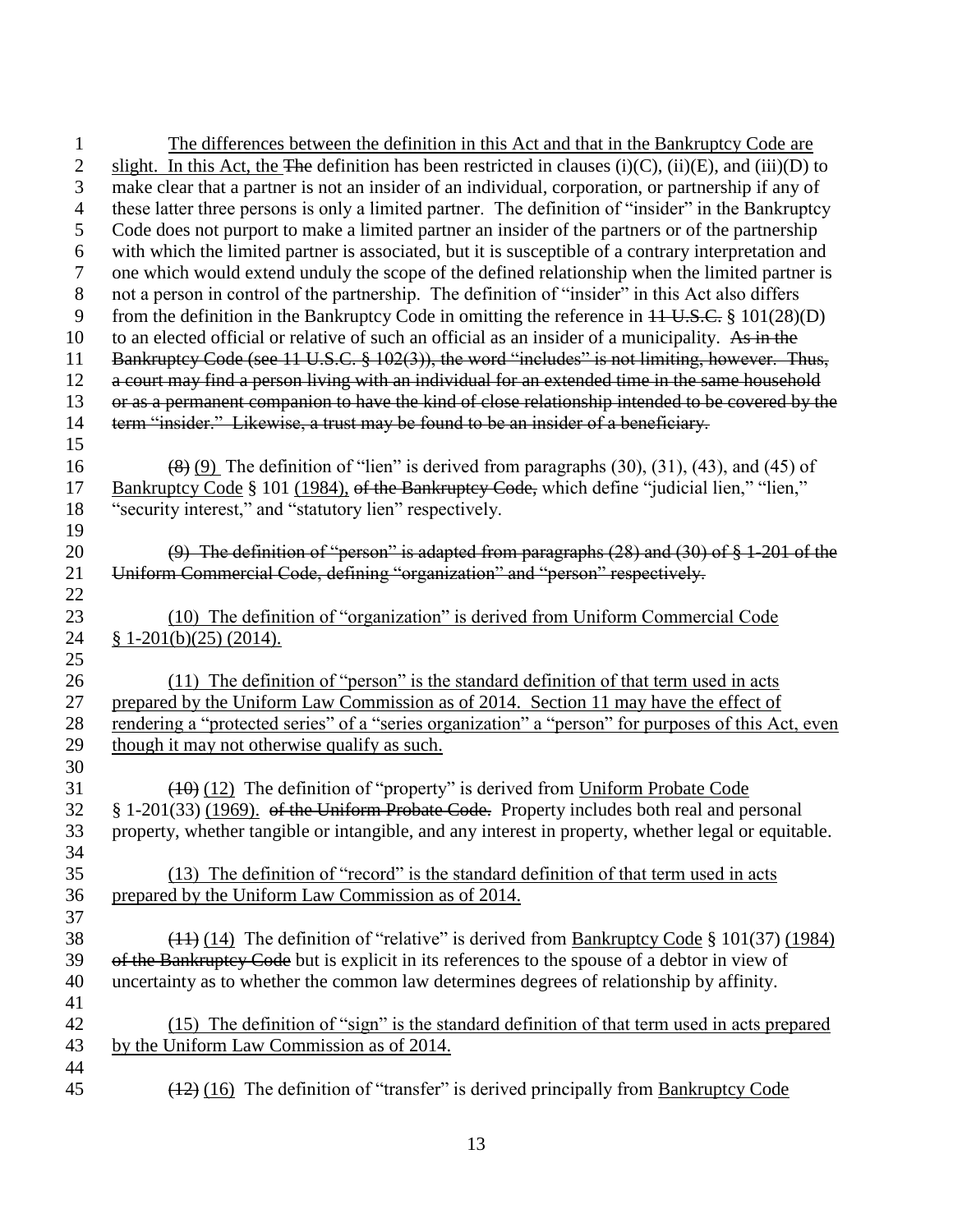The differences between the definition in this Act and that in the Bankruptcy Code are slight. In this Act, the ~~The~~ definition has been restricted in clauses (i)(C), (ii)(E), and (iii)(D) to make clear that a partner is not an insider of an individual, corporation, or partnership if any of these latter three persons is only a limited partner. The definition of "insider" in the Bankruptcy Code does not purport to make a limited partner an insider of the partners or of the partnership with which the limited partner is associated, but it is susceptible of a contrary interpretation and one which would extend unduly the scope of the defined relationship when the limited partner is not a person in control of the partnership. The definition of "insider" in this Act also differs from the definition in the Bankruptcy Code in omitting the reference in ~~11 U.S.C.~~ § 101(28)(D) to an elected official or relative of such an official as an insider of a municipality. ~~As in the Bankruptcy Code (see 11 U.S.C. § 102(3)), the word "includes" is not limiting, however. Thus, a court may find a person living with an individual for an extended time in the same household or as a permanent companion to have the kind of close relationship intended to be covered by the term "insider." Likewise, a trust may be found to be an insider of a beneficiary.~~

~~(8)~~ (9) The definition of "lien" is derived from paragraphs (30), (31), (43), and (45) of Bankruptcy Code § 101 (1984), ~~of the Bankruptcy Code,~~ which define "judicial lien," "lien," "security interest," and "statutory lien" respectively.

~~(9) The definition of "person" is adapted from paragraphs (28) and (30) of § 1-201 of the Uniform Commercial Code, defining "organization" and "person" respectively.~~

(10) The definition of "organization" is derived from Uniform Commercial Code § 1-201(b)(25) (2014).

(11) The definition of "person" is the standard definition of that term used in acts prepared by the Uniform Law Commission as of 2014. Section 11 may have the effect of rendering a "protected series" of a "series organization" a "person" for purposes of this Act, even though it may not otherwise qualify as such.

~~(10)~~ (12) The definition of "property" is derived from Uniform Probate Code § 1-201(33) (1969). ~~of the Uniform Probate Code.~~ Property includes both real and personal property, whether tangible or intangible, and any interest in property, whether legal or equitable.

(13) The definition of "record" is the standard definition of that term used in acts prepared by the Uniform Law Commission as of 2014.

~~(11)~~ (14) The definition of "relative" is derived from Bankruptcy Code § 101(37) (1984) ~~of the Bankruptcy Code~~ but is explicit in its references to the spouse of a debtor in view of uncertainty as to whether the common law determines degrees of relationship by affinity.

(15) The definition of "sign" is the standard definition of that term used in acts prepared by the Uniform Law Commission as of 2014.

~~(12)~~ (16) The definition of "transfer" is derived principally from Bankruptcy Code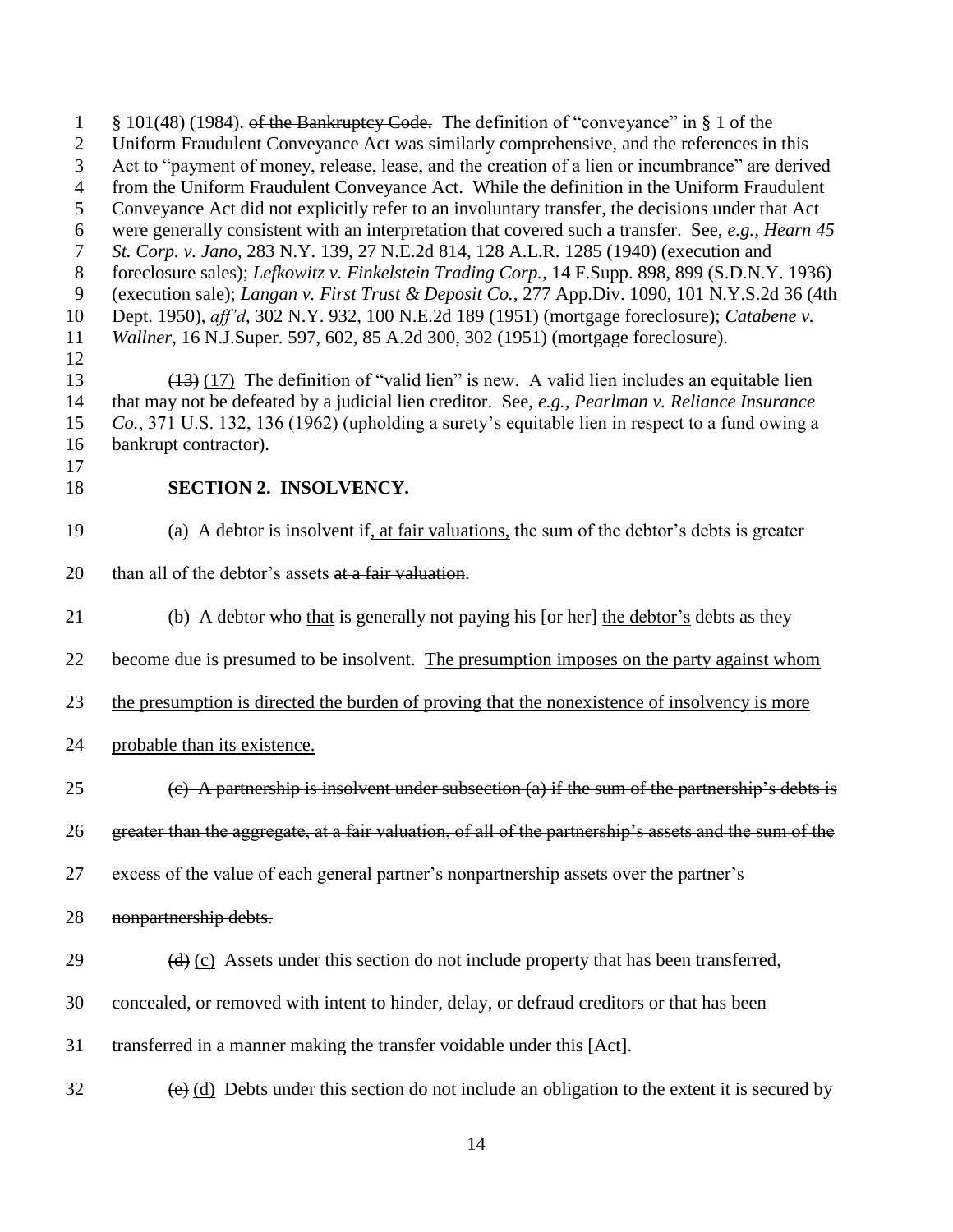§ 101(48) (1984). ~~of the Bankruptcy Code.~~ The definition of "conveyance" in § 1 of the Uniform Fraudulent Conveyance Act was similarly comprehensive, and the references in this Act to "payment of money, release, lease, and the creation of a lien or incumbrance" are derived from the Uniform Fraudulent Conveyance Act. While the definition in the Uniform Fraudulent Conveyance Act did not explicitly refer to an involuntary transfer, the decisions under that Act were generally consistent with an interpretation that covered such a transfer. See, *e.g., Hearn 45 St. Corp. v. Jano*, 283 N.Y. 139, 27 N.E.2d 814, 128 A.L.R. 1285 (1940) (execution and foreclosure sales); *Lefkowitz v. Finkelstein Trading Corp.,* 14 F.Supp. 898, 899 (S.D.N.Y. 1936) (execution sale); *Langan v. First Trust & Deposit Co.*, 277 App.Div. 1090, 101 N.Y.S.2d 36 (4th Dept. 1950), *aff'd*, 302 N.Y. 932, 100 N.E.2d 189 (1951) (mortgage foreclosure); *Catabene v. Wallner*, 16 N.J.Super. 597, 602, 85 A.2d 300, 302 (1951) (mortgage foreclosure).

~~(13)~~ (17) The definition of "valid lien" is new. A valid lien includes an equitable lien that may not be defeated by a judicial lien creditor. See, *e.g., Pearlman v. Reliance Insurance Co.*, 371 U.S. 132, 136 (1962) (upholding a surety's equitable lien in respect to a fund owing a bankrupt contractor).

## SECTION 2. INSOLVENCY.

(a) A debtor is insolvent if, at fair valuations, the sum of the debtor's debts is greater than all of the debtor's assets ~~at a fair valuation~~.

(b) A debtor ~~who~~ that is generally not paying ~~his [or her]~~ the debtor's debts as they become due is presumed to be insolvent. The presumption imposes on the party against whom the presumption is directed the burden of proving that the nonexistence of insolvency is more probable than its existence.

~~(c) A partnership is insolvent under subsection (a) if the sum of the partnership's debts is greater than the aggregate, at a fair valuation, of all of the partnership's assets and the sum of the excess of the value of each general partner's nonpartnership assets over the partner's nonpartnership debts.~~

~~(d)~~ (c) Assets under this section do not include property that has been transferred, concealed, or removed with intent to hinder, delay, or defraud creditors or that has been transferred in a manner making the transfer voidable under this [Act].

~~(e)~~ (d) Debts under this section do not include an obligation to the extent it is secured by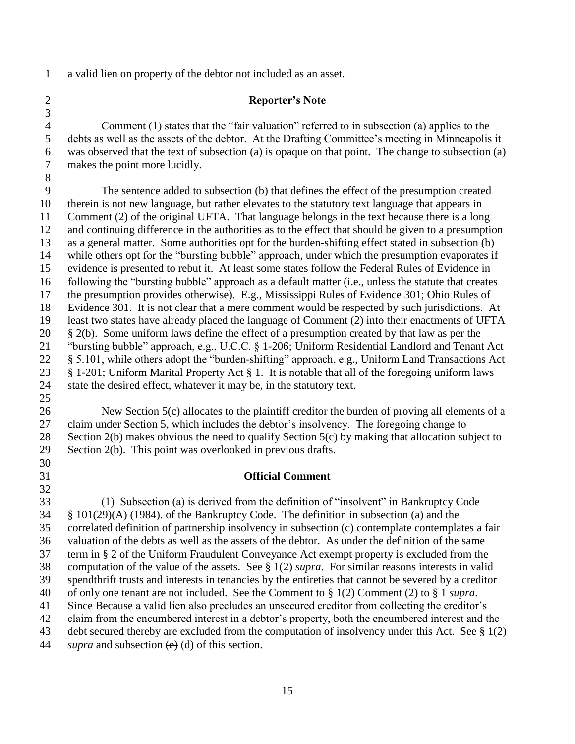a valid lien on property of the debtor not included as an asset.

**Reporter's Note**

Comment (1) states that the "fair valuation" referred to in subsection (a) applies to the debts as well as the assets of the debtor. At the Drafting Committee's meeting in Minneapolis it was observed that the text of subsection (a) is opaque on that point. The change to subsection (a) makes the point more lucidly.

The sentence added to subsection (b) that defines the effect of the presumption created therein is not new language, but rather elevates to the statutory text language that appears in Comment (2) of the original UFTA. That language belongs in the text because there is a long and continuing difference in the authorities as to the effect that should be given to a presumption as a general matter. Some authorities opt for the burden-shifting effect stated in subsection (b) while others opt for the "bursting bubble" approach, under which the presumption evaporates if evidence is presented to rebut it. At least some states follow the Federal Rules of Evidence in following the "bursting bubble" approach as a default matter (i.e., unless the statute that creates the presumption provides otherwise). E.g., Mississippi Rules of Evidence 301; Ohio Rules of Evidence 301. It is not clear that a mere comment would be respected by such jurisdictions. At least two states have already placed the language of Comment (2) into their enactments of UFTA § 2(b). Some uniform laws define the effect of a presumption created by that law as per the "bursting bubble" approach, e.g., U.C.C. § 1-206; Uniform Residential Landlord and Tenant Act § 5.101, while others adopt the "burden-shifting" approach, e.g., Uniform Land Transactions Act § 1-201; Uniform Marital Property Act § 1. It is notable that all of the foregoing uniform laws state the desired effect, whatever it may be, in the statutory text.

New Section 5(c) allocates to the plaintiff creditor the burden of proving all elements of a claim under Section 5, which includes the debtor's insolvency. The foregoing change to Section 2(b) makes obvious the need to qualify Section 5(c) by making that allocation subject to Section 2(b). This point was overlooked in previous drafts.

**Official Comment**

(1) Subsection (a) is derived from the definition of "insolvent" in <u>Bankruptcy Code</u> § 101(29)(A) <u>(1984).</u> ~~of the Bankruptcy Code.~~ The definition in subsection (a) ~~and the correlated definition of partnership insolvency in subsection (c) contemplate~~ <u>contemplates</u> a fair valuation of the debts as well as the assets of the debtor. As under the definition of the same term in § 2 of the Uniform Fraudulent Conveyance Act exempt property is excluded from the computation of the value of the assets. See § 1(2) *supra*. For similar reasons interests in valid spendthrift trusts and interests in tenancies by the entireties that cannot be severed by a creditor of only one tenant are not included. See ~~the Comment to § 1(2)~~ <u>Comment (2) to § 1</u> *supra*. ~~Since~~ <u>Because</u> a valid lien also precludes an unsecured creditor from collecting the creditor's claim from the encumbered interest in a debtor's property, both the encumbered interest and the debt secured thereby are excluded from the computation of insolvency under this Act. See § 1(2) *supra* and subsection ~~(c)~~ <u>(d)</u> of this section.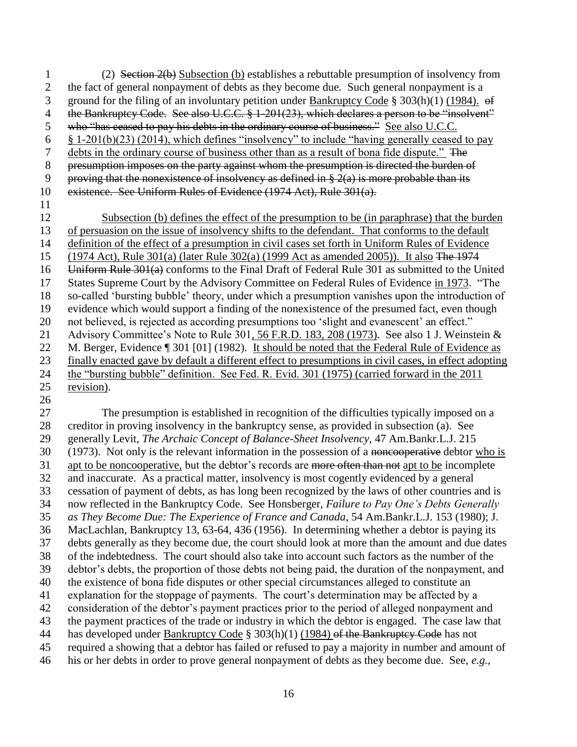(2) ~~Section 2(b)~~ <u>Subsection (b)</u> establishes a rebuttable presumption of insolvency from the fact of general nonpayment of debts as they become due. Such general nonpayment is a ground for the filing of an involuntary petition under <u>Bankruptcy Code</u> § 303(h)(1) <u>(1984).</u> ~~of the Bankruptcy Code. See also U.C.C. § 1-201(23), which declares a person to be "insolvent" who "has ceased to pay his debts in the ordinary course of business."~~ <u>See also U.C.C. § 1-201(b)(23) (2014), which defines "insolvency" to include "having generally ceased to pay debts in the ordinary course of business other than as a result of bona fide dispute."</u> ~~The presumption imposes on the party against whom the presumption is directed the burden of proving that the nonexistence of insolvency as defined in § 2(a) is more probable than its existence. See Uniform Rules of Evidence (1974 Act), Rule 301(a).~~

<u>Subsection (b) defines the effect of the presumption to be (in paraphrase) that the burden of persuasion on the issue of insolvency shifts to the defendant. That conforms to the default definition of the effect of a presumption in civil cases set forth in Uniform Rules of Evidence (1974 Act), Rule 301(a) (later Rule 302(a) (1999 Act as amended 2005)). It also</u> ~~The 1974 Uniform Rule 301(a)~~ conforms to the Final Draft of Federal Rule 301 as submitted to the United States Supreme Court by the Advisory Committee on Federal Rules of Evidence <u>in 1973</u>. "The so-called 'bursting bubble' theory, under which a presumption vanishes upon the introduction of evidence which would support a finding of the nonexistence of the presumed fact, even though not believed, is rejected as according presumptions too 'slight and evanescent' an effect." Advisory Committee's Note to Rule 301<u>, 56 F.R.D. 183, 208 (1973)</u>. See also 1 J. Weinstein & M. Berger, Evidence ¶ 301 [01] (1982). <u>It should be noted that the Federal Rule of Evidence as finally enacted gave by default a different effect to presumptions in civil cases, in effect adopting the "bursting bubble" definition. See Fed. R. Evid. 301 (1975) (carried forward in the 2011 revision).</u>

The presumption is established in recognition of the difficulties typically imposed on a creditor in proving insolvency in the bankruptcy sense, as provided in subsection (a). See generally Levit, *The Archaic Concept of Balance-Sheet Insolvency*, 47 Am.Bankr.L.J. 215 (1973). Not only is the relevant information in the possession of a ~~noncooperative~~ debtor <u>who is apt to be noncooperative,</u> but the debtor's records are ~~more often than not~~ <u>apt to be</u> incomplete and inaccurate. As a practical matter, insolvency is most cogently evidenced by a general cessation of payment of debts, as has long been recognized by the laws of other countries and is now reflected in the Bankruptcy Code. See Honsberger, *Failure to Pay One's Debts Generally as They Become Due: The Experience of France and Canada*, 54 Am.Bankr.L.J. 153 (1980); J. MacLachlan, Bankruptcy 13, 63-64, 436 (1956). In determining whether a debtor is paying its debts generally as they become due, the court should look at more than the amount and due dates of the indebtedness. The court should also take into account such factors as the number of the debtor's debts, the proportion of those debts not being paid, the duration of the nonpayment, and the existence of bona fide disputes or other special circumstances alleged to constitute an explanation for the stoppage of payments. The court's determination may be affected by a consideration of the debtor's payment practices prior to the period of alleged nonpayment and the payment practices of the trade or industry in which the debtor is engaged. The case law that has developed under <u>Bankruptcy Code</u> § 303(h)(1) <u>(1984)</u> ~~of the Bankruptcy Code~~ has not required a showing that a debtor has failed or refused to pay a majority in number and amount of his or her debts in order to prove general nonpayment of debts as they become due. See, *e.g.*,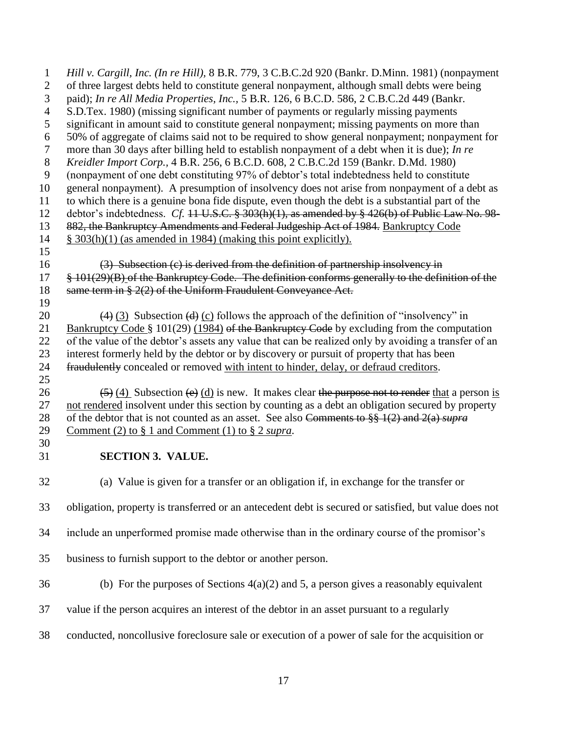*Hill v. Cargill, Inc. (In re Hill)*, 8 B.R. 779, 3 C.B.C.2d 920 (Bankr. D.Minn. 1981) (nonpayment of three largest debts held to constitute general nonpayment, although small debts were being paid); *In re All Media Properties, Inc.,* 5 B.R. 126, 6 B.C.D. 586, 2 C.B.C.2d 449 (Bankr. S.D.Tex. 1980) (missing significant number of payments or regularly missing payments significant in amount said to constitute general nonpayment; missing payments on more than 50% of aggregate of claims said not to be required to show general nonpayment; nonpayment for more than 30 days after billing held to establish nonpayment of a debt when it is due); *In re Kreidler Import Corp.,* 4 B.R. 256, 6 B.C.D. 608, 2 C.B.C.2d 159 (Bankr. D.Md. 1980) (nonpayment of one debt constituting 97% of debtor's total indebtedness held to constitute general nonpayment). A presumption of insolvency does not arise from nonpayment of a debt as to which there is a genuine bona fide dispute, even though the debt is a substantial part of the debtor's indebtedness. *Cf.* ~~11 U.S.C. § 303(h)(1), as amended by § 426(b) of Public Law No. 98-882, the Bankruptcy Amendments and Federal Judgeship Act of 1984.~~ Bankruptcy Code § 303(h)(1) (as amended in 1984) (making this point explicitly).

~~(3) Subsection (c) is derived from the definition of partnership insolvency in § 101(29)(B) of the Bankruptcy Code. The definition conforms generally to the definition of the same term in § 2(2) of the Uniform Fraudulent Conveyance Act.~~

~~(4)~~ (3) Subsection ~~(d)~~ (c) follows the approach of the definition of "insolvency" in Bankruptcy Code § 101(29) (1984) ~~of the Bankruptcy Code~~ by excluding from the computation of the value of the debtor's assets any value that can be realized only by avoiding a transfer of an interest formerly held by the debtor or by discovery or pursuit of property that has been ~~fraudulently~~ concealed or removed with intent to hinder, delay, or defraud creditors.

~~(5)~~ (4) Subsection ~~(e)~~ (d) is new. It makes clear ~~the purpose not to render~~ that a person is not rendered insolvent under this section by counting as a debt an obligation secured by property of the debtor that is not counted as an asset. See also ~~Comments to §§ 1(2) and 2(a) *supra*~~ Comment (2) to § 1 and Comment (1) to § 2 *supra*.

**SECTION 3. VALUE.**

(a) Value is given for a transfer or an obligation if, in exchange for the transfer or obligation, property is transferred or an antecedent debt is secured or satisfied, but value does not include an unperformed promise made otherwise than in the ordinary course of the promisor's business to furnish support to the debtor or another person.

(b) For the purposes of Sections 4(a)(2) and 5, a person gives a reasonably equivalent value if the person acquires an interest of the debtor in an asset pursuant to a regularly conducted, noncollusive foreclosure sale or execution of a power of sale for the acquisition or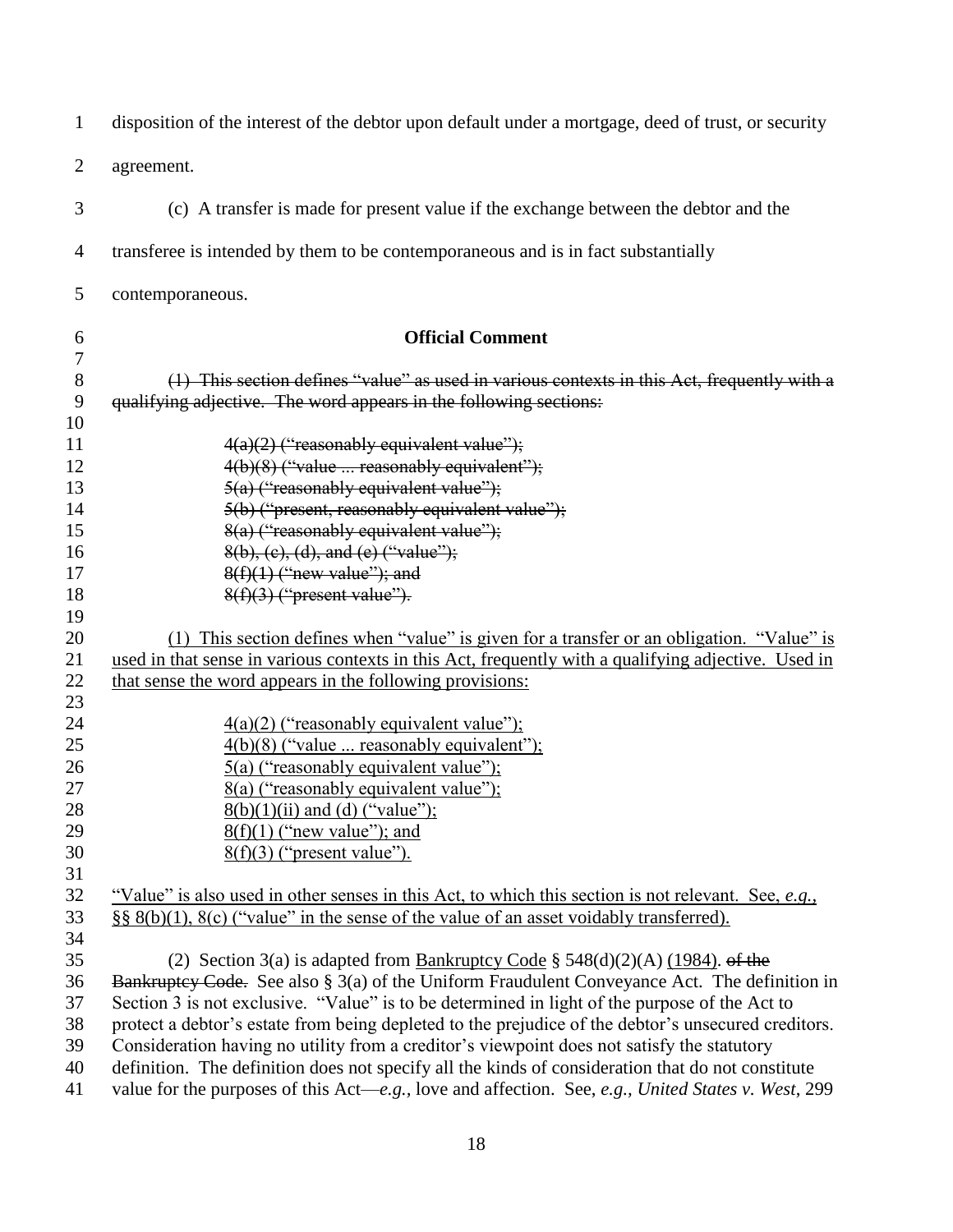disposition of the interest of the debtor upon default under a mortgage, deed of trust, or security agreement.

(c) A transfer is made for present value if the exchange between the debtor and the transferee is intended by them to be contemporaneous and is in fact substantially contemporaneous.

**Official Comment**

~~(1) This section defines "value" as used in various contexts in this Act, frequently with a qualifying adjective. The word appears in the following sections:~~

~~4(a)(2) ("reasonably equivalent value");~~
~~4(b)(8) ("value ... reasonably equivalent");~~
~~5(a) ("reasonably equivalent value");~~
~~5(b) ("present, reasonably equivalent value");~~
~~8(a) ("reasonably equivalent value");~~
~~8(b), (c), (d), and (e) ("value");~~
~~8(f)(1) ("new value"); and~~
~~8(f)(3) ("present value").~~

<u>(1) This section defines when "value" is given for a transfer or an obligation. "Value" is used in that sense in various contexts in this Act, frequently with a qualifying adjective. Used in that sense the word appears in the following provisions:</u>

<u>4(a)(2) ("reasonably equivalent value");</u>
<u>4(b)(8) ("value ... reasonably equivalent");</u>
<u>5(a) ("reasonably equivalent value");</u>
<u>8(a) ("reasonably equivalent value");</u>
<u>8(b)(1)(ii) and (d) ("value");</u>
<u>8(f)(1) ("new value"); and</u>
<u>8(f)(3) ("present value").</u>

<u>"Value" is also used in other senses in this Act, to which this section is not relevant. See, *e.g.*, §§ 8(b)(1), 8(c) ("value" in the sense of the value of an asset voidably transferred).</u>

(2) Section 3(a) is adapted from <u>Bankruptcy Code</u> § 548(d)(2)(A) <u>(1984)</u>. ~~of the Bankruptcy Code.~~ See also § 3(a) of the Uniform Fraudulent Conveyance Act. The definition in Section 3 is not exclusive. "Value" is to be determined in light of the purpose of the Act to protect a debtor's estate from being depleted to the prejudice of the debtor's unsecured creditors. Consideration having no utility from a creditor's viewpoint does not satisfy the statutory definition. The definition does not specify all the kinds of consideration that do not constitute value for the purposes of this Act—*e.g.*, love and affection. See, *e.g.*, *United States v. West*, 299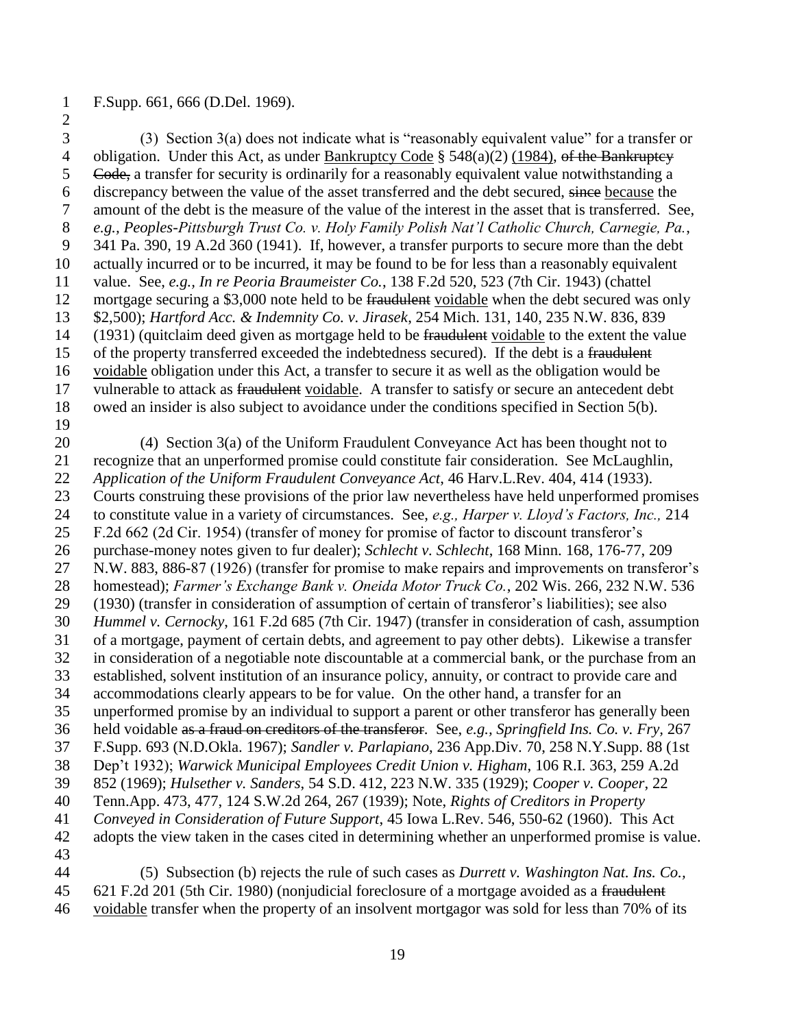F.Supp. 661, 666 (D.Del. 1969).

(3) Section 3(a) does not indicate what is "reasonably equivalent value" for a transfer or obligation. Under this Act, as under Bankruptcy Code § 548(a)(2) (1984), ~~of the Bankruptcy Code,~~ a transfer for security is ordinarily for a reasonably equivalent value notwithstanding a discrepancy between the value of the asset transferred and the debt secured, ~~since~~ because the amount of the debt is the measure of the value of the interest in the asset that is transferred. See, *e.g.*, *Peoples-Pittsburgh Trust Co. v. Holy Family Polish Nat'l Catholic Church, Carnegie, Pa.*, 341 Pa. 390, 19 A.2d 360 (1941). If, however, a transfer purports to secure more than the debt actually incurred or to be incurred, it may be found to be for less than a reasonably equivalent value. See, *e.g.*, *In re Peoria Braumeister Co.*, 138 F.2d 520, 523 (7th Cir. 1943) (chattel mortgage securing a $3,000 note held to be ~~fraudulent~~ voidable when the debt secured was only $2,500); *Hartford Acc. & Indemnity Co. v. Jirasek*, 254 Mich. 131, 140, 235 N.W. 836, 839 (1931) (quitclaim deed given as mortgage held to be ~~fraudulent~~ voidable to the extent the value of the property transferred exceeded the indebtedness secured). If the debt is a ~~fraudulent~~ voidable obligation under this Act, a transfer to secure it as well as the obligation would be vulnerable to attack as ~~fraudulent~~ voidable. A transfer to satisfy or secure an antecedent debt owed an insider is also subject to avoidance under the conditions specified in Section 5(b).

(4) Section 3(a) of the Uniform Fraudulent Conveyance Act has been thought not to recognize that an unperformed promise could constitute fair consideration. See McLaughlin, *Application of the Uniform Fraudulent Conveyance Act*, 46 Harv.L.Rev. 404, 414 (1933). Courts construing these provisions of the prior law nevertheless have held unperformed promises to constitute value in a variety of circumstances. See, *e.g., Harper v. Lloyd's Factors, Inc.,* 214 F.2d 662 (2d Cir. 1954) (transfer of money for promise of factor to discount transferor's purchase-money notes given to fur dealer); *Schlecht v. Schlecht*, 168 Minn. 168, 176-77, 209 N.W. 883, 886-87 (1926) (transfer for promise to make repairs and improvements on transferor's homestead); *Farmer's Exchange Bank v. Oneida Motor Truck Co.*, 202 Wis. 266, 232 N.W. 536 (1930) (transfer in consideration of assumption of certain of transferor's liabilities); see also *Hummel v. Cernocky*, 161 F.2d 685 (7th Cir. 1947) (transfer in consideration of cash, assumption of a mortgage, payment of certain debts, and agreement to pay other debts). Likewise a transfer in consideration of a negotiable note discountable at a commercial bank, or the purchase from an established, solvent institution of an insurance policy, annuity, or contract to provide care and accommodations clearly appears to be for value. On the other hand, a transfer for an unperformed promise by an individual to support a parent or other transferor has generally been held voidable ~~as a fraud on creditors of the transferor~~. See, *e.g.*, *Springfield Ins. Co. v. Fry*, 267 F.Supp. 693 (N.D.Okla. 1967); *Sandler v. Parlapiano*, 236 App.Div. 70, 258 N.Y.Supp. 88 (1st Dep't 1932); *Warwick Municipal Employees Credit Union v. Higham*, 106 R.I. 363, 259 A.2d 852 (1969); *Hulsether v. Sanders*, 54 S.D. 412, 223 N.W. 335 (1929); *Cooper v. Cooper*, 22 Tenn.App. 473, 477, 124 S.W.2d 264, 267 (1939); Note, *Rights of Creditors in Property Conveyed in Consideration of Future Support*, 45 Iowa L.Rev. 546, 550-62 (1960). This Act adopts the view taken in the cases cited in determining whether an unperformed promise is value.

(5) Subsection (b) rejects the rule of such cases as *Durrett v. Washington Nat. Ins. Co.,* 621 F.2d 201 (5th Cir. 1980) (nonjudicial foreclosure of a mortgage avoided as a ~~fraudulent~~ voidable transfer when the property of an insolvent mortgagor was sold for less than 70% of its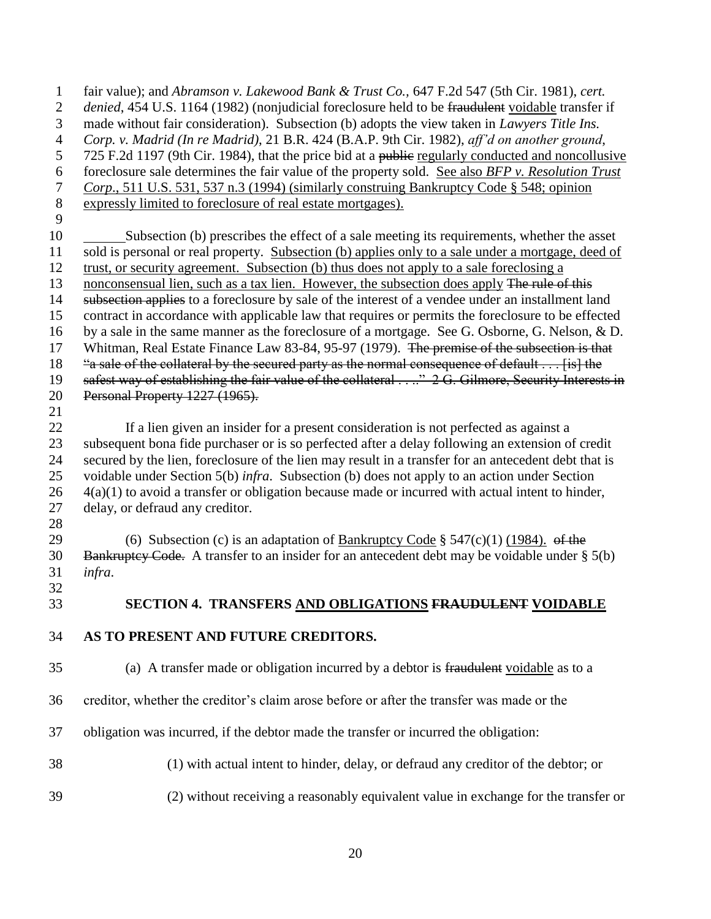fair value); and *Abramson v. Lakewood Bank & Trust Co.*, 647 F.2d 547 (5th Cir. 1981), *cert. denied*, 454 U.S. 1164 (1982) (nonjudicial foreclosure held to be ~~fraudulent~~ <u>voidable</u> transfer if made without fair consideration). Subsection (b) adopts the view taken in *Lawyers Title Ins. Corp. v. Madrid (In re Madrid)*, 21 B.R. 424 (B.A.P. 9th Cir. 1982), *aff'd on another ground*, 725 F.2d 1197 (9th Cir. 1984), that the price bid at a ~~public~~ <u>regularly conducted and noncollusive</u> foreclosure sale determines the fair value of the property sold. <u>See also *BFP v. Resolution Trust Corp.*, 511 U.S. 531, 537 n.3 (1994) (similarly construing Bankruptcy Code § 548; opinion expressly limited to foreclosure of real estate mortgages).</u>

Subsection (b) prescribes the effect of a sale meeting its requirements, whether the asset sold is personal or real property. <u>Subsection (b) applies only to a sale under a mortgage, deed of trust, or security agreement. Subsection (b) thus does not apply to a sale foreclosing a nonconsensual lien, such as a tax lien. However, the subsection does apply</u> ~~The rule of this subsection applies~~ to a foreclosure by sale of the interest of a vendee under an installment land contract in accordance with applicable law that requires or permits the foreclosure to be effected by a sale in the same manner as the foreclosure of a mortgage. See G. Osborne, G. Nelson, & D. Whitman, Real Estate Finance Law 83-84, 95-97 (1979). ~~The premise of the subsection is that "a sale of the collateral by the secured party as the normal consequence of default . . . [is] the safest way of establishing the fair value of the collateral . . . ." 2 G. Gilmore, Security Interests in Personal Property 1227 (1965).~~

If a lien given an insider for a present consideration is not perfected as against a subsequent bona fide purchaser or is so perfected after a delay following an extension of credit secured by the lien, foreclosure of the lien may result in a transfer for an antecedent debt that is voidable under Section 5(b) *infra*. Subsection (b) does not apply to an action under Section 4(a)(1) to avoid a transfer or obligation because made or incurred with actual intent to hinder, delay, or defraud any creditor.

(6) Subsection (c) is an adaptation of <u>Bankruptcy Code</u> § 547(c)(1) <u>(1984).</u> ~~of the Bankruptcy Code.~~ A transfer to an insider for an antecedent debt may be voidable under § 5(b) *infra*.

## SECTION 4. TRANSFERS <u>AND OBLIGATIONS</u> ~~FRAUDULENT~~ <u>VOIDABLE</u> AS TO PRESENT AND FUTURE CREDITORS.

(a) A transfer made or obligation incurred by a debtor is ~~fraudulent~~ <u>voidable</u> as to a creditor, whether the creditor's claim arose before or after the transfer was made or the obligation was incurred, if the debtor made the transfer or incurred the obligation:

(1) with actual intent to hinder, delay, or defraud any creditor of the debtor; or

(2) without receiving a reasonably equivalent value in exchange for the transfer or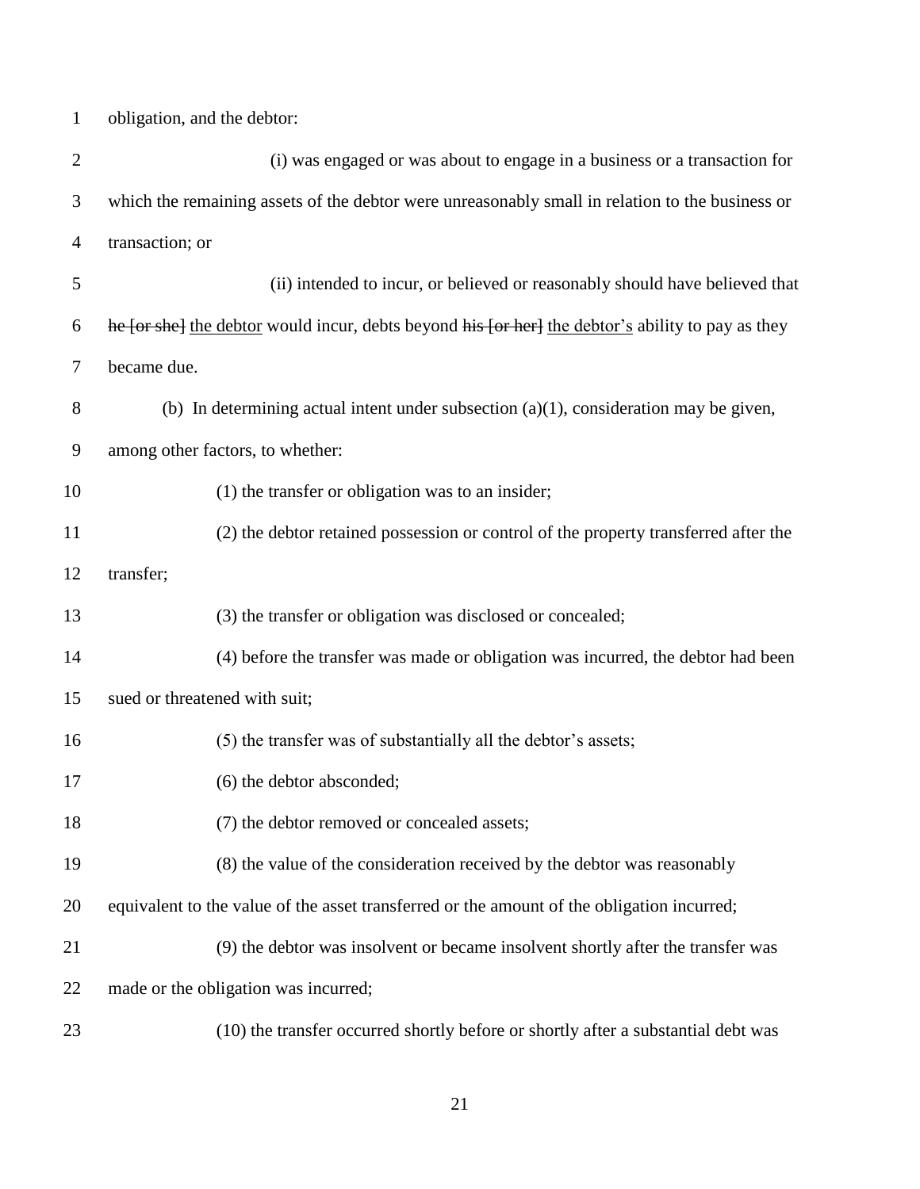obligation, and the debtor:

(i) was engaged or was about to engage in a business or a transaction for which the remaining assets of the debtor were unreasonably small in relation to the business or transaction; or

(ii) intended to incur, or believed or reasonably should have believed that ~~he [or she]~~ <u>the debtor</u> would incur, debts beyond ~~his [or her]~~ <u>the debtor's</u> ability to pay as they became due.

(b) In determining actual intent under subsection (a)(1), consideration may be given, among other factors, to whether:

(1) the transfer or obligation was to an insider;

(2) the debtor retained possession or control of the property transferred after the transfer;

(3) the transfer or obligation was disclosed or concealed;

(4) before the transfer was made or obligation was incurred, the debtor had been sued or threatened with suit;

(5) the transfer was of substantially all the debtor's assets;

(6) the debtor absconded;

(7) the debtor removed or concealed assets;

(8) the value of the consideration received by the debtor was reasonably equivalent to the value of the asset transferred or the amount of the obligation incurred;

(9) the debtor was insolvent or became insolvent shortly after the transfer was made or the obligation was incurred;

(10) the transfer occurred shortly before or shortly after a substantial debt was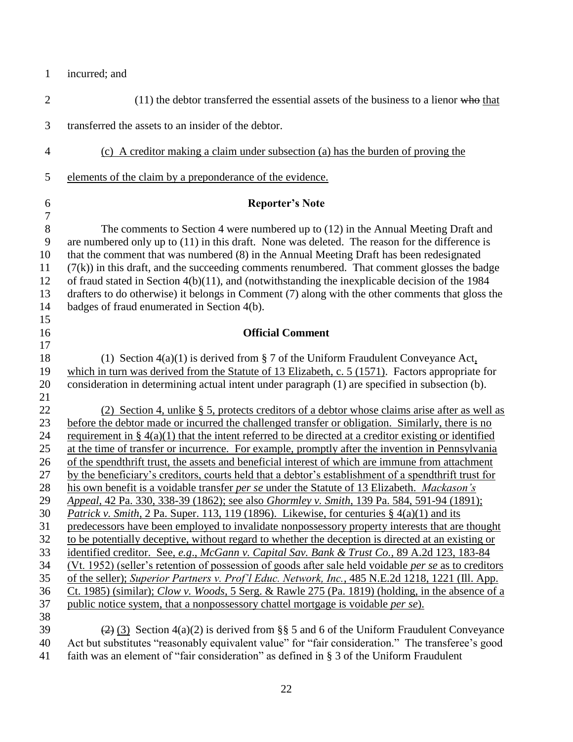incurred; and

(11) the debtor transferred the essential assets of the business to a lienor ~~who~~ that transferred the assets to an insider of the debtor.

(c) A creditor making a claim under subsection (a) has the burden of proving the elements of the claim by a preponderance of the evidence.

**Reporter's Note**

The comments to Section 4 were numbered up to (12) in the Annual Meeting Draft and are numbered only up to (11) in this draft. None was deleted. The reason for the difference is that the comment that was numbered (8) in the Annual Meeting Draft has been redesignated (7(k)) in this draft, and the succeeding comments renumbered. That comment glosses the badge of fraud stated in Section 4(b)(11), and (notwithstanding the inexplicable decision of the 1984 drafters to do otherwise) it belongs in Comment (7) along with the other comments that gloss the badges of fraud enumerated in Section 4(b).

**Official Comment**

(1) Section 4(a)(1) is derived from § 7 of the Uniform Fraudulent Conveyance Act, which in turn was derived from the Statute of 13 Elizabeth, c. 5 (1571). Factors appropriate for consideration in determining actual intent under paragraph (1) are specified in subsection (b).

(2) Section 4, unlike § 5, protects creditors of a debtor whose claims arise after as well as before the debtor made or incurred the challenged transfer or obligation. Similarly, there is no requirement in § 4(a)(1) that the intent referred to be directed at a creditor existing or identified at the time of transfer or incurrence. For example, promptly after the invention in Pennsylvania of the spendthrift trust, the assets and beneficial interest of which are immune from attachment by the beneficiary's creditors, courts held that a debtor's establishment of a spendthrift trust for his own benefit is a voidable transfer *per se* under the Statute of 13 Elizabeth. *Mackason's Appeal*, 42 Pa. 330, 338-39 (1862); see also *Ghormley v. Smith*, 139 Pa. 584, 591-94 (1891); *Patrick v. Smith*, 2 Pa. Super. 113, 119 (1896). Likewise, for centuries § 4(a)(1) and its predecessors have been employed to invalidate nonpossessory property interests that are thought to be potentially deceptive, without regard to whether the deception is directed at an existing or identified creditor. See, *e.g.*, *McGann v. Capital Sav. Bank & Trust Co.*, 89 A.2d 123, 183-84 (Vt. 1952) (seller's retention of possession of goods after sale held voidable *per se* as to creditors of the seller); *Superior Partners v. Prof'l Educ. Network, Inc.*, 485 N.E.2d 1218, 1221 (Ill. App. Ct. 1985) (similar); *Clow v. Woods*, 5 Serg. & Rawle 275 (Pa. 1819) (holding, in the absence of a public notice system, that a nonpossessory chattel mortgage is voidable *per se*).

~~(2)~~ (3) Section 4(a)(2) is derived from §§ 5 and 6 of the Uniform Fraudulent Conveyance Act but substitutes "reasonably equivalent value" for "fair consideration." The transferee's good faith was an element of "fair consideration" as defined in § 3 of the Uniform Fraudulent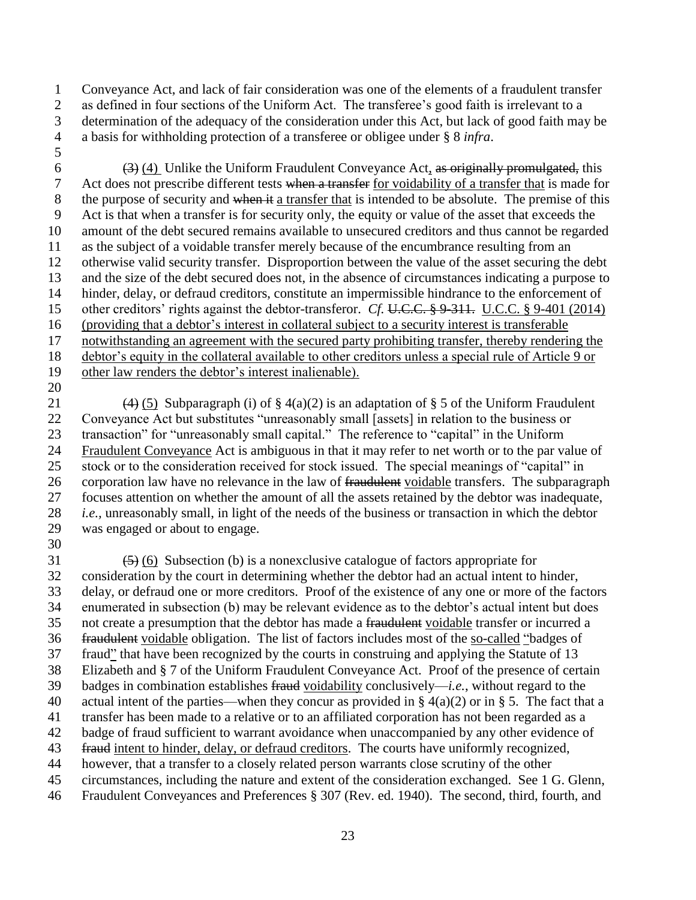Conveyance Act, and lack of fair consideration was one of the elements of a fraudulent transfer as defined in four sections of the Uniform Act. The transferee's good faith is irrelevant to a determination of the adequacy of the consideration under this Act, but lack of good faith may be a basis for withholding protection of a transferee or obligee under § 8 *infra*.

~~(3)~~ <u>(4)</u> Unlike the Uniform Fraudulent Conveyance Act<u>,</u> ~~as originally promulgated,~~ this Act does not prescribe different tests ~~when a transfer~~ <u>for voidability of a transfer that</u> is made for the purpose of security and ~~when it~~ <u>a transfer that</u> is intended to be absolute. The premise of this Act is that when a transfer is for security only, the equity or value of the asset that exceeds the amount of the debt secured remains available to unsecured creditors and thus cannot be regarded as the subject of a voidable transfer merely because of the encumbrance resulting from an otherwise valid security transfer. Disproportion between the value of the asset securing the debt and the size of the debt secured does not, in the absence of circumstances indicating a purpose to hinder, delay, or defraud creditors, constitute an impermissible hindrance to the enforcement of other creditors' rights against the debtor-transferor. *Cf.* ~~U.C.C. § 9-311.~~ <u>U.C.C. § 9-401 (2014) (providing that a debtor's interest in collateral subject to a security interest is transferable notwithstanding an agreement with the secured party prohibiting transfer, thereby rendering the debtor's equity in the collateral available to other creditors unless a special rule of Article 9 or other law renders the debtor's interest inalienable)</u>.

~~(4)~~ <u>(5)</u> Subparagraph (i) of § 4(a)(2) is an adaptation of § 5 of the Uniform Fraudulent Conveyance Act but substitutes "unreasonably small [assets] in relation to the business or transaction" for "unreasonably small capital." The reference to "capital" in the Uniform <u>Fraudulent Conveyance</u> Act is ambiguous in that it may refer to net worth or to the par value of stock or to the consideration received for stock issued. The special meanings of "capital" in corporation law have no relevance in the law of ~~fraudulent~~ <u>voidable</u> transfers. The subparagraph focuses attention on whether the amount of all the assets retained by the debtor was inadequate, *i.e.*, unreasonably small, in light of the needs of the business or transaction in which the debtor was engaged or about to engage.

~~(5)~~ <u>(6)</u> Subsection (b) is a nonexclusive catalogue of factors appropriate for consideration by the court in determining whether the debtor had an actual intent to hinder, delay, or defraud one or more creditors. Proof of the existence of any one or more of the factors enumerated in subsection (b) may be relevant evidence as to the debtor's actual intent but does not create a presumption that the debtor has made a ~~fraudulent~~ <u>voidable</u> transfer or incurred a ~~fraudulent~~ <u>voidable</u> obligation. The list of factors includes most of the <u>so-called</u> <u>"</u>badges of fraud<u>"</u> that have been recognized by the courts in construing and applying the Statute of 13 Elizabeth and § 7 of the Uniform Fraudulent Conveyance Act. Proof of the presence of certain badges in combination establishes ~~fraud~~ <u>voidability</u> conclusively—*i.e.*, without regard to the actual intent of the parties—when they concur as provided in § 4(a)(2) or in § 5. The fact that a transfer has been made to a relative or to an affiliated corporation has not been regarded as a badge of fraud sufficient to warrant avoidance when unaccompanied by any other evidence of ~~fraud~~ <u>intent to hinder, delay, or defraud creditors</u>. The courts have uniformly recognized, however, that a transfer to a closely related person warrants close scrutiny of the other circumstances, including the nature and extent of the consideration exchanged. See 1 G. Glenn, Fraudulent Conveyances and Preferences § 307 (Rev. ed. 1940). The second, third, fourth, and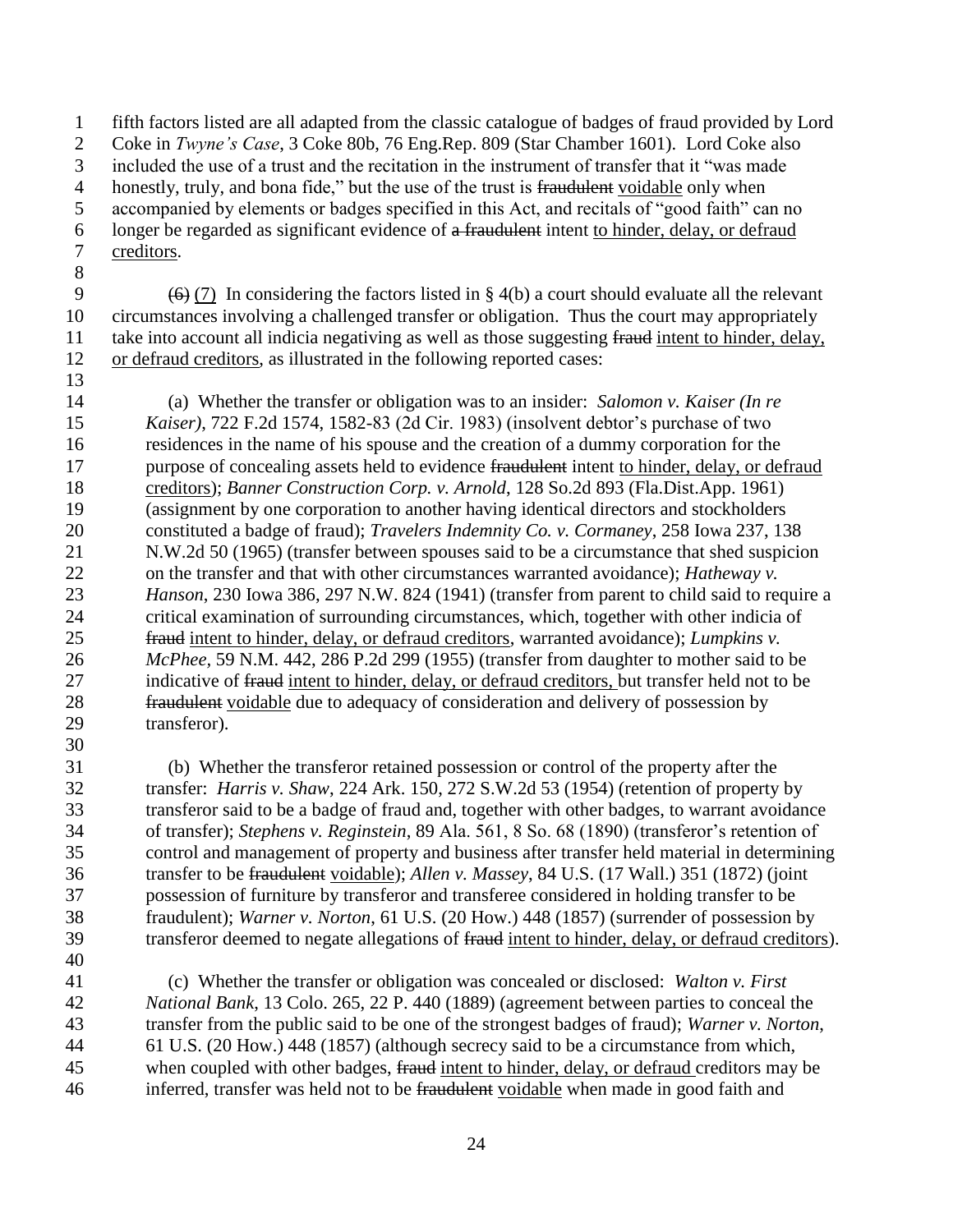fifth factors listed are all adapted from the classic catalogue of badges of fraud provided by Lord Coke in *Twyne's Case*, 3 Coke 80b, 76 Eng.Rep. 809 (Star Chamber 1601). Lord Coke also included the use of a trust and the recitation in the instrument of transfer that it "was made honestly, truly, and bona fide," but the use of the trust is ~~fraudulent~~ voidable only when accompanied by elements or badges specified in this Act, and recitals of "good faith" can no longer be regarded as significant evidence of ~~a fraudulent~~ intent to hinder, delay, or defraud creditors.

~~(6)~~ (7) In considering the factors listed in § 4(b) a court should evaluate all the relevant circumstances involving a challenged transfer or obligation. Thus the court may appropriately take into account all indicia negativing as well as those suggesting ~~fraud~~ intent to hinder, delay, or defraud creditors, as illustrated in the following reported cases:

(a) Whether the transfer or obligation was to an insider: *Salomon v. Kaiser (In re Kaiser)*, 722 F.2d 1574, 1582-83 (2d Cir. 1983) (insolvent debtor's purchase of two residences in the name of his spouse and the creation of a dummy corporation for the purpose of concealing assets held to evidence ~~fraudulent~~ intent to hinder, delay, or defraud creditors); *Banner Construction Corp. v. Arnold*, 128 So.2d 893 (Fla.Dist.App. 1961) (assignment by one corporation to another having identical directors and stockholders constituted a badge of fraud); *Travelers Indemnity Co. v. Cormaney*, 258 Iowa 237, 138 N.W.2d 50 (1965) (transfer between spouses said to be a circumstance that shed suspicion on the transfer and that with other circumstances warranted avoidance); *Hatheway v. Hanson*, 230 Iowa 386, 297 N.W. 824 (1941) (transfer from parent to child said to require a critical examination of surrounding circumstances, which, together with other indicia of ~~fraud~~ intent to hinder, delay, or defraud creditors, warranted avoidance); *Lumpkins v. McPhee*, 59 N.M. 442, 286 P.2d 299 (1955) (transfer from daughter to mother said to be indicative of ~~fraud~~ intent to hinder, delay, or defraud creditors, but transfer held not to be ~~fraudulent~~ voidable due to adequacy of consideration and delivery of possession by transferor).

(b) Whether the transferor retained possession or control of the property after the transfer: *Harris v. Shaw*, 224 Ark. 150, 272 S.W.2d 53 (1954) (retention of property by transferor said to be a badge of fraud and, together with other badges, to warrant avoidance of transfer); *Stephens v. Reginstein*, 89 Ala. 561, 8 So. 68 (1890) (transferor's retention of control and management of property and business after transfer held material in determining transfer to be ~~fraudulent~~ voidable); *Allen v. Massey*, 84 U.S. (17 Wall.) 351 (1872) (joint possession of furniture by transferor and transferee considered in holding transfer to be fraudulent); *Warner v. Norton*, 61 U.S. (20 How.) 448 (1857) (surrender of possession by transferor deemed to negate allegations of ~~fraud~~ intent to hinder, delay, or defraud creditors).

(c) Whether the transfer or obligation was concealed or disclosed: *Walton v. First National Bank*, 13 Colo. 265, 22 P. 440 (1889) (agreement between parties to conceal the transfer from the public said to be one of the strongest badges of fraud); *Warner v. Norton*, 61 U.S. (20 How.) 448 (1857) (although secrecy said to be a circumstance from which, when coupled with other badges, ~~fraud~~ intent to hinder, delay, or defraud creditors may be inferred, transfer was held not to be ~~fraudulent~~ voidable when made in good faith and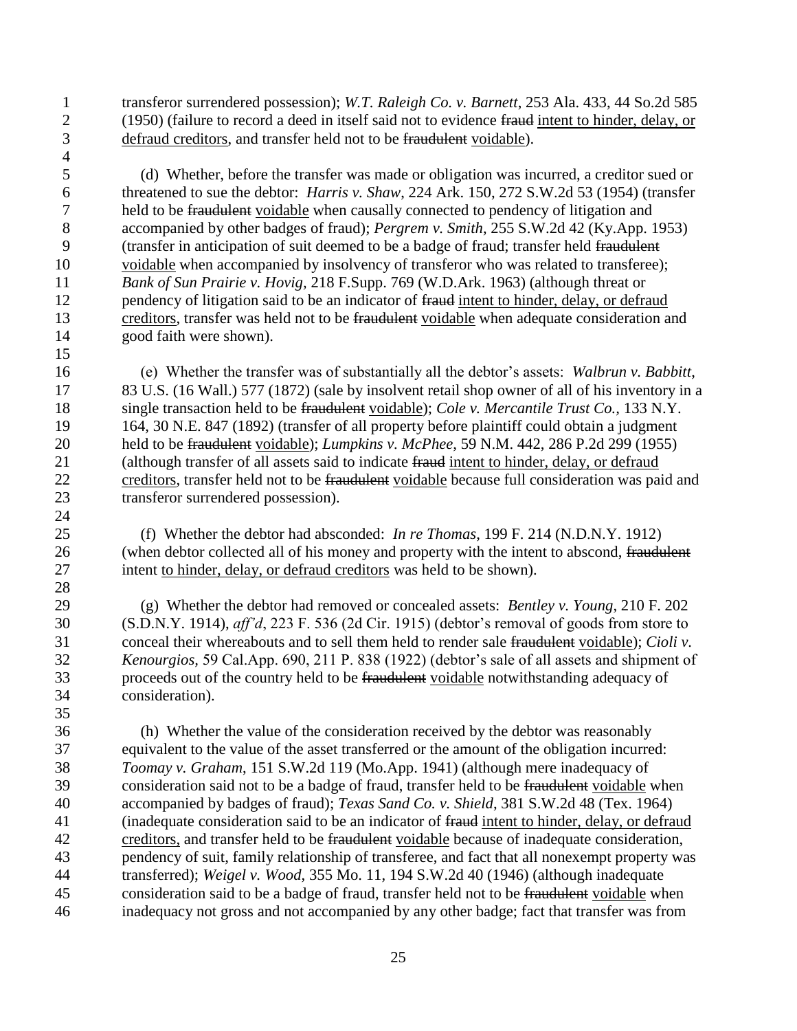transferor surrendered possession); *W.T. Raleigh Co. v. Barnett*, 253 Ala. 433, 44 So.2d 585 (1950) (failure to record a deed in itself said not to evidence ~~fraud~~ intent to hinder, delay, or defraud creditors, and transfer held not to be ~~fraudulent~~ voidable).

(d) Whether, before the transfer was made or obligation was incurred, a creditor sued or threatened to sue the debtor: *Harris v. Shaw*, 224 Ark. 150, 272 S.W.2d 53 (1954) (transfer held to be ~~fraudulent~~ voidable when causally connected to pendency of litigation and accompanied by other badges of fraud); *Pergrem v. Smith*, 255 S.W.2d 42 (Ky.App. 1953) (transfer in anticipation of suit deemed to be a badge of fraud; transfer held ~~fraudulent~~ voidable when accompanied by insolvency of transferor who was related to transferee); *Bank of Sun Prairie v. Hovig*, 218 F.Supp. 769 (W.D.Ark. 1963) (although threat or pendency of litigation said to be an indicator of ~~fraud~~ intent to hinder, delay, or defraud creditors, transfer was held not to be ~~fraudulent~~ voidable when adequate consideration and good faith were shown).

(e) Whether the transfer was of substantially all the debtor's assets: *Walbrun v. Babbitt*, 83 U.S. (16 Wall.) 577 (1872) (sale by insolvent retail shop owner of all of his inventory in a single transaction held to be ~~fraudulent~~ voidable); *Cole v. Mercantile Trust Co.*, 133 N.Y. 164, 30 N.E. 847 (1892) (transfer of all property before plaintiff could obtain a judgment held to be ~~fraudulent~~ voidable); *Lumpkins v. McPhee*, 59 N.M. 442, 286 P.2d 299 (1955) (although transfer of all assets said to indicate ~~fraud~~ intent to hinder, delay, or defraud creditors, transfer held not to be ~~fraudulent~~ voidable because full consideration was paid and transferor surrendered possession).

(f) Whether the debtor had absconded: *In re Thomas*, 199 F. 214 (N.D.N.Y. 1912) (when debtor collected all of his money and property with the intent to abscond, ~~fraudulent~~ intent to hinder, delay, or defraud creditors was held to be shown).

(g) Whether the debtor had removed or concealed assets: *Bentley v. Young*, 210 F. 202 (S.D.N.Y. 1914), *aff'd*, 223 F. 536 (2d Cir. 1915) (debtor's removal of goods from store to conceal their whereabouts and to sell them held to render sale ~~fraudulent~~ voidable); *Cioli v. Kenourgios*, 59 Cal.App. 690, 211 P. 838 (1922) (debtor's sale of all assets and shipment of proceeds out of the country held to be ~~fraudulent~~ voidable notwithstanding adequacy of consideration).

(h) Whether the value of the consideration received by the debtor was reasonably equivalent to the value of the asset transferred or the amount of the obligation incurred: *Toomay v. Graham*, 151 S.W.2d 119 (Mo.App. 1941) (although mere inadequacy of consideration said not to be a badge of fraud, transfer held to be ~~fraudulent~~ voidable when accompanied by badges of fraud); *Texas Sand Co. v. Shield*, 381 S.W.2d 48 (Tex. 1964) (inadequate consideration said to be an indicator of ~~fraud~~ intent to hinder, delay, or defraud creditors, and transfer held to be ~~fraudulent~~ voidable because of inadequate consideration, pendency of suit, family relationship of transferee, and fact that all nonexempt property was transferred); *Weigel v. Wood*, 355 Mo. 11, 194 S.W.2d 40 (1946) (although inadequate consideration said to be a badge of fraud, transfer held not to be ~~fraudulent~~ voidable when inadequacy not gross and not accompanied by any other badge; fact that transfer was from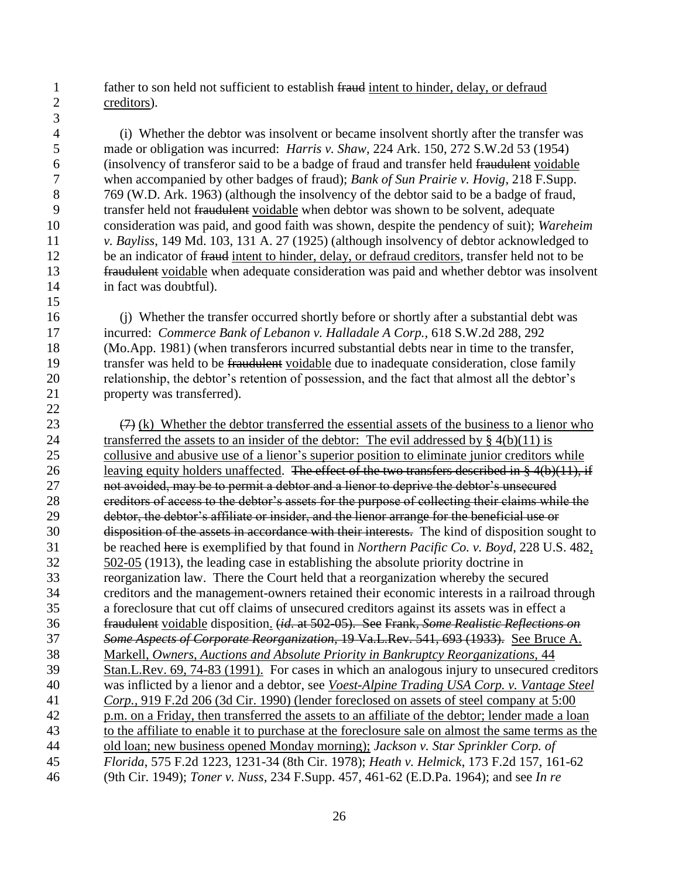father to son held not sufficient to establish ~~fraud~~ <u>intent to hinder, delay, or defraud creditors</u>).

(i) Whether the debtor was insolvent or became insolvent shortly after the transfer was made or obligation was incurred: *Harris v. Shaw*, 224 Ark. 150, 272 S.W.2d 53 (1954) (insolvency of transferor said to be a badge of fraud and transfer held ~~fraudulent~~ <u>voidable</u> when accompanied by other badges of fraud); *Bank of Sun Prairie v. Hovig*, 218 F.Supp. 769 (W.D. Ark. 1963) (although the insolvency of the debtor said to be a badge of fraud, transfer held not ~~fraudulent~~ <u>voidable</u> when debtor was shown to be solvent, adequate consideration was paid, and good faith was shown, despite the pendency of suit); *Wareheim v. Bayliss*, 149 Md. 103, 131 A. 27 (1925) (although insolvency of debtor acknowledged to be an indicator of ~~fraud~~ <u>intent to hinder, delay, or defraud creditors</u>, transfer held not to be ~~fraudulent~~ <u>voidable</u> when adequate consideration was paid and whether debtor was insolvent in fact was doubtful).

(j) Whether the transfer occurred shortly before or shortly after a substantial debt was incurred: *Commerce Bank of Lebanon v. Halladale A Corp.*, 618 S.W.2d 288, 292 (Mo.App. 1981) (when transferors incurred substantial debts near in time to the transfer, transfer was held to be ~~fraudulent~~ <u>voidable</u> due to inadequate consideration, close family relationship, the debtor's retention of possession, and the fact that almost all the debtor's property was transferred).

~~(7)~~ <u>(k) Whether the debtor transferred the essential assets of the business to a lienor who transferred the assets to an insider of the debtor: The evil addressed by § 4(b)(11) is collusive and abusive use of a lienor's superior position to eliminate junior creditors while leaving equity holders unaffected</u>. ~~The effect of the two transfers described in § 4(b)(11), if not avoided, may be to permit a debtor and a lienor to deprive the debtor's unsecured creditors of access to the debtor's assets for the purpose of collecting their claims while the debtor, the debtor's affiliate or insider, and the lienor arrange for the beneficial use or disposition of the assets in accordance with their interests.~~ The kind of disposition sought to be reached ~~here~~ is exemplified by that found in *Northern Pacific Co. v. Boyd*, 228 U.S. 482<u>, 502-05</u> (1913), the leading case in establishing the absolute priority doctrine in reorganization law. There the Court held that a reorganization whereby the secured creditors and the management-owners retained their economic interests in a railroad through a foreclosure that cut off claims of unsecured creditors against its assets was in effect a ~~fraudulent~~ <u>voidable</u> disposition<u>.</u> ~~(*id.* at 502-05). See~~ ~~Frank, *Some Realistic Reflections on Some Aspects of Corporate Reorganization*, 19 Va.L.Rev. 541, 693 (1933).~~ <u>See Bruce A. Markell, *Owners, Auctions and Absolute Priority in Bankruptcy Reorganizations*, 44 Stan.L.Rev. 69, 74-83 (1991).</u> For cases in which an analogous injury to unsecured creditors was inflicted by a lienor and a debtor, see <u>*Voest-Alpine Trading USA Corp. v. Vantage Steel Corp.*, 919 F.2d 206 (3d Cir. 1990) (lender foreclosed on assets of steel company at 5:00 p.m. on a Friday, then transferred the assets to an affiliate of the debtor; lender made a loan to the affiliate to enable it to purchase at the foreclosure sale on almost the same terms as the old loan; new business opened Monday morning);</u> *Jackson v. Star Sprinkler Corp. of Florida*, 575 F.2d 1223, 1231-34 (8th Cir. 1978); *Heath v. Helmick*, 173 F.2d 157, 161-62 (9th Cir. 1949); *Toner v. Nuss*, 234 F.Supp. 457, 461-62 (E.D.Pa. 1964); and see *In re*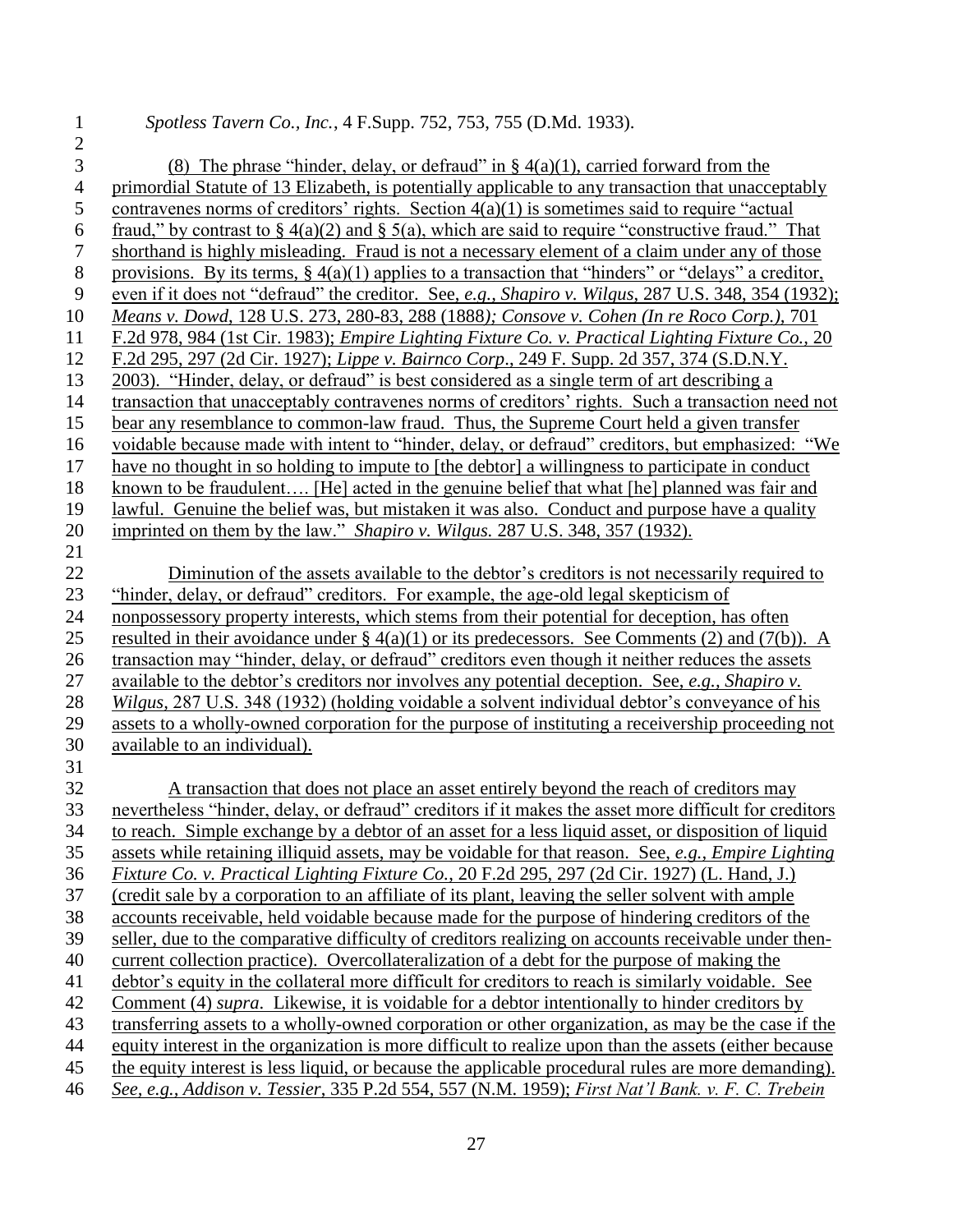*Spotless Tavern Co., Inc.*, 4 F.Supp. 752, 753, 755 (D.Md. 1933).

(8) The phrase "hinder, delay, or defraud" in § 4(a)(1), carried forward from the primordial Statute of 13 Elizabeth, is potentially applicable to any transaction that unacceptably contravenes norms of creditors' rights. Section 4(a)(1) is sometimes said to require "actual fraud," by contrast to § 4(a)(2) and § 5(a), which are said to require "constructive fraud." That shorthand is highly misleading. Fraud is not a necessary element of a claim under any of those provisions. By its terms, § 4(a)(1) applies to a transaction that "hinders" or "delays" a creditor, even if it does not "defraud" the creditor. See, *e.g., Shapiro v. Wilgus*, 287 U.S. 348, 354 (1932); *Means v. Dowd*, 128 U.S. 273, 280-83, 288 (1888*); Consove v. Cohen (In re Roco Corp.)*, 701 F.2d 978, 984 (1st Cir. 1983); *Empire Lighting Fixture Co. v. Practical Lighting Fixture Co.*, 20 F.2d 295, 297 (2d Cir. 1927); *Lippe v. Bairnco Corp*., 249 F. Supp. 2d 357, 374 (S.D.N.Y. 2003). "Hinder, delay, or defraud" is best considered as a single term of art describing a transaction that unacceptably contravenes norms of creditors' rights. Such a transaction need not bear any resemblance to common-law fraud. Thus, the Supreme Court held a given transfer voidable because made with intent to "hinder, delay, or defraud" creditors, but emphasized: "We have no thought in so holding to impute to [the debtor] a willingness to participate in conduct known to be fraudulent…. [He] acted in the genuine belief that what [he] planned was fair and lawful. Genuine the belief was, but mistaken it was also. Conduct and purpose have a quality imprinted on them by the law." *Shapiro v. Wilgus.* 287 U.S. 348, 357 (1932).

Diminution of the assets available to the debtor's creditors is not necessarily required to "hinder, delay, or defraud" creditors. For example, the age-old legal skepticism of nonpossessory property interests, which stems from their potential for deception, has often resulted in their avoidance under § 4(a)(1) or its predecessors. See Comments (2) and (7(b)). A transaction may "hinder, delay, or defraud" creditors even though it neither reduces the assets available to the debtor's creditors nor involves any potential deception. See, *e.g., Shapiro v. Wilgus*, 287 U.S. 348 (1932) (holding voidable a solvent individual debtor's conveyance of his assets to a wholly-owned corporation for the purpose of instituting a receivership proceeding not available to an individual).

A transaction that does not place an asset entirely beyond the reach of creditors may nevertheless "hinder, delay, or defraud" creditors if it makes the asset more difficult for creditors to reach. Simple exchange by a debtor of an asset for a less liquid asset, or disposition of liquid assets while retaining illiquid assets, may be voidable for that reason. See, *e.g., Empire Lighting Fixture Co. v. Practical Lighting Fixture Co.*, 20 F.2d 295, 297 (2d Cir. 1927) (L. Hand, J.) (credit sale by a corporation to an affiliate of its plant, leaving the seller solvent with ample accounts receivable, held voidable because made for the purpose of hindering creditors of the seller, due to the comparative difficulty of creditors realizing on accounts receivable under then-current collection practice). Overcollateralization of a debt for the purpose of making the debtor's equity in the collateral more difficult for creditors to reach is similarly voidable. See Comment (4) *supra*. Likewise, it is voidable for a debtor intentionally to hinder creditors by transferring assets to a wholly-owned corporation or other organization, as may be the case if the equity interest in the organization is more difficult to realize upon than the assets (either because the equity interest is less liquid, or because the applicable procedural rules are more demanding). *See, e.g., Addison v. Tessier*, 335 P.2d 554, 557 (N.M. 1959); *First Nat'l Bank. v. F. C. Trebein*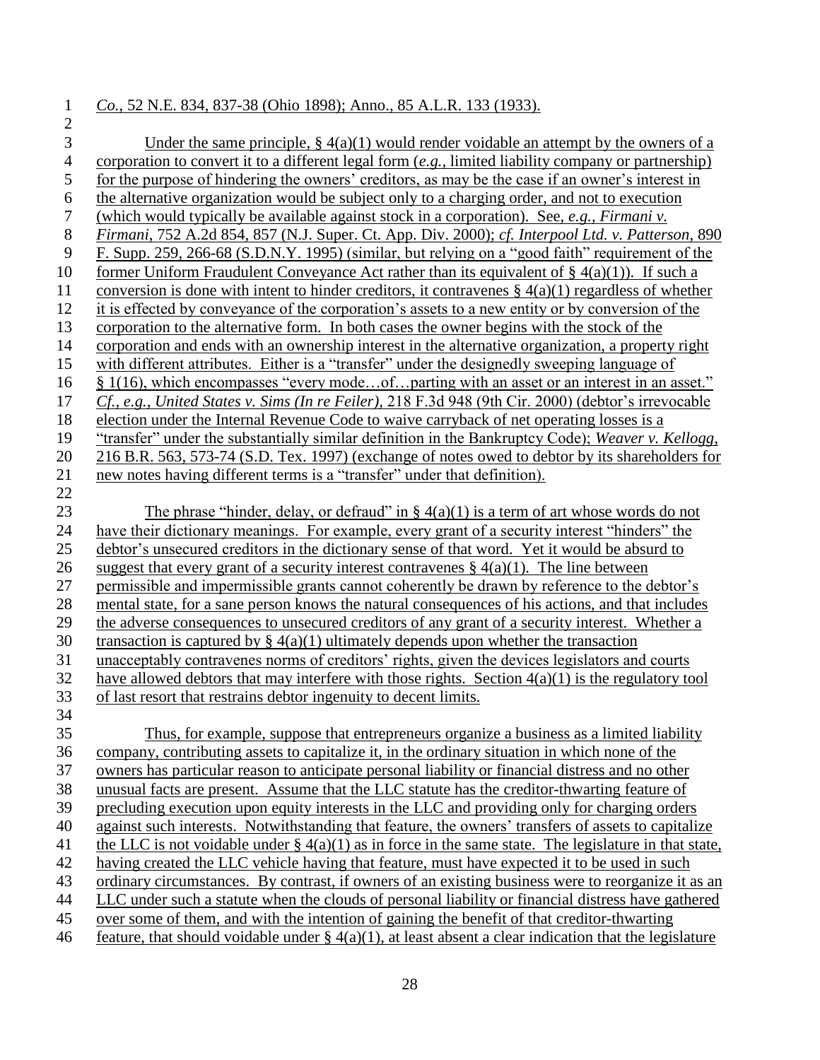*Co.*, 52 N.E. 834, 837-38 (Ohio 1898); Anno., 85 A.L.R. 133 (1933).

Under the same principle, § 4(a)(1) would render voidable an attempt by the owners of a corporation to convert it to a different legal form (*e.g.*, limited liability company or partnership) for the purpose of hindering the owners' creditors, as may be the case if an owner's interest in the alternative organization would be subject only to a charging order, and not to execution (which would typically be available against stock in a corporation). See, *e.g.*, *Firmani v. Firmani*, 752 A.2d 854, 857 (N.J. Super. Ct. App. Div. 2000); *cf. Interpool Ltd. v. Patterson*, 890 F. Supp. 259, 266-68 (S.D.N.Y. 1995) (similar, but relying on a "good faith" requirement of the former Uniform Fraudulent Conveyance Act rather than its equivalent of § 4(a)(1)). If such a conversion is done with intent to hinder creditors, it contravenes § 4(a)(1) regardless of whether it is effected by conveyance of the corporation's assets to a new entity or by conversion of the corporation to the alternative form. In both cases the owner begins with the stock of the corporation and ends with an ownership interest in the alternative organization, a property right with different attributes. Either is a "transfer" under the designedly sweeping language of § 1(16), which encompasses "every mode…of…parting with an asset or an interest in an asset." *Cf., e.g., United States v. Sims (In re Feiler)*, 218 F.3d 948 (9th Cir. 2000) (debtor's irrevocable election under the Internal Revenue Code to waive carryback of net operating losses is a "transfer" under the substantially similar definition in the Bankruptcy Code); *Weaver v. Kellogg*, 216 B.R. 563, 573-74 (S.D. Tex. 1997) (exchange of notes owed to debtor by its shareholders for new notes having different terms is a "transfer" under that definition).

The phrase "hinder, delay, or defraud" in § 4(a)(1) is a term of art whose words do not have their dictionary meanings. For example, every grant of a security interest "hinders" the debtor's unsecured creditors in the dictionary sense of that word. Yet it would be absurd to suggest that every grant of a security interest contravenes § 4(a)(1). The line between permissible and impermissible grants cannot coherently be drawn by reference to the debtor's mental state, for a sane person knows the natural consequences of his actions, and that includes the adverse consequences to unsecured creditors of any grant of a security interest. Whether a transaction is captured by § 4(a)(1) ultimately depends upon whether the transaction unacceptably contravenes norms of creditors' rights, given the devices legislators and courts have allowed debtors that may interfere with those rights. Section 4(a)(1) is the regulatory tool of last resort that restrains debtor ingenuity to decent limits.

Thus, for example, suppose that entrepreneurs organize a business as a limited liability company, contributing assets to capitalize it, in the ordinary situation in which none of the owners has particular reason to anticipate personal liability or financial distress and no other unusual facts are present. Assume that the LLC statute has the creditor-thwarting feature of precluding execution upon equity interests in the LLC and providing only for charging orders against such interests. Notwithstanding that feature, the owners' transfers of assets to capitalize the LLC is not voidable under § 4(a)(1) as in force in the same state. The legislature in that state, having created the LLC vehicle having that feature, must have expected it to be used in such ordinary circumstances. By contrast, if owners of an existing business were to reorganize it as an LLC under such a statute when the clouds of personal liability or financial distress have gathered over some of them, and with the intention of gaining the benefit of that creditor-thwarting feature, that should voidable under § 4(a)(1), at least absent a clear indication that the legislature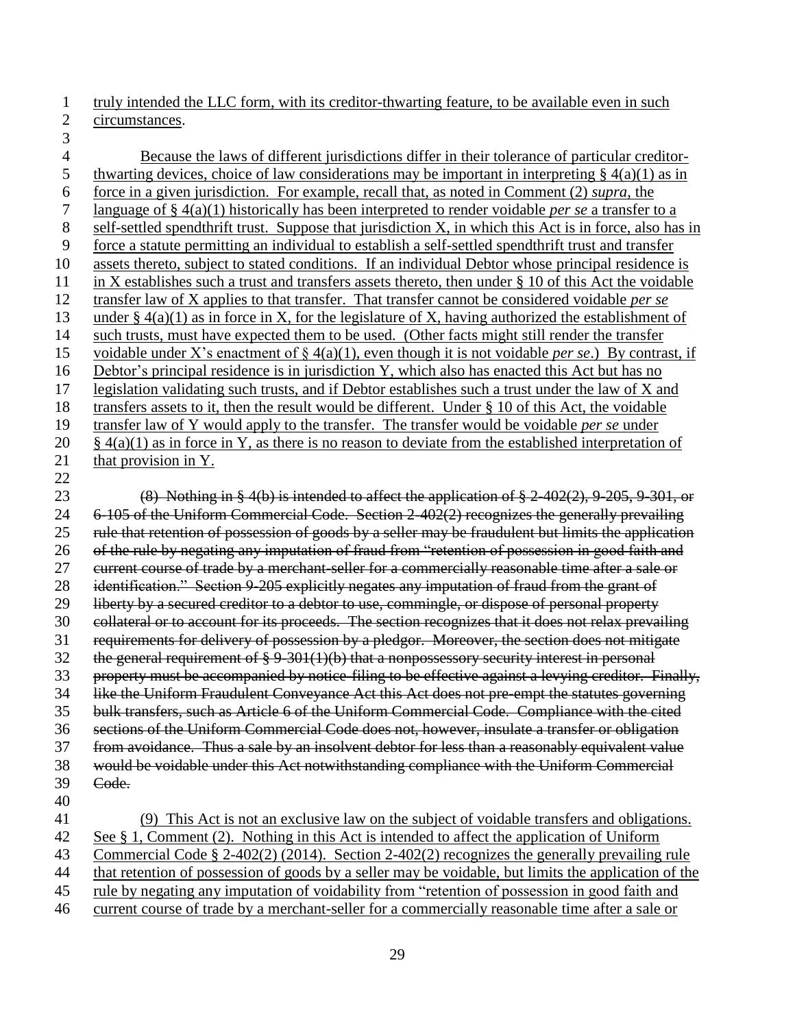truly intended the LLC form, with its creditor-thwarting feature, to be available even in such circumstances.

Because the laws of different jurisdictions differ in their tolerance of particular creditor-thwarting devices, choice of law considerations may be important in interpreting § 4(a)(1) as in force in a given jurisdiction. For example, recall that, as noted in Comment (2) *supra*, the language of § 4(a)(1) historically has been interpreted to render voidable *per se* a transfer to a self-settled spendthrift trust. Suppose that jurisdiction X, in which this Act is in force, also has in force a statute permitting an individual to establish a self-settled spendthrift trust and transfer assets thereto, subject to stated conditions. If an individual Debtor whose principal residence is in X establishes such a trust and transfers assets thereto, then under § 10 of this Act the voidable transfer law of X applies to that transfer. That transfer cannot be considered voidable *per se* under § 4(a)(1) as in force in X, for the legislature of X, having authorized the establishment of such trusts, must have expected them to be used. (Other facts might still render the transfer voidable under X's enactment of § 4(a)(1), even though it is not voidable *per se*.) By contrast, if Debtor's principal residence is in jurisdiction Y, which also has enacted this Act but has no legislation validating such trusts, and if Debtor establishes such a trust under the law of X and transfers assets to it, then the result would be different. Under § 10 of this Act, the voidable transfer law of Y would apply to the transfer. The transfer would be voidable *per se* under § 4(a)(1) as in force in Y, as there is no reason to deviate from the established interpretation of that provision in Y.

~~(8) Nothing in § 4(b) is intended to affect the application of § 2-402(2), 9-205, 9-301, or 6-105 of the Uniform Commercial Code. Section 2-402(2) recognizes the generally prevailing rule that retention of possession of goods by a seller may be fraudulent but limits the application of the rule by negating any imputation of fraud from "retention of possession in good faith and current course of trade by a merchant-seller for a commercially reasonable time after a sale or identification." Section 9-205 explicitly negates any imputation of fraud from the grant of liberty by a secured creditor to a debtor to use, commingle, or dispose of personal property collateral or to account for its proceeds. The section recognizes that it does not relax prevailing requirements for delivery of possession by a pledgor. Moreover, the section does not mitigate the general requirement of § 9-301(1)(b) that a nonpossessory security interest in personal property must be accompanied by notice-filing to be effective against a levying creditor. Finally, like the Uniform Fraudulent Conveyance Act this Act does not pre-empt the statutes governing bulk transfers, such as Article 6 of the Uniform Commercial Code. Compliance with the cited sections of the Uniform Commercial Code does not, however, insulate a transfer or obligation from avoidance. Thus a sale by an insolvent debtor for less than a reasonably equivalent value would be voidable under this Act notwithstanding compliance with the Uniform Commercial Code.~~

(9) This Act is not an exclusive law on the subject of voidable transfers and obligations. See § 1, Comment (2). Nothing in this Act is intended to affect the application of Uniform Commercial Code § 2-402(2) (2014). Section 2-402(2) recognizes the generally prevailing rule that retention of possession of goods by a seller may be voidable, but limits the application of the rule by negating any imputation of voidability from "retention of possession in good faith and current course of trade by a merchant-seller for a commercially reasonable time after a sale or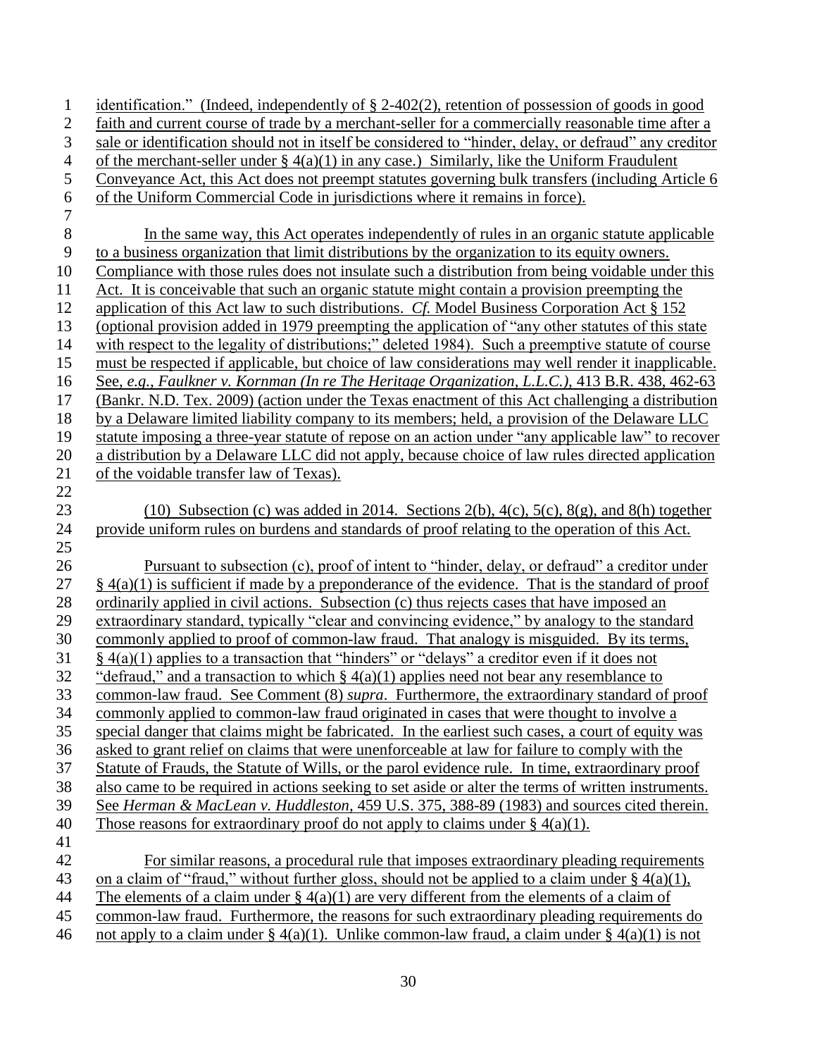identification." (Indeed, independently of § 2-402(2), retention of possession of goods in good faith and current course of trade by a merchant-seller for a commercially reasonable time after a sale or identification should not in itself be considered to "hinder, delay, or defraud" any creditor of the merchant-seller under § 4(a)(1) in any case.) Similarly, like the Uniform Fraudulent Conveyance Act, this Act does not preempt statutes governing bulk transfers (including Article 6 of the Uniform Commercial Code in jurisdictions where it remains in force).

In the same way, this Act operates independently of rules in an organic statute applicable to a business organization that limit distributions by the organization to its equity owners. Compliance with those rules does not insulate such a distribution from being voidable under this Act. It is conceivable that such an organic statute might contain a provision preempting the application of this Act law to such distributions. *Cf.* Model Business Corporation Act § 152 (optional provision added in 1979 preempting the application of "any other statutes of this state with respect to the legality of distributions;" deleted 1984). Such a preemptive statute of course must be respected if applicable, but choice of law considerations may well render it inapplicable. See, *e.g.*, *Faulkner v. Kornman (In re The Heritage Organization, L.L.C.)*, 413 B.R. 438, 462-63 (Bankr. N.D. Tex. 2009) (action under the Texas enactment of this Act challenging a distribution by a Delaware limited liability company to its members; held, a provision of the Delaware LLC statute imposing a three-year statute of repose on an action under "any applicable law" to recover a distribution by a Delaware LLC did not apply, because choice of law rules directed application of the voidable transfer law of Texas).

(10) Subsection (c) was added in 2014. Sections 2(b), 4(c), 5(c), 8(g), and 8(h) together provide uniform rules on burdens and standards of proof relating to the operation of this Act.

Pursuant to subsection (c), proof of intent to "hinder, delay, or defraud" a creditor under § 4(a)(1) is sufficient if made by a preponderance of the evidence. That is the standard of proof ordinarily applied in civil actions. Subsection (c) thus rejects cases that have imposed an extraordinary standard, typically "clear and convincing evidence," by analogy to the standard commonly applied to proof of common-law fraud. That analogy is misguided. By its terms, § 4(a)(1) applies to a transaction that "hinders" or "delays" a creditor even if it does not "defraud," and a transaction to which § 4(a)(1) applies need not bear any resemblance to common-law fraud. See Comment (8) *supra*. Furthermore, the extraordinary standard of proof commonly applied to common-law fraud originated in cases that were thought to involve a special danger that claims might be fabricated. In the earliest such cases, a court of equity was asked to grant relief on claims that were unenforceable at law for failure to comply with the Statute of Frauds, the Statute of Wills, or the parol evidence rule. In time, extraordinary proof also came to be required in actions seeking to set aside or alter the terms of written instruments. See *Herman & MacLean v. Huddleston*, 459 U.S. 375, 388-89 (1983) and sources cited therein. Those reasons for extraordinary proof do not apply to claims under § 4(a)(1).

For similar reasons, a procedural rule that imposes extraordinary pleading requirements on a claim of "fraud," without further gloss, should not be applied to a claim under § 4(a)(1), The elements of a claim under § 4(a)(1) are very different from the elements of a claim of common-law fraud. Furthermore, the reasons for such extraordinary pleading requirements do not apply to a claim under § 4(a)(1). Unlike common-law fraud, a claim under § 4(a)(1) is not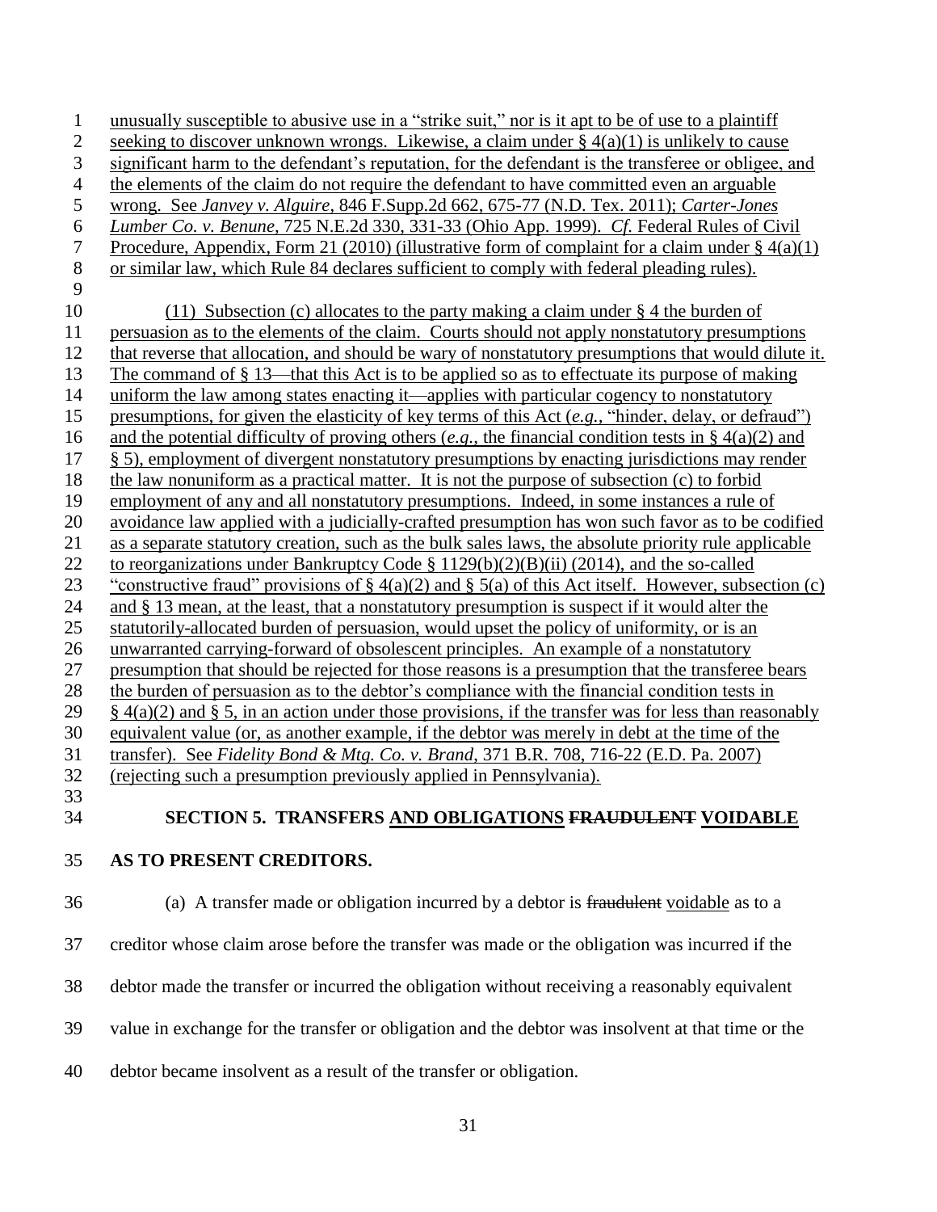unusually susceptible to abusive use in a "strike suit," nor is it apt to be of use to a plaintiff seeking to discover unknown wrongs. Likewise, a claim under § 4(a)(1) is unlikely to cause significant harm to the defendant's reputation, for the defendant is the transferee or obligee, and the elements of the claim do not require the defendant to have committed even an arguable wrong. See *Janvey v. Alguire*, 846 F.Supp.2d 662, 675-77 (N.D. Tex. 2011); *Carter-Jones Lumber Co. v. Benune*, 725 N.E.2d 330, 331-33 (Ohio App. 1999). *Cf.* Federal Rules of Civil Procedure, Appendix, Form 21 (2010) (illustrative form of complaint for a claim under § 4(a)(1) or similar law, which Rule 84 declares sufficient to comply with federal pleading rules).

(11) Subsection (c) allocates to the party making a claim under § 4 the burden of persuasion as to the elements of the claim. Courts should not apply nonstatutory presumptions that reverse that allocation, and should be wary of nonstatutory presumptions that would dilute it. The command of § 13—that this Act is to be applied so as to effectuate its purpose of making uniform the law among states enacting it—applies with particular cogency to nonstatutory presumptions, for given the elasticity of key terms of this Act (*e.g.*, "hinder, delay, or defraud") and the potential difficulty of proving others (*e.g.*, the financial condition tests in § 4(a)(2) and § 5), employment of divergent nonstatutory presumptions by enacting jurisdictions may render the law nonuniform as a practical matter. It is not the purpose of subsection (c) to forbid employment of any and all nonstatutory presumptions. Indeed, in some instances a rule of avoidance law applied with a judicially-crafted presumption has won such favor as to be codified as a separate statutory creation, such as the bulk sales laws, the absolute priority rule applicable to reorganizations under Bankruptcy Code § 1129(b)(2)(B)(ii) (2014), and the so-called "constructive fraud" provisions of § 4(a)(2) and § 5(a) of this Act itself. However, subsection (c) and § 13 mean, at the least, that a nonstatutory presumption is suspect if it would alter the statutorily-allocated burden of persuasion, would upset the policy of uniformity, or is an unwarranted carrying-forward of obsolescent principles. An example of a nonstatutory presumption that should be rejected for those reasons is a presumption that the transferee bears the burden of persuasion as to the debtor's compliance with the financial condition tests in § 4(a)(2) and § 5, in an action under those provisions, if the transfer was for less than reasonably equivalent value (or, as another example, if the debtor was merely in debt at the time of the transfer). See *Fidelity Bond & Mtg. Co. v. Brand*, 371 B.R. 708, 716-22 (E.D. Pa. 2007) (rejecting such a presumption previously applied in Pennsylvania).

## SECTION 5. TRANSFERS AND OBLIGATIONS ~~FRAUDULENT~~ VOIDABLE AS TO PRESENT CREDITORS.

(a) A transfer made or obligation incurred by a debtor is ~~fraudulent~~ voidable as to a creditor whose claim arose before the transfer was made or the obligation was incurred if the debtor made the transfer or incurred the obligation without receiving a reasonably equivalent value in exchange for the transfer or obligation and the debtor was insolvent at that time or the debtor became insolvent as a result of the transfer or obligation.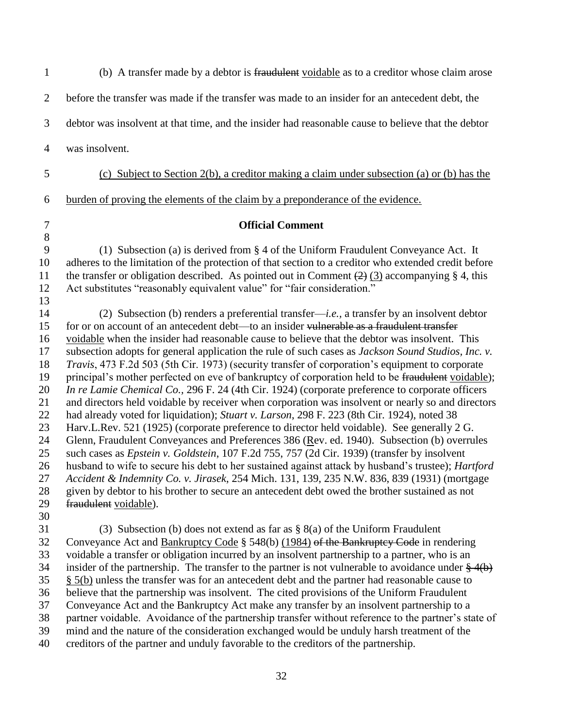(b) A transfer made by a debtor is ~~fraudulent~~ voidable as to a creditor whose claim arose before the transfer was made if the transfer was made to an insider for an antecedent debt, the debtor was insolvent at that time, and the insider had reasonable cause to believe that the debtor was insolvent.

(c) Subject to Section 2(b), a creditor making a claim under subsection (a) or (b) has the burden of proving the elements of the claim by a preponderance of the evidence.

**Official Comment**

(1) Subsection (a) is derived from § 4 of the Uniform Fraudulent Conveyance Act. It adheres to the limitation of the protection of that section to a creditor who extended credit before the transfer or obligation described. As pointed out in Comment ~~(2)~~ (3) accompanying § 4, this Act substitutes "reasonably equivalent value" for "fair consideration."

(2) Subsection (b) renders a preferential transfer—*i.e.*, a transfer by an insolvent debtor for or on account of an antecedent debt—to an insider ~~vulnerable as a fraudulent transfer~~ voidable when the insider had reasonable cause to believe that the debtor was insolvent. This subsection adopts for general application the rule of such cases as *Jackson Sound Studios, Inc. v. Travis*, 473 F.2d 503 (5th Cir. 1973) (security transfer of corporation's equipment to corporate principal's mother perfected on eve of bankruptcy of corporation held to be ~~fraudulent~~ voidable); *In re Lamie Chemical Co.*, 296 F. 24 (4th Cir. 1924) (corporate preference to corporate officers and directors held voidable by receiver when corporation was insolvent or nearly so and directors had already voted for liquidation); *Stuart v. Larson*, 298 F. 223 (8th Cir. 1924), noted 38 Harv.L.Rev. 521 (1925) (corporate preference to director held voidable). See generally 2 G. Glenn, Fraudulent Conveyances and Preferences 386 (Rev. ed. 1940). Subsection (b) overrules such cases as *Epstein v. Goldstein*, 107 F.2d 755, 757 (2d Cir. 1939) (transfer by insolvent husband to wife to secure his debt to her sustained against attack by husband's trustee); *Hartford Accident & Indemnity Co. v. Jirasek*, 254 Mich. 131, 139, 235 N.W. 836, 839 (1931) (mortgage given by debtor to his brother to secure an antecedent debt owed the brother sustained as not ~~fraudulent~~ voidable).

(3) Subsection (b) does not extend as far as § 8(a) of the Uniform Fraudulent Conveyance Act and Bankruptcy Code § 548(b) (1984) ~~of the Bankruptcy Code~~ in rendering voidable a transfer or obligation incurred by an insolvent partnership to a partner, who is an insider of the partnership. The transfer to the partner is not vulnerable to avoidance under ~~§ 4(b)~~ § 5(b) unless the transfer was for an antecedent debt and the partner had reasonable cause to believe that the partnership was insolvent. The cited provisions of the Uniform Fraudulent Conveyance Act and the Bankruptcy Act make any transfer by an insolvent partnership to a partner voidable. Avoidance of the partnership transfer without reference to the partner's state of mind and the nature of the consideration exchanged would be unduly harsh treatment of the creditors of the partner and unduly favorable to the creditors of the partnership.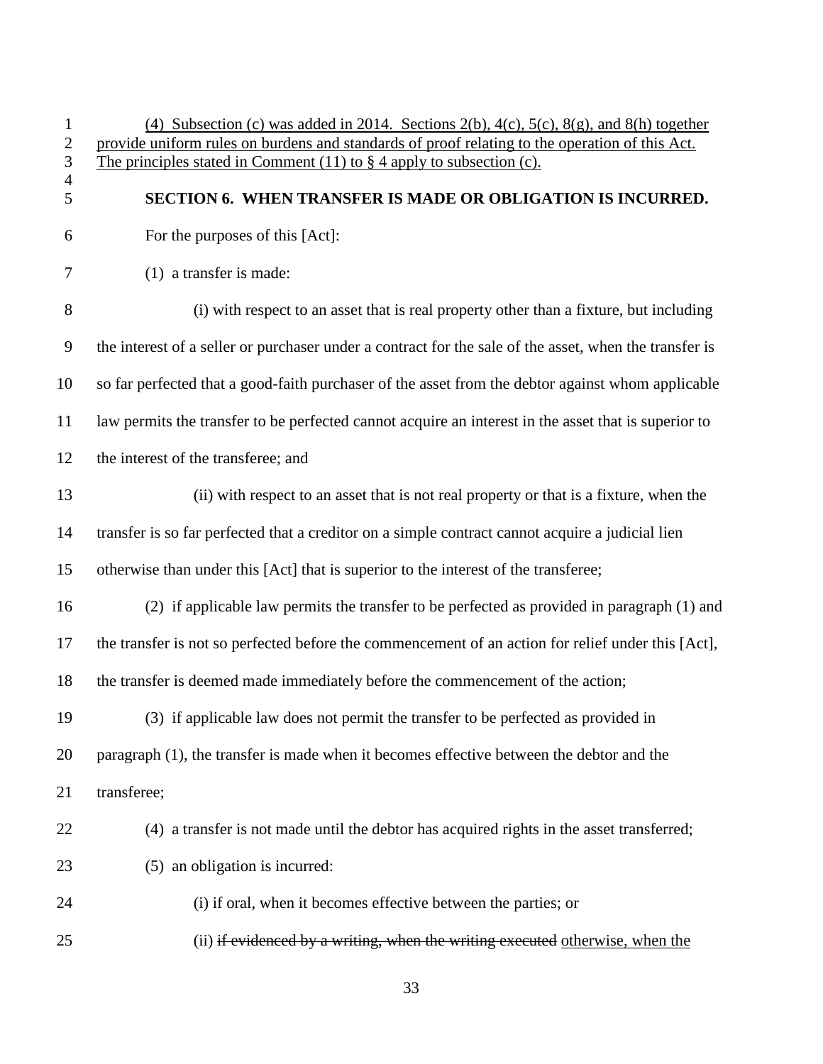(4) Subsection (c) was added in 2014. Sections 2(b), 4(c), 5(c), 8(g), and 8(h) together provide uniform rules on burdens and standards of proof relating to the operation of this Act. The principles stated in Comment (11) to § 4 apply to subsection (c).

## SECTION 6. WHEN TRANSFER IS MADE OR OBLIGATION IS INCURRED.

For the purposes of this [Act]:

(1) a transfer is made:

(i) with respect to an asset that is real property other than a fixture, but including the interest of a seller or purchaser under a contract for the sale of the asset, when the transfer is so far perfected that a good-faith purchaser of the asset from the debtor against whom applicable law permits the transfer to be perfected cannot acquire an interest in the asset that is superior to the interest of the transferee; and

(ii) with respect to an asset that is not real property or that is a fixture, when the transfer is so far perfected that a creditor on a simple contract cannot acquire a judicial lien otherwise than under this [Act] that is superior to the interest of the transferee;

(2) if applicable law permits the transfer to be perfected as provided in paragraph (1) and the transfer is not so perfected before the commencement of an action for relief under this [Act], the transfer is deemed made immediately before the commencement of the action;

(3) if applicable law does not permit the transfer to be perfected as provided in paragraph (1), the transfer is made when it becomes effective between the debtor and the transferee;

(4) a transfer is not made until the debtor has acquired rights in the asset transferred;

(5) an obligation is incurred:

(i) if oral, when it becomes effective between the parties; or

(ii) ~~if evidenced by a writing, when the writing executed~~ otherwise, when the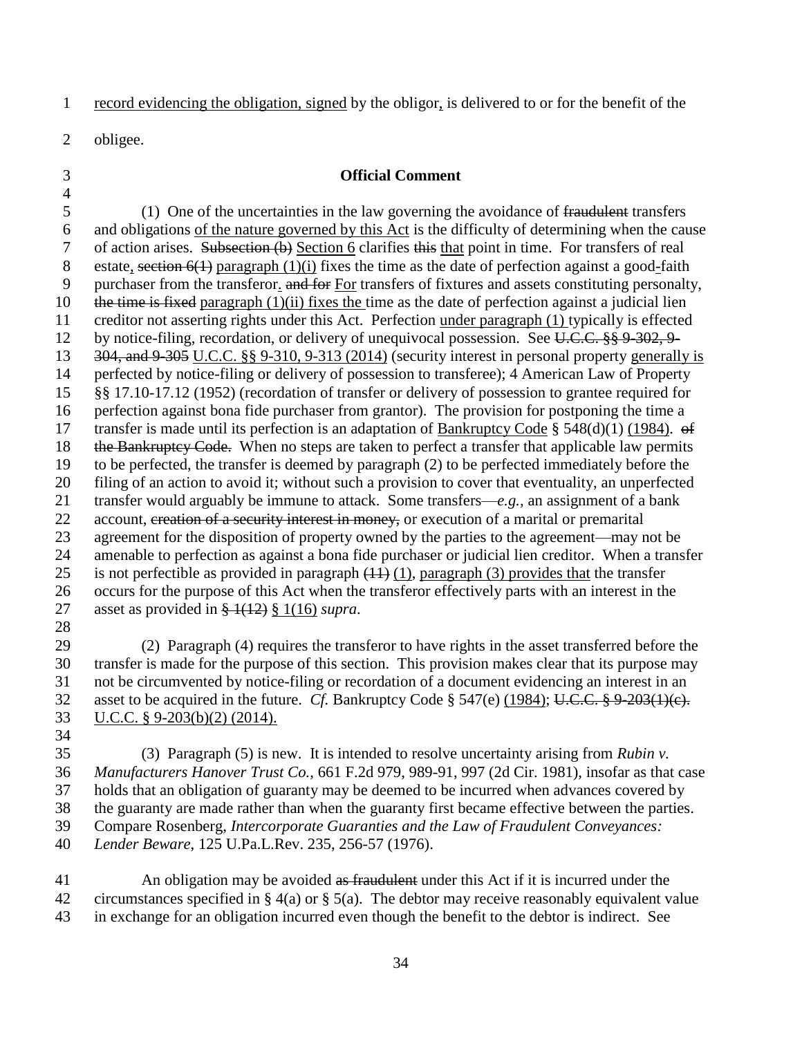record evidencing the obligation, signed by the obligor, is delivered to or for the benefit of the obligee.

**Official Comment**

(1) One of the uncertainties in the law governing the avoidance of ~~fraudulent~~ transfers and obligations of the nature governed by this Act is the difficulty of determining when the cause of action arises. ~~Subsection (b)~~ Section 6 clarifies ~~this~~ that point in time. For transfers of real estate, ~~section 6(1)~~ paragraph (1)(i) fixes the time as the date of perfection against a good-faith purchaser from the transferor. ~~and for~~ For transfers of fixtures and assets constituting personalty, ~~the time is fixed~~ paragraph (1)(ii) fixes the time as the date of perfection against a judicial lien creditor not asserting rights under this Act. Perfection under paragraph (1) typically is effected by notice-filing, recordation, or delivery of unequivocal possession. See ~~U.C.C. §§ 9-302, 9-304, and 9-305~~ U.C.C. §§ 9-310, 9-313 (2014) (security interest in personal property generally is perfected by notice-filing or delivery of possession to transferee); 4 American Law of Property §§ 17.10-17.12 (1952) (recordation of transfer or delivery of possession to grantee required for perfection against bona fide purchaser from grantor). The provision for postponing the time a transfer is made until its perfection is an adaptation of Bankruptcy Code § 548(d)(1) (1984). ~~of the Bankruptcy Code.~~ When no steps are taken to perfect a transfer that applicable law permits to be perfected, the transfer is deemed by paragraph (2) to be perfected immediately before the filing of an action to avoid it; without such a provision to cover that eventuality, an unperfected transfer would arguably be immune to attack. Some transfers—*e.g.*, an assignment of a bank account, ~~creation of a security interest in money,~~ or execution of a marital or premarital agreement for the disposition of property owned by the parties to the agreement—may not be amenable to perfection as against a bona fide purchaser or judicial lien creditor. When a transfer is not perfectible as provided in paragraph ~~(11)~~ (1), paragraph (3) provides that the transfer occurs for the purpose of this Act when the transferor effectively parts with an interest in the asset as provided in ~~§ 1(12)~~ § 1(16) *supra*.

(2) Paragraph (4) requires the transferor to have rights in the asset transferred before the transfer is made for the purpose of this section. This provision makes clear that its purpose may not be circumvented by notice-filing or recordation of a document evidencing an interest in an asset to be acquired in the future. *Cf.* Bankruptcy Code § 547(e) (1984); ~~U.C.C. § 9-203(1)(c).~~ U.C.C. § 9-203(b)(2) (2014).

(3) Paragraph (5) is new. It is intended to resolve uncertainty arising from *Rubin v. Manufacturers Hanover Trust Co.*, 661 F.2d 979, 989-91, 997 (2d Cir. 1981), insofar as that case holds that an obligation of guaranty may be deemed to be incurred when advances covered by the guaranty are made rather than when the guaranty first became effective between the parties. Compare Rosenberg, *Intercorporate Guaranties and the Law of Fraudulent Conveyances: Lender Beware*, 125 U.Pa.L.Rev. 235, 256-57 (1976).

An obligation may be avoided ~~as fraudulent~~ under this Act if it is incurred under the circumstances specified in § 4(a) or § 5(a). The debtor may receive reasonably equivalent value in exchange for an obligation incurred even though the benefit to the debtor is indirect. See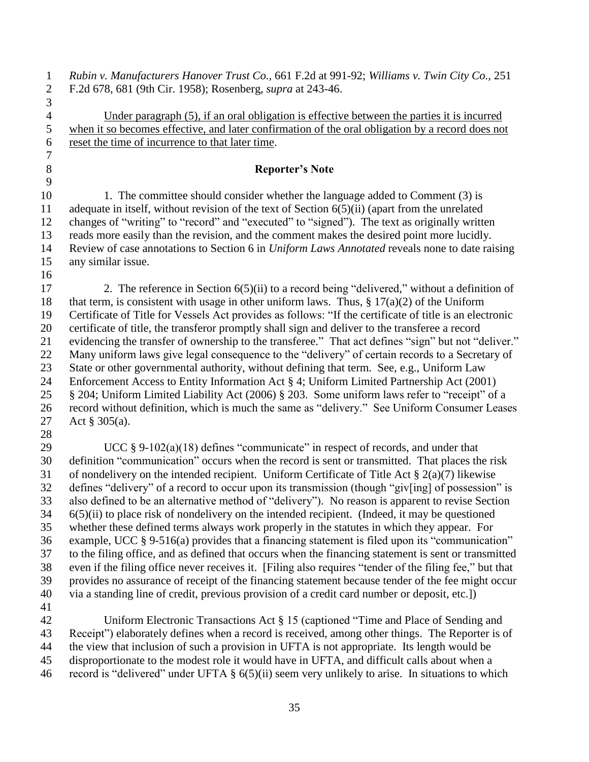*Rubin v. Manufacturers Hanover Trust Co.*, 661 F.2d at 991-92; *Williams v. Twin City Co.*, 251 F.2d 678, 681 (9th Cir. 1958); Rosenberg, *supra* at 243-46.

<u>Under paragraph (5), if an oral obligation is effective between the parties it is incurred when it so becomes effective, and later confirmation of the oral obligation by a record does not reset the time of incurrence to that later time</u>.

**Reporter's Note**

1. The committee should consider whether the language added to Comment (3) is adequate in itself, without revision of the text of Section 6(5)(ii) (apart from the unrelated changes of "writing" to "record" and "executed" to "signed"). The text as originally written reads more easily than the revision, and the comment makes the desired point more lucidly. Review of case annotations to Section 6 in *Uniform Laws Annotated* reveals none to date raising any similar issue.

2. The reference in Section 6(5)(ii) to a record being "delivered," without a definition of that term, is consistent with usage in other uniform laws. Thus, § 17(a)(2) of the Uniform Certificate of Title for Vessels Act provides as follows: "If the certificate of title is an electronic certificate of title, the transferor promptly shall sign and deliver to the transferee a record evidencing the transfer of ownership to the transferee." That act defines "sign" but not "deliver." Many uniform laws give legal consequence to the "delivery" of certain records to a Secretary of State or other governmental authority, without defining that term. See, e.g., Uniform Law Enforcement Access to Entity Information Act § 4; Uniform Limited Partnership Act (2001) § 204; Uniform Limited Liability Act (2006) § 203. Some uniform laws refer to "receipt" of a record without definition, which is much the same as "delivery." See Uniform Consumer Leases Act § 305(a).

UCC § 9-102(a)(18) defines "communicate" in respect of records, and under that definition "communication" occurs when the record is sent or transmitted. That places the risk of nondelivery on the intended recipient. Uniform Certificate of Title Act § 2(a)(7) likewise defines "delivery" of a record to occur upon its transmission (though "giv[ing] of possession" is also defined to be an alternative method of "delivery"). No reason is apparent to revise Section 6(5)(ii) to place risk of nondelivery on the intended recipient. (Indeed, it may be questioned whether these defined terms always work properly in the statutes in which they appear. For example, UCC § 9-516(a) provides that a financing statement is filed upon its "communication" to the filing office, and as defined that occurs when the financing statement is sent or transmitted even if the filing office never receives it. [Filing also requires "tender of the filing fee," but that provides no assurance of receipt of the financing statement because tender of the fee might occur via a standing line of credit, previous provision of a credit card number or deposit, etc.])

Uniform Electronic Transactions Act § 15 (captioned "Time and Place of Sending and Receipt") elaborately defines when a record is received, among other things. The Reporter is of the view that inclusion of such a provision in UFTA is not appropriate. Its length would be disproportionate to the modest role it would have in UFTA, and difficult calls about when a record is "delivered" under UFTA § 6(5)(ii) seem very unlikely to arise. In situations to which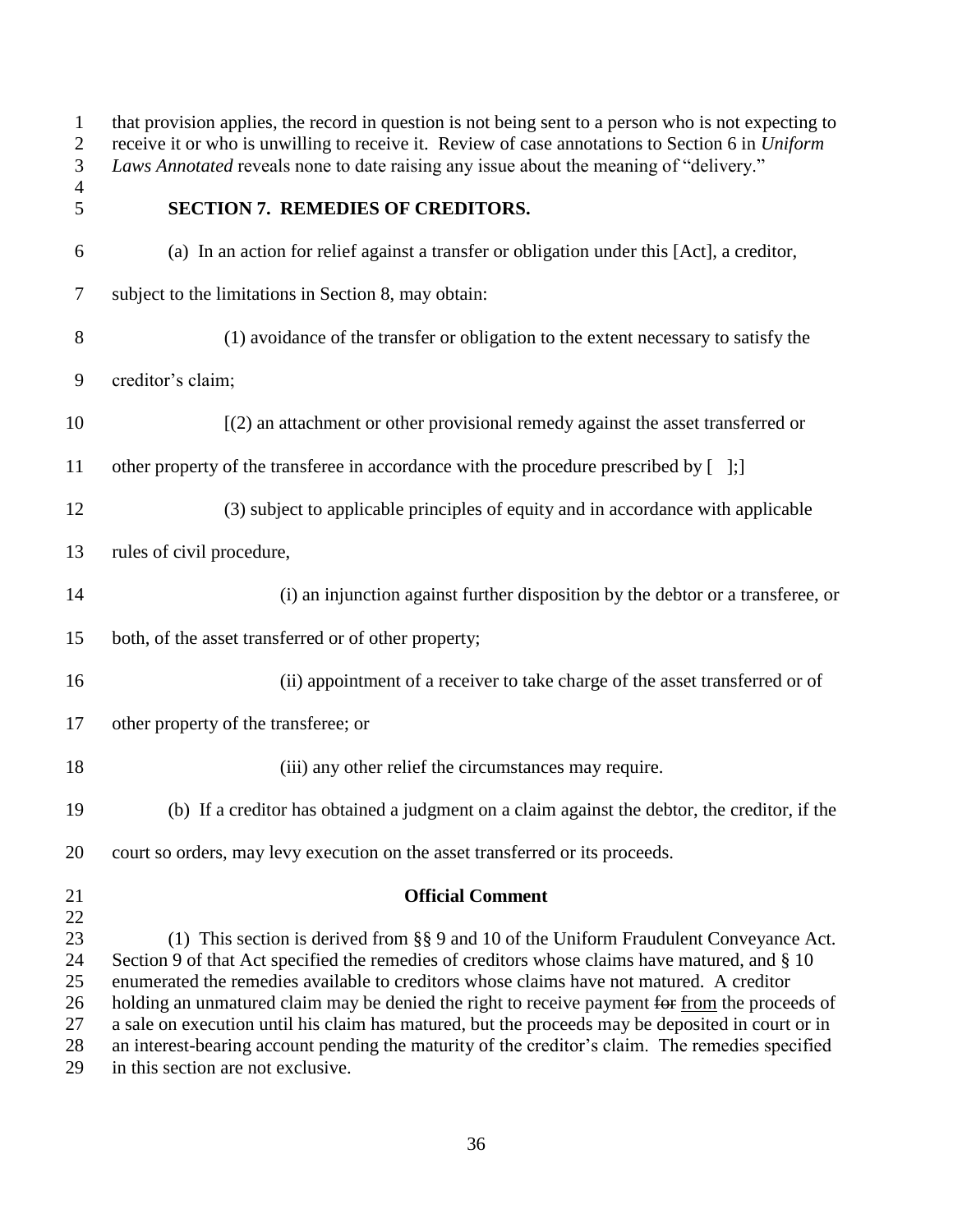that provision applies, the record in question is not being sent to a person who is not expecting to receive it or who is unwilling to receive it. Review of case annotations to Section 6 in *Uniform Laws Annotated* reveals none to date raising any issue about the meaning of "delivery."

## SECTION 7. REMEDIES OF CREDITORS.

(a) In an action for relief against a transfer or obligation under this [Act], a creditor, subject to the limitations in Section 8, may obtain:

(1) avoidance of the transfer or obligation to the extent necessary to satisfy the creditor's claim;

[(2) an attachment or other provisional remedy against the asset transferred or other property of the transferee in accordance with the procedure prescribed by [ ];]

(3) subject to applicable principles of equity and in accordance with applicable rules of civil procedure,

(i) an injunction against further disposition by the debtor or a transferee, or both, of the asset transferred or of other property;

(ii) appointment of a receiver to take charge of the asset transferred or of other property of the transferee; or

(iii) any other relief the circumstances may require.

(b) If a creditor has obtained a judgment on a claim against the debtor, the creditor, if the court so orders, may levy execution on the asset transferred or its proceeds.

**Official Comment**

(1) This section is derived from §§ 9 and 10 of the Uniform Fraudulent Conveyance Act. Section 9 of that Act specified the remedies of creditors whose claims have matured, and § 10 enumerated the remedies available to creditors whose claims have not matured. A creditor holding an unmatured claim may be denied the right to receive payment ~~for~~ from the proceeds of a sale on execution until his claim has matured, but the proceeds may be deposited in court or in an interest-bearing account pending the maturity of the creditor's claim. The remedies specified in this section are not exclusive.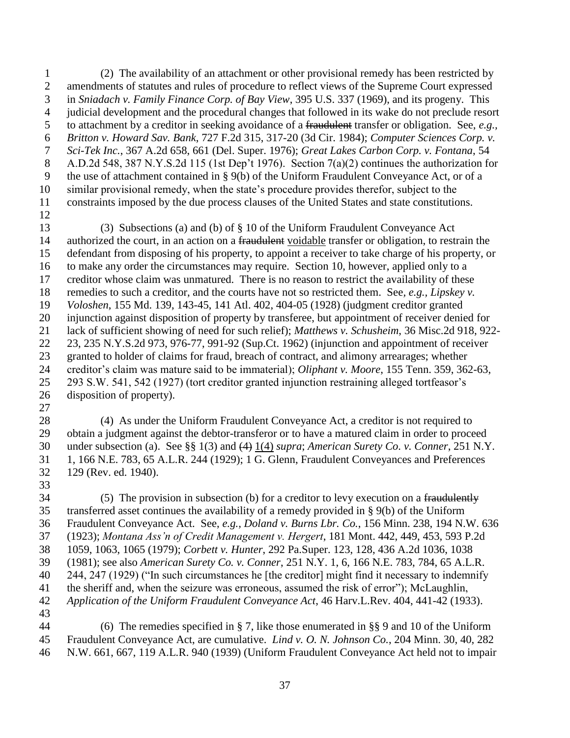(2) The availability of an attachment or other provisional remedy has been restricted by amendments of statutes and rules of procedure to reflect views of the Supreme Court expressed in *Sniadach v. Family Finance Corp. of Bay View*, 395 U.S. 337 (1969), and its progeny. This judicial development and the procedural changes that followed in its wake do not preclude resort to attachment by a creditor in seeking avoidance of a ~~fraudulent~~ transfer or obligation. See, *e.g., Britton v. Howard Sav. Bank*, 727 F.2d 315, 317-20 (3d Cir. 1984); *Computer Sciences Corp. v. Sci-Tek Inc.*, 367 A.2d 658, 661 (Del. Super. 1976); *Great Lakes Carbon Corp. v. Fontana*, 54 A.D.2d 548, 387 N.Y.S.2d 115 (1st Dep't 1976). Section 7(a)(2) continues the authorization for the use of attachment contained in § 9(b) of the Uniform Fraudulent Conveyance Act, or of a similar provisional remedy, when the state's procedure provides therefor, subject to the constraints imposed by the due process clauses of the United States and state constitutions.

(3) Subsections (a) and (b) of § 10 of the Uniform Fraudulent Conveyance Act authorized the court, in an action on a ~~fraudulent~~ <u>voidable</u> transfer or obligation, to restrain the defendant from disposing of his property, to appoint a receiver to take charge of his property, or to make any order the circumstances may require. Section 10, however, applied only to a creditor whose claim was unmatured. There is no reason to restrict the availability of these remedies to such a creditor, and the courts have not so restricted them. See, *e.g., Lipskey v. Voloshen*, 155 Md. 139, 143-45, 141 Atl. 402, 404-05 (1928) (judgment creditor granted injunction against disposition of property by transferee, but appointment of receiver denied for lack of sufficient showing of need for such relief); *Matthews v. Schusheim*, 36 Misc.2d 918, 922-23, 235 N.Y.S.2d 973, 976-77, 991-92 (Sup.Ct. 1962) (injunction and appointment of receiver granted to holder of claims for fraud, breach of contract, and alimony arrearages; whether creditor's claim was mature said to be immaterial); *Oliphant v. Moore*, 155 Tenn. 359, 362-63, 293 S.W. 541, 542 (1927) (tort creditor granted injunction restraining alleged tortfeasor's disposition of property).

(4) As under the Uniform Fraudulent Conveyance Act, a creditor is not required to obtain a judgment against the debtor-transferor or to have a matured claim in order to proceed under subsection (a). See §§ 1(3) and ~~(4)~~ <u>1(4)</u> *supra*; *American Surety Co. v. Conner*, 251 N.Y. 1, 166 N.E. 783, 65 A.L.R. 244 (1929); 1 G. Glenn, Fraudulent Conveyances and Preferences 129 (Rev. ed. 1940).

(5) The provision in subsection (b) for a creditor to levy execution on a ~~fraudulently~~ transferred asset continues the availability of a remedy provided in § 9(b) of the Uniform Fraudulent Conveyance Act. See, *e.g., Doland v. Burns Lbr. Co.*, 156 Minn. 238, 194 N.W. 636 (1923); *Montana Ass'n of Credit Management v. Hergert*, 181 Mont. 442, 449, 453, 593 P.2d 1059, 1063, 1065 (1979); *Corbett v. Hunter*, 292 Pa.Super. 123, 128, 436 A.2d 1036, 1038 (1981); see also *American Surety Co. v. Conner*, 251 N.Y. 1, 6, 166 N.E. 783, 784, 65 A.L.R. 244, 247 (1929) ("In such circumstances he [the creditor] might find it necessary to indemnify the sheriff and, when the seizure was erroneous, assumed the risk of error"); McLaughlin, *Application of the Uniform Fraudulent Conveyance Act*, 46 Harv.L.Rev. 404, 441-42 (1933).

(6) The remedies specified in § 7, like those enumerated in §§ 9 and 10 of the Uniform Fraudulent Conveyance Act, are cumulative. *Lind v. O. N. Johnson Co.*, 204 Minn. 30, 40, 282 N.W. 661, 667, 119 A.L.R. 940 (1939) (Uniform Fraudulent Conveyance Act held not to impair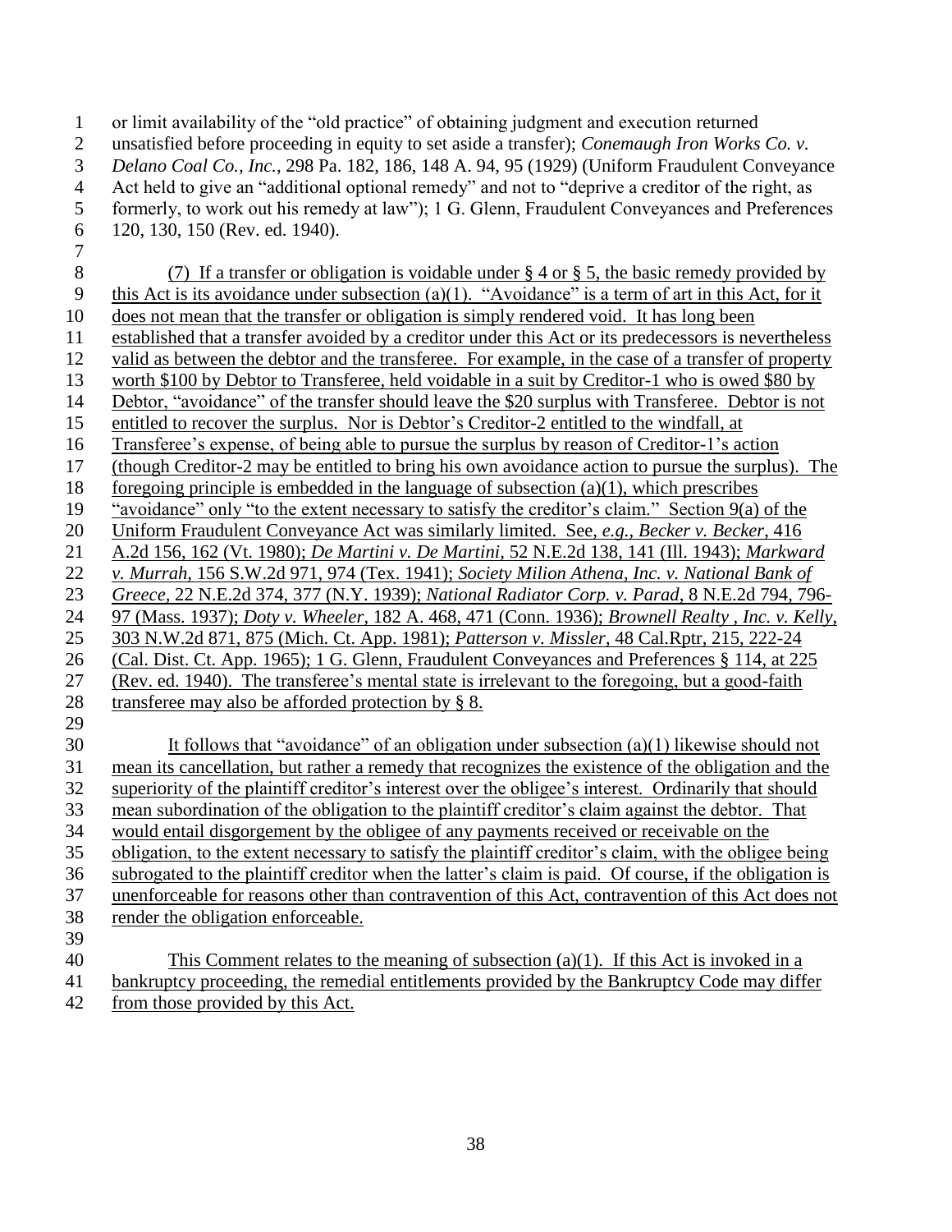or limit availability of the "old practice" of obtaining judgment and execution returned unsatisfied before proceeding in equity to set aside a transfer); *Conemaugh Iron Works Co. v. Delano Coal Co., Inc.*, 298 Pa. 182, 186, 148 A. 94, 95 (1929) (Uniform Fraudulent Conveyance Act held to give an "additional optional remedy" and not to "deprive a creditor of the right, as formerly, to work out his remedy at law"); 1 G. Glenn, Fraudulent Conveyances and Preferences 120, 130, 150 (Rev. ed. 1940).

(7) If a transfer or obligation is voidable under § 4 or § 5, the basic remedy provided by this Act is its avoidance under subsection (a)(1). "Avoidance" is a term of art in this Act, for it does not mean that the transfer or obligation is simply rendered void. It has long been established that a transfer avoided by a creditor under this Act or its predecessors is nevertheless valid as between the debtor and the transferee. For example, in the case of a transfer of property worth $100 by Debtor to Transferee, held voidable in a suit by Creditor-1 who is owed $80 by Debtor, "avoidance" of the transfer should leave the $20 surplus with Transferee. Debtor is not entitled to recover the surplus. Nor is Debtor's Creditor-2 entitled to the windfall, at Transferee's expense, of being able to pursue the surplus by reason of Creditor-1's action (though Creditor-2 may be entitled to bring his own avoidance action to pursue the surplus). The foregoing principle is embedded in the language of subsection (a)(1), which prescribes "avoidance" only "to the extent necessary to satisfy the creditor's claim." Section 9(a) of the Uniform Fraudulent Conveyance Act was similarly limited. See, *e.g.*, *Becker v. Becker*, 416 A.2d 156, 162 (Vt. 1980); *De Martini v. De Martini*, 52 N.E.2d 138, 141 (Ill. 1943); *Markward v. Murrah*, 156 S.W.2d 971, 974 (Tex. 1941); *Society Milion Athena, Inc. v. National Bank of Greece*, 22 N.E.2d 374, 377 (N.Y. 1939); *National Radiator Corp. v. Parad*, 8 N.E.2d 794, 796-97 (Mass. 1937); *Doty v. Wheeler*, 182 A. 468, 471 (Conn. 1936); *Brownell Realty , Inc. v. Kelly*, 303 N.W.2d 871, 875 (Mich. Ct. App. 1981); *Patterson v. Missler*, 48 Cal.Rptr, 215, 222-24 (Cal. Dist. Ct. App. 1965); 1 G. Glenn, Fraudulent Conveyances and Preferences § 114, at 225 (Rev. ed. 1940). The transferee's mental state is irrelevant to the foregoing, but a good-faith transferee may also be afforded protection by § 8.

It follows that "avoidance" of an obligation under subsection (a)(1) likewise should not mean its cancellation, but rather a remedy that recognizes the existence of the obligation and the superiority of the plaintiff creditor's interest over the obligee's interest. Ordinarily that should mean subordination of the obligation to the plaintiff creditor's claim against the debtor. That would entail disgorgement by the obligee of any payments received or receivable on the obligation, to the extent necessary to satisfy the plaintiff creditor's claim, with the obligee being subrogated to the plaintiff creditor when the latter's claim is paid. Of course, if the obligation is unenforceable for reasons other than contravention of this Act, contravention of this Act does not render the obligation enforceable.

This Comment relates to the meaning of subsection (a)(1). If this Act is invoked in a bankruptcy proceeding, the remedial entitlements provided by the Bankruptcy Code may differ from those provided by this Act.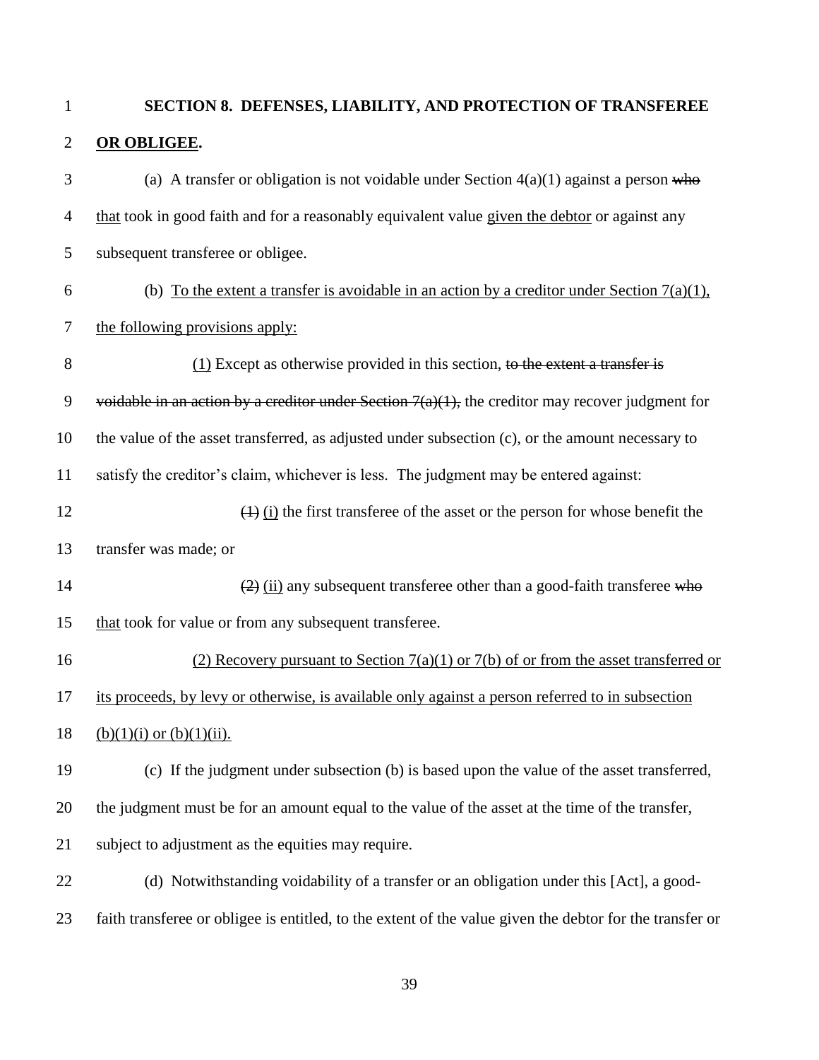**SECTION 8. DEFENSES, LIABILITY, AND PROTECTION OF TRANSFEREE OR OBLIGEE.**

(a) A transfer or obligation is not voidable under Section 4(a)(1) against a person ~~who~~ that took in good faith and for a reasonably equivalent value given the debtor or against any subsequent transferee or obligee.

(b) To the extent a transfer is avoidable in an action by a creditor under Section 7(a)(1), the following provisions apply:

(1) Except as otherwise provided in this section, ~~to the extent a transfer is voidable in an action by a creditor under Section 7(a)(1),~~ the creditor may recover judgment for the value of the asset transferred, as adjusted under subsection (c), or the amount necessary to satisfy the creditor's claim, whichever is less. The judgment may be entered against:

~~(1)~~ (i) the first transferee of the asset or the person for whose benefit the transfer was made; or

~~(2)~~ (ii) any subsequent transferee other than a good-faith transferee ~~who~~ that took for value or from any subsequent transferee.

(2) Recovery pursuant to Section 7(a)(1) or 7(b) of or from the asset transferred or its proceeds, by levy or otherwise, is available only against a person referred to in subsection (b)(1)(i) or (b)(1)(ii).

(c) If the judgment under subsection (b) is based upon the value of the asset transferred, the judgment must be for an amount equal to the value of the asset at the time of the transfer, subject to adjustment as the equities may require.

(d) Notwithstanding voidability of a transfer or an obligation under this [Act], a good-faith transferee or obligee is entitled, to the extent of the value given the debtor for the transfer or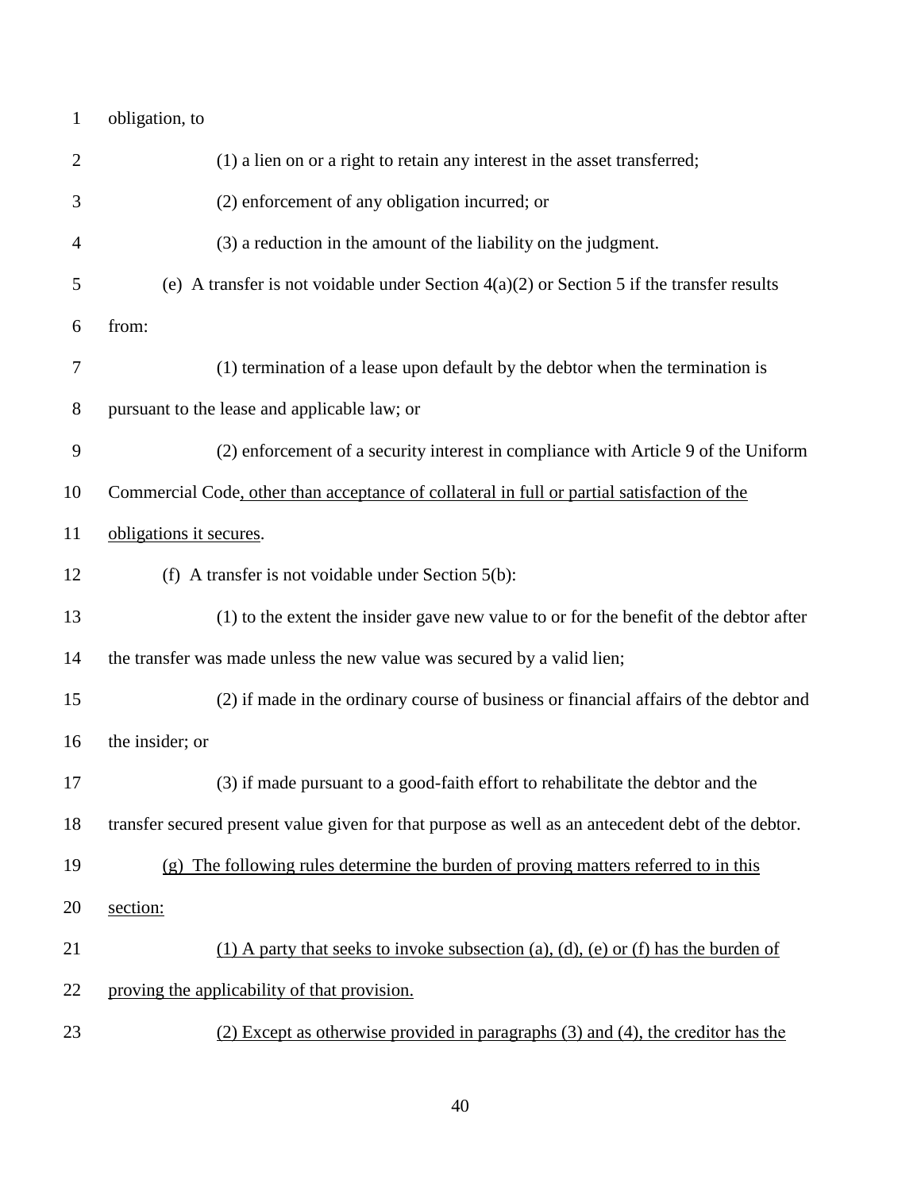obligation, to

(1) a lien on or a right to retain any interest in the asset transferred;

(2) enforcement of any obligation incurred; or

(3) a reduction in the amount of the liability on the judgment.

(e) A transfer is not voidable under Section 4(a)(2) or Section 5 if the transfer results from:

(1) termination of a lease upon default by the debtor when the termination is pursuant to the lease and applicable law; or

(2) enforcement of a security interest in compliance with Article 9 of the Uniform Commercial Code, other than acceptance of collateral in full or partial satisfaction of the obligations it secures.

(f) A transfer is not voidable under Section 5(b):

(1) to the extent the insider gave new value to or for the benefit of the debtor after the transfer was made unless the new value was secured by a valid lien;

(2) if made in the ordinary course of business or financial affairs of the debtor and the insider; or

(3) if made pursuant to a good-faith effort to rehabilitate the debtor and the transfer secured present value given for that purpose as well as an antecedent debt of the debtor.

(g) The following rules determine the burden of proving matters referred to in this section:

(1) A party that seeks to invoke subsection (a), (d), (e) or (f) has the burden of proving the applicability of that provision.

(2) Except as otherwise provided in paragraphs (3) and (4), the creditor has the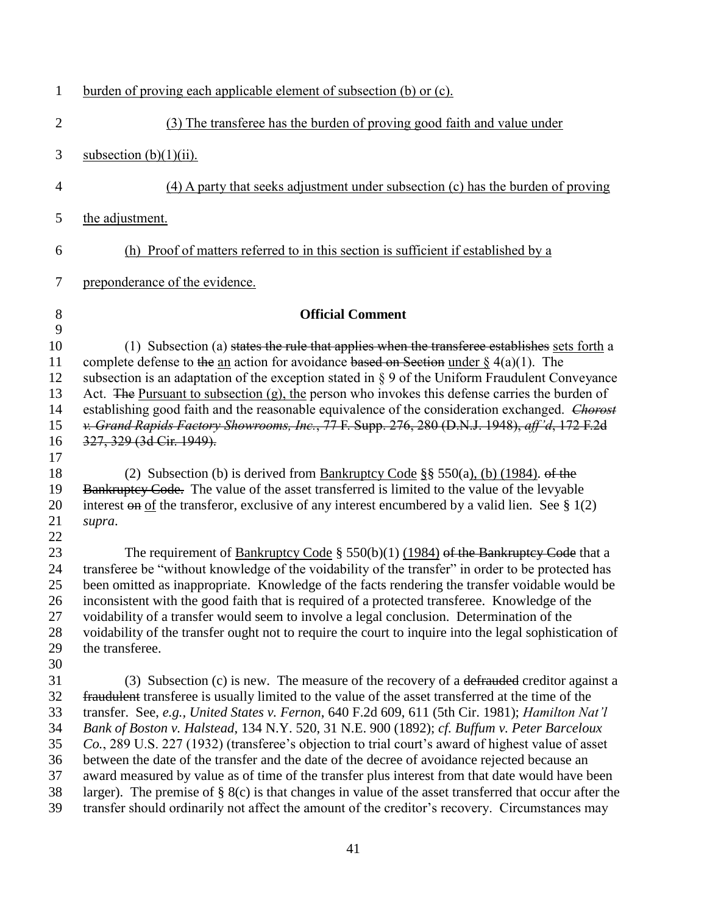burden of proving each applicable element of subsection (b) or (c).

(3) The transferee has the burden of proving good faith and value under subsection (b)(1)(ii).

(4) A party that seeks adjustment under subsection (c) has the burden of proving the adjustment.

(h) Proof of matters referred to in this section is sufficient if established by a preponderance of the evidence.

**Official Comment**

(1) Subsection (a) ~~states the rule that applies when the transferee establishes~~ sets forth a complete defense to ~~the~~ an action for avoidance ~~based on Section~~ under § 4(a)(1). The subsection is an adaptation of the exception stated in § 9 of the Uniform Fraudulent Conveyance Act. ~~The~~ Pursuant to subsection (g), the person who invokes this defense carries the burden of establishing good faith and the reasonable equivalence of the consideration exchanged. ~~*Chorost v. Grand Rapids Factory Showrooms, Inc.*, 77 F. Supp. 276, 280 (D.N.J. 1948), *aff'd*, 172 F.2d 327, 329 (3d Cir. 1949).~~

(2) Subsection (b) is derived from Bankruptcy Code §§ 550(a), (b) (1984). ~~of the Bankruptcy Code.~~ The value of the asset transferred is limited to the value of the levyable interest ~~on~~ of the transferor, exclusive of any interest encumbered by a valid lien. See § 1(2) *supra*.

The requirement of Bankruptcy Code § 550(b)(1) (1984) ~~of the Bankruptcy Code~~ that a transferee be "without knowledge of the voidability of the transfer" in order to be protected has been omitted as inappropriate. Knowledge of the facts rendering the transfer voidable would be inconsistent with the good faith that is required of a protected transferee. Knowledge of the voidability of a transfer would seem to involve a legal conclusion. Determination of the voidability of the transfer ought not to require the court to inquire into the legal sophistication of the transferee.

(3) Subsection (c) is new. The measure of the recovery of a ~~defrauded~~ creditor against a ~~fraudulent~~ transferee is usually limited to the value of the asset transferred at the time of the transfer. See, *e.g., United States v. Fernon*, 640 F.2d 609, 611 (5th Cir. 1981); *Hamilton Nat'l Bank of Boston v. Halstead*, 134 N.Y. 520, 31 N.E. 900 (1892); *cf. Buffum v. Peter Barceloux Co.*, 289 U.S. 227 (1932) (transferee's objection to trial court's award of highest value of asset between the date of the transfer and the date of the decree of avoidance rejected because an award measured by value as of time of the transfer plus interest from that date would have been larger). The premise of § 8(c) is that changes in value of the asset transferred that occur after the transfer should ordinarily not affect the amount of the creditor's recovery. Circumstances may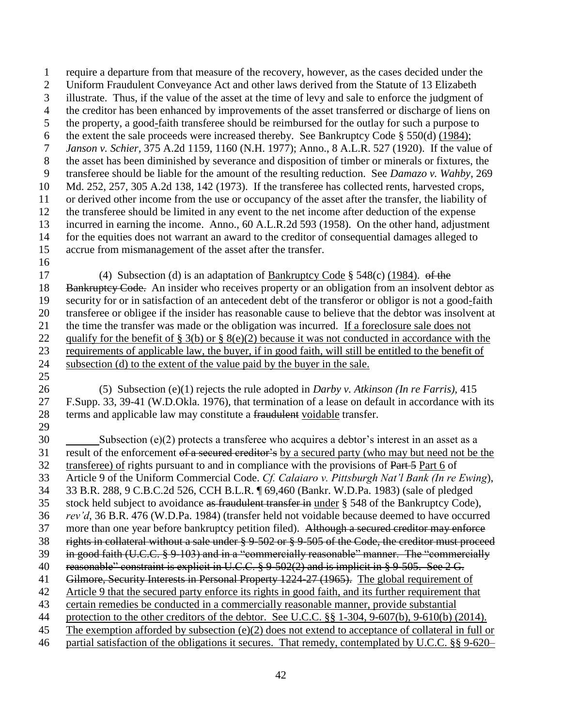require a departure from that measure of the recovery, however, as the cases decided under the Uniform Fraudulent Conveyance Act and other laws derived from the Statute of 13 Elizabeth illustrate. Thus, if the value of the asset at the time of levy and sale to enforce the judgment of the creditor has been enhanced by improvements of the asset transferred or discharge of liens on the property, a good<u>-</u>faith transferee should be reimbursed for the outlay for such a purpose to the extent the sale proceeds were increased thereby. See Bankruptcy Code § 550(d) <u>(1984)</u>; *Janson v. Schier*, 375 A.2d 1159, 1160 (N.H. 1977); Anno., 8 A.L.R. 527 (1920). If the value of the asset has been diminished by severance and disposition of timber or minerals or fixtures, the transferee should be liable for the amount of the resulting reduction. See *Damazo v. Wahby*, 269 Md. 252, 257, 305 A.2d 138, 142 (1973). If the transferee has collected rents, harvested crops, or derived other income from the use or occupancy of the asset after the transfer, the liability of the transferee should be limited in any event to the net income after deduction of the expense incurred in earning the income. Anno., 60 A.L.R.2d 593 (1958). On the other hand, adjustment for the equities does not warrant an award to the creditor of consequential damages alleged to accrue from mismanagement of the asset after the transfer.

(4) Subsection (d) is an adaptation of <u>Bankruptcy Code</u> § 548(c) <u>(1984)</u>. ~~of the Bankruptcy Code.~~ An insider who receives property or an obligation from an insolvent debtor as security for or in satisfaction of an antecedent debt of the transferor or obligor is not a good<u>-</u>faith transferee or obligee if the insider has reasonable cause to believe that the debtor was insolvent at the time the transfer was made or the obligation was incurred. <u>If a foreclosure sale does not qualify for the benefit of § 3(b) or § 8(e)(2) because it was not conducted in accordance with the requirements of applicable law, the buyer, if in good faith, will still be entitled to the benefit of subsection (d) to the extent of the value paid by the buyer in the sale.</u>

(5) Subsection (e)(1) rejects the rule adopted in *Darby v. Atkinson (In re Farris)*, 415 F.Supp. 33, 39-41 (W.D.Okla. 1976), that termination of a lease on default in accordance with its terms and applicable law may constitute a ~~fraudulent~~ <u>voidable</u> transfer.

Subsection (e)(2) protects a transferee who acquires a debtor's interest in an asset as a result of the enforcement ~~of a secured creditor's~~ <u>by a secured party (who may but need not be the transferee) of</u> rights pursuant to and in compliance with the provisions of ~~Part 5~~ <u>Part 6</u> of Article 9 of the Uniform Commercial Code. *Cf. Calaiaro v. Pittsburgh Nat'l Bank (In re Ewing)*, 33 B.R. 288, 9 C.B.C.2d 526, CCH B.L.R. ¶ 69,460 (Bankr. W.D.Pa. 1983) (sale of pledged stock held subject to avoidance ~~as fraudulent transfer in~~ <u>under</u> § 548 of the Bankruptcy Code), *rev'd*, 36 B.R. 476 (W.D.Pa. 1984) (transfer held not voidable because deemed to have occurred more than one year before bankruptcy petition filed). ~~Although a secured creditor may enforce rights in collateral without a sale under § 9-502 or § 9-505 of the Code, the creditor must proceed in good faith (U.C.C. § 9-103) and in a "commercially reasonable" manner. The "commercially reasonable" constraint is explicit in U.C.C. § 9-502(2) and is implicit in § 9-505. See 2 G. Gilmore, Security Interests in Personal Property 1224-27 (1965).~~ <u>The global requirement of Article 9 that the secured party enforce its rights in good faith, and its further requirement that certain remedies be conducted in a commercially reasonable manner, provide substantial protection to the other creditors of the debtor. See U.C.C. §§ 1-304, 9-607(b), 9-610(b) (2014). The exemption afforded by subsection (e)(2) does not extend to acceptance of collateral in full or partial satisfaction of the obligations it secures. That remedy, contemplated by U.C.C. §§ 9-620–</u>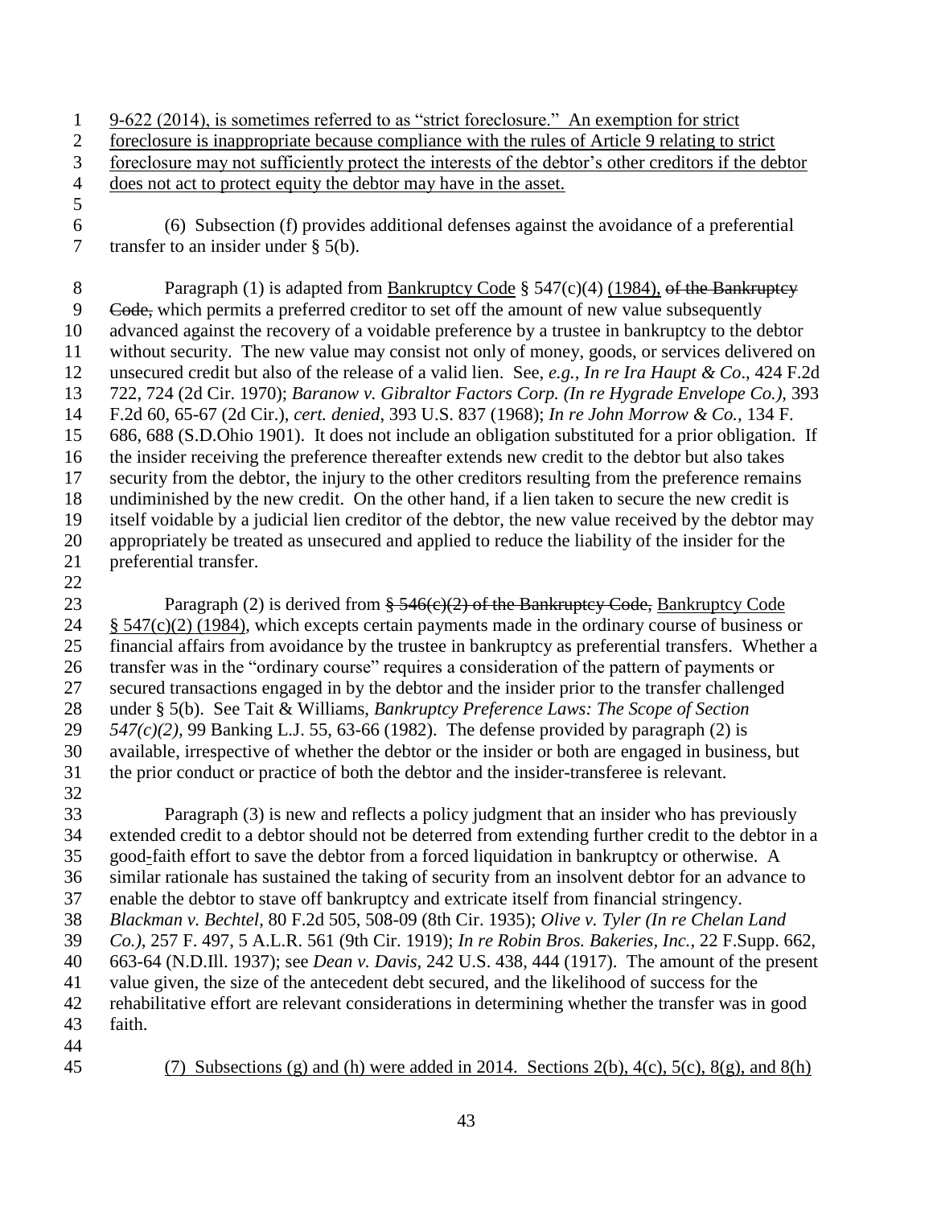9-622 (2014), is sometimes referred to as "strict foreclosure." An exemption for strict foreclosure is inappropriate because compliance with the rules of Article 9 relating to strict foreclosure may not sufficiently protect the interests of the debtor's other creditors if the debtor does not act to protect equity the debtor may have in the asset.

(6) Subsection (f) provides additional defenses against the avoidance of a preferential transfer to an insider under § 5(b).

Paragraph (1) is adapted from Bankruptcy Code § 547(c)(4) (1984), ~~of the Bankruptcy Code,~~ which permits a preferred creditor to set off the amount of new value subsequently advanced against the recovery of a voidable preference by a trustee in bankruptcy to the debtor without security. The new value may consist not only of money, goods, or services delivered on unsecured credit but also of the release of a valid lien. See, *e.g., In re Ira Haupt & Co*., 424 F.2d 722, 724 (2d Cir. 1970); *Baranow v. Gibraltor Factors Corp. (In re Hygrade Envelope Co.),* 393 F.2d 60, 65-67 (2d Cir.), *cert. denied*, 393 U.S. 837 (1968); *In re John Morrow & Co.,* 134 F. 686, 688 (S.D.Ohio 1901). It does not include an obligation substituted for a prior obligation. If the insider receiving the preference thereafter extends new credit to the debtor but also takes security from the debtor, the injury to the other creditors resulting from the preference remains undiminished by the new credit. On the other hand, if a lien taken to secure the new credit is itself voidable by a judicial lien creditor of the debtor, the new value received by the debtor may appropriately be treated as unsecured and applied to reduce the liability of the insider for the preferential transfer.

Paragraph (2) is derived from ~~§ 546(c)(2) of the Bankruptcy Code,~~ Bankruptcy Code § 547(c)(2) (1984), which excepts certain payments made in the ordinary course of business or financial affairs from avoidance by the trustee in bankruptcy as preferential transfers. Whether a transfer was in the "ordinary course" requires a consideration of the pattern of payments or secured transactions engaged in by the debtor and the insider prior to the transfer challenged under § 5(b). See Tait & Williams, *Bankruptcy Preference Laws: The Scope of Section 547(c)(2)*, 99 Banking L.J. 55, 63-66 (1982). The defense provided by paragraph (2) is available, irrespective of whether the debtor or the insider or both are engaged in business, but the prior conduct or practice of both the debtor and the insider-transferee is relevant.

Paragraph (3) is new and reflects a policy judgment that an insider who has previously extended credit to a debtor should not be deterred from extending further credit to the debtor in a good-faith effort to save the debtor from a forced liquidation in bankruptcy or otherwise. A similar rationale has sustained the taking of security from an insolvent debtor for an advance to enable the debtor to stave off bankruptcy and extricate itself from financial stringency. *Blackman v. Bechtel*, 80 F.2d 505, 508-09 (8th Cir. 1935); *Olive v. Tyler (In re Chelan Land Co.),* 257 F. 497, 5 A.L.R. 561 (9th Cir. 1919); *In re Robin Bros. Bakeries, Inc.,* 22 F.Supp. 662, 663-64 (N.D.Ill. 1937); see *Dean v. Davis*, 242 U.S. 438, 444 (1917). The amount of the present value given, the size of the antecedent debt secured, and the likelihood of success for the rehabilitative effort are relevant considerations in determining whether the transfer was in good faith.

(7) Subsections (g) and (h) were added in 2014. Sections 2(b), 4(c), 5(c), 8(g), and 8(h)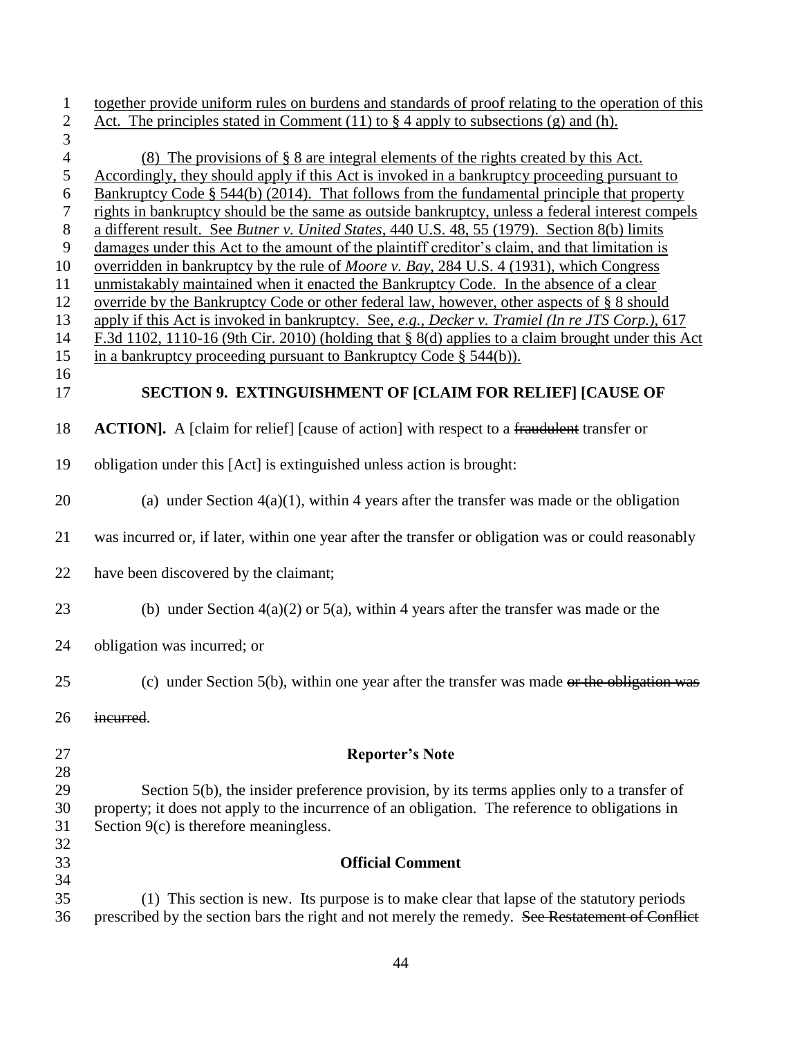together provide uniform rules on burdens and standards of proof relating to the operation of this Act. The principles stated in Comment (11) to § 4 apply to subsections (g) and (h).

(8) The provisions of § 8 are integral elements of the rights created by this Act. Accordingly, they should apply if this Act is invoked in a bankruptcy proceeding pursuant to Bankruptcy Code § 544(b) (2014). That follows from the fundamental principle that property rights in bankruptcy should be the same as outside bankruptcy, unless a federal interest compels a different result. See *Butner v. United States*, 440 U.S. 48, 55 (1979). Section 8(b) limits damages under this Act to the amount of the plaintiff creditor's claim, and that limitation is overridden in bankruptcy by the rule of *Moore v. Bay*, 284 U.S. 4 (1931), which Congress unmistakably maintained when it enacted the Bankruptcy Code. In the absence of a clear override by the Bankruptcy Code or other federal law, however, other aspects of § 8 should apply if this Act is invoked in bankruptcy. See, *e.g., Decker v. Tramiel (In re JTS Corp.)*, 617 F.3d 1102, 1110-16 (9th Cir. 2010) (holding that § 8(d) applies to a claim brought under this Act in a bankruptcy proceeding pursuant to Bankruptcy Code § 544(b)).

## SECTION 9. EXTINGUISHMENT OF [CLAIM FOR RELIEF] [CAUSE OF ACTION].

**ACTION].** A [claim for relief] [cause of action] with respect to a ~~fraudulent~~ transfer or obligation under this [Act] is extinguished unless action is brought:

(a) under Section 4(a)(1), within 4 years after the transfer was made or the obligation was incurred or, if later, within one year after the transfer or obligation was or could reasonably have been discovered by the claimant;

(b) under Section 4(a)(2) or 5(a), within 4 years after the transfer was made or the obligation was incurred; or

(c) under Section 5(b), within one year after the transfer was made ~~or the obligation was incurred~~.

### Reporter's Note

Section 5(b), the insider preference provision, by its terms applies only to a transfer of property; it does not apply to the incurrence of an obligation. The reference to obligations in Section 9(c) is therefore meaningless.

### Official Comment

(1) This section is new. Its purpose is to make clear that lapse of the statutory periods prescribed by the section bars the right and not merely the remedy. ~~See Restatement of Conflict~~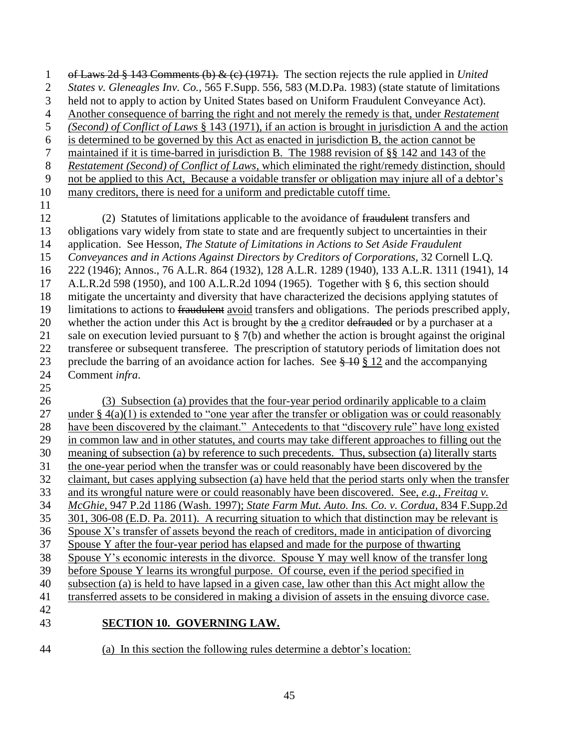~~of Laws 2d § 143 Comments (b) & (c) (1971).~~ The section rejects the rule applied in *United States v. Gleneagles Inv. Co.*, 565 F.Supp. 556, 583 (M.D.Pa. 1983) (state statute of limitations held not to apply to action by United States based on Uniform Fraudulent Conveyance Act). <u>Another consequence of barring the right and not merely the remedy is that, under *Restatement (Second) of Conflict of Laws* § 143 (1971), if an action is brought in jurisdiction A and the action is determined to be governed by this Act as enacted in jurisdiction B, the action cannot be maintained if it is time-barred in jurisdiction B. The 1988 revision of §§ 142 and 143 of the *Restatement (Second) of Conflict of Laws*, which eliminated the right/remedy distinction, should not be applied to this Act, Because a voidable transfer or obligation may injure all of a debtor's many creditors, there is need for a uniform and predictable cutoff time.</u>

(2) Statutes of limitations applicable to the avoidance of ~~fraudulent~~ transfers and obligations vary widely from state to state and are frequently subject to uncertainties in their application. See Hesson, *The Statute of Limitations in Actions to Set Aside Fraudulent Conveyances and in Actions Against Directors by Creditors of Corporations,* 32 Cornell L.Q. 222 (1946); Annos., 76 A.L.R. 864 (1932), 128 A.L.R. 1289 (1940), 133 A.L.R. 1311 (1941), 14 A.L.R.2d 598 (1950), and 100 A.L.R.2d 1094 (1965). Together with § 6, this section should mitigate the uncertainty and diversity that have characterized the decisions applying statutes of limitations to actions to ~~fraudulent~~ <u>avoid</u> transfers and obligations. The periods prescribed apply, whether the action under this Act is brought by ~~the~~ <u>a</u> creditor ~~defrauded~~ or by a purchaser at a sale on execution levied pursuant to § 7(b) and whether the action is brought against the original transferee or subsequent transferee. The prescription of statutory periods of limitation does not preclude the barring of an avoidance action for laches. See ~~§ 10~~ <u>§ 12</u> and the accompanying Comment *infra*.

<u>(3) Subsection (a) provides that the four-year period ordinarily applicable to a claim under § 4(a)(1) is extended to "one year after the transfer or obligation was or could reasonably have been discovered by the claimant." Antecedents to that "discovery rule" have long existed in common law and in other statutes, and courts may take different approaches to filling out the meaning of subsection (a) by reference to such precedents. Thus, subsection (a) literally starts the one-year period when the transfer was or could reasonably have been discovered by the claimant, but cases applying subsection (a) have held that the period starts only when the transfer and its wrongful nature were or could reasonably have been discovered. See, *e.g.*, *Freitag v. McGhie*, 947 P.2d 1186 (Wash. 1997); *State Farm Mut. Auto. Ins. Co. v. Cordua*, 834 F.Supp.2d 301, 306-08 (E.D. Pa. 2011). A recurring situation to which that distinction may be relevant is Spouse X's transfer of assets beyond the reach of creditors, made in anticipation of divorcing Spouse Y after the four-year period has elapsed and made for the purpose of thwarting Spouse Y's economic interests in the divorce. Spouse Y may well know of the transfer long before Spouse Y learns its wrongful purpose. Of course, even if the period specified in subsection (a) is held to have lapsed in a given case, law other than this Act might allow the transferred assets to be considered in making a division of assets in the ensuing divorce case.</u>

## <u>**SECTION 10. GOVERNING LAW.**</u>

<u>(a) In this section the following rules determine a debtor's location:</u>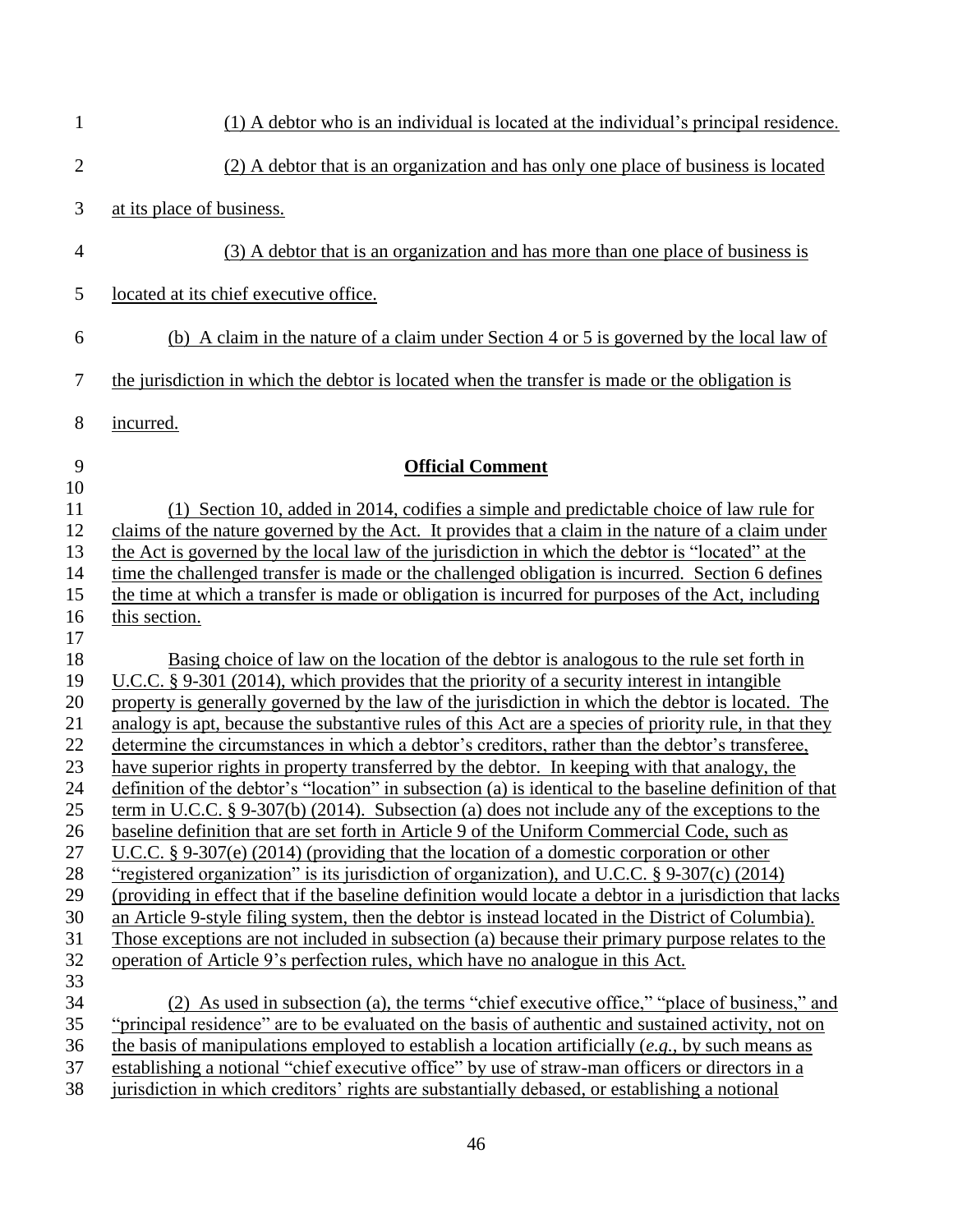(1) A debtor who is an individual is located at the individual's principal residence.

(2) A debtor that is an organization and has only one place of business is located at its place of business.

(3) A debtor that is an organization and has more than one place of business is located at its chief executive office.

(b) A claim in the nature of a claim under Section 4 or 5 is governed by the local law of the jurisdiction in which the debtor is located when the transfer is made or the obligation is incurred.

**Official Comment**

(1) Section 10, added in 2014, codifies a simple and predictable choice of law rule for claims of the nature governed by the Act. It provides that a claim in the nature of a claim under the Act is governed by the local law of the jurisdiction in which the debtor is "located" at the time the challenged transfer is made or the challenged obligation is incurred. Section 6 defines the time at which a transfer is made or obligation is incurred for purposes of the Act, including this section.

Basing choice of law on the location of the debtor is analogous to the rule set forth in U.C.C. § 9-301 (2014), which provides that the priority of a security interest in intangible property is generally governed by the law of the jurisdiction in which the debtor is located. The analogy is apt, because the substantive rules of this Act are a species of priority rule, in that they determine the circumstances in which a debtor's creditors, rather than the debtor's transferee, have superior rights in property transferred by the debtor. In keeping with that analogy, the definition of the debtor's "location" in subsection (a) is identical to the baseline definition of that term in U.C.C. § 9-307(b) (2014). Subsection (a) does not include any of the exceptions to the baseline definition that are set forth in Article 9 of the Uniform Commercial Code, such as U.C.C. § 9-307(e) (2014) (providing that the location of a domestic corporation or other "registered organization" is its jurisdiction of organization), and U.C.C. § 9-307(c) (2014) (providing in effect that if the baseline definition would locate a debtor in a jurisdiction that lacks an Article 9-style filing system, then the debtor is instead located in the District of Columbia). Those exceptions are not included in subsection (a) because their primary purpose relates to the operation of Article 9's perfection rules, which have no analogue in this Act.

(2) As used in subsection (a), the terms "chief executive office," "place of business," and "principal residence" are to be evaluated on the basis of authentic and sustained activity, not on the basis of manipulations employed to establish a location artificially (*e.g.*, by such means as establishing a notional "chief executive office" by use of straw-man officers or directors in a jurisdiction in which creditors' rights are substantially debased, or establishing a notional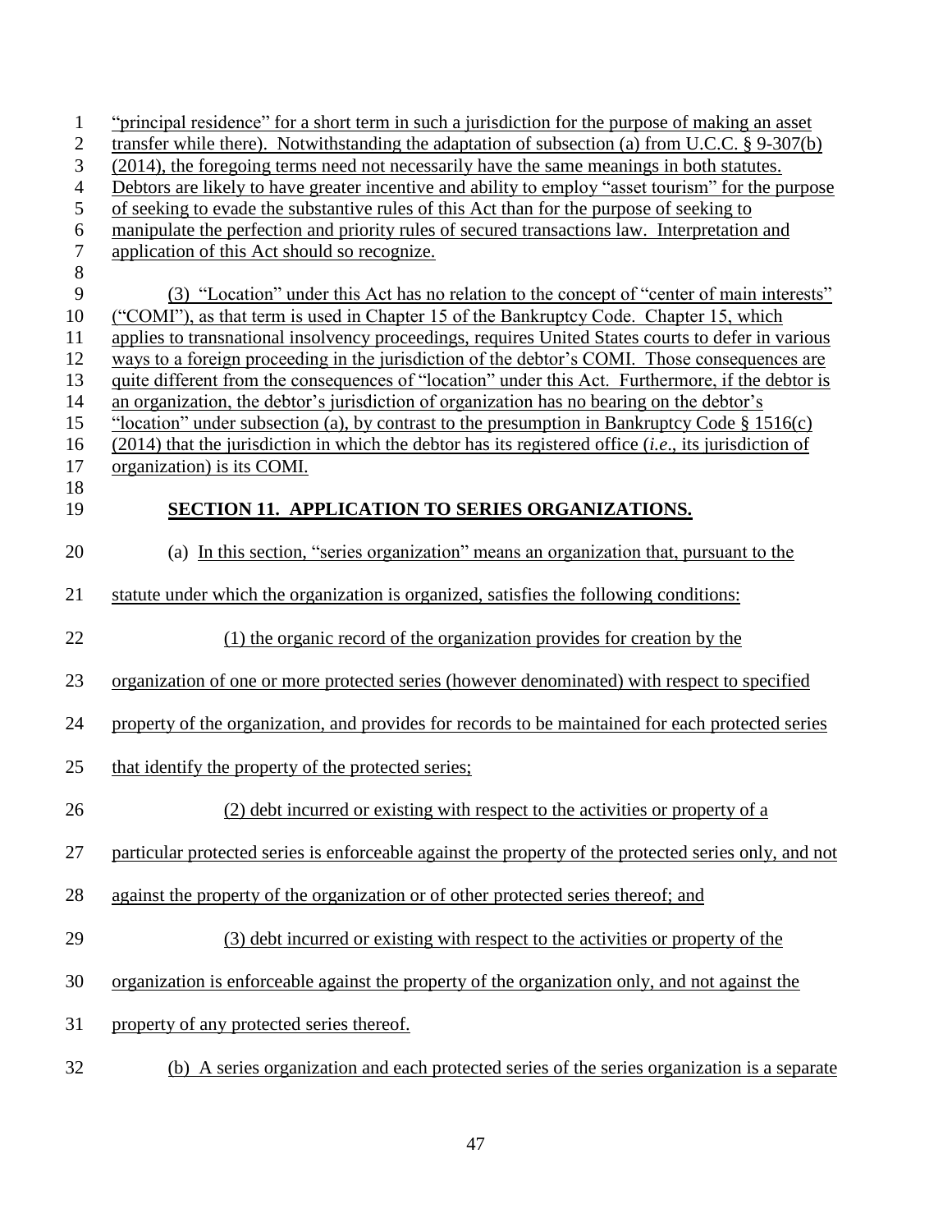"principal residence" for a short term in such a jurisdiction for the purpose of making an asset transfer while there). Notwithstanding the adaptation of subsection (a) from U.C.C. § 9-307(b) (2014), the foregoing terms need not necessarily have the same meanings in both statutes. Debtors are likely to have greater incentive and ability to employ "asset tourism" for the purpose of seeking to evade the substantive rules of this Act than for the purpose of seeking to manipulate the perfection and priority rules of secured transactions law. Interpretation and application of this Act should so recognize.

(3) "Location" under this Act has no relation to the concept of "center of main interests" ("COMI"), as that term is used in Chapter 15 of the Bankruptcy Code. Chapter 15, which applies to transnational insolvency proceedings, requires United States courts to defer in various ways to a foreign proceeding in the jurisdiction of the debtor's COMI. Those consequences are quite different from the consequences of "location" under this Act. Furthermore, if the debtor is an organization, the debtor's jurisdiction of organization has no bearing on the debtor's "location" under subsection (a), by contrast to the presumption in Bankruptcy Code § 1516(c) (2014) that the jurisdiction in which the debtor has its registered office (*i.e*., its jurisdiction of organization) is its COMI.

## SECTION 11. APPLICATION TO SERIES ORGANIZATIONS.

(a) In this section, "series organization" means an organization that, pursuant to the statute under which the organization is organized, satisfies the following conditions:

(1) the organic record of the organization provides for creation by the organization of one or more protected series (however denominated) with respect to specified property of the organization, and provides for records to be maintained for each protected series that identify the property of the protected series;

(2) debt incurred or existing with respect to the activities or property of a particular protected series is enforceable against the property of the protected series only, and not against the property of the organization or of other protected series thereof; and

(3) debt incurred or existing with respect to the activities or property of the organization is enforceable against the property of the organization only, and not against the property of any protected series thereof.

(b) A series organization and each protected series of the series organization is a separate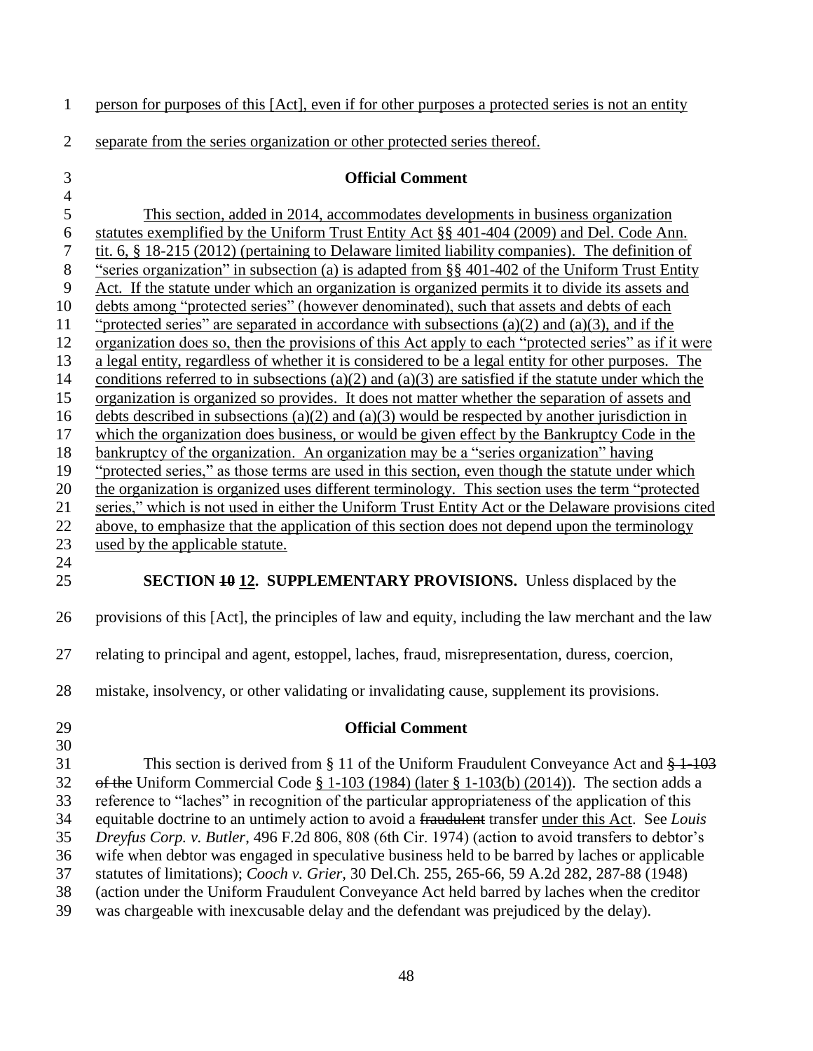person for purposes of this [Act], even if for other purposes a protected series is not an entity separate from the series organization or other protected series thereof.

**Official Comment**

This section, added in 2014, accommodates developments in business organization statutes exemplified by the Uniform Trust Entity Act §§ 401-404 (2009) and Del. Code Ann. tit. 6, § 18-215 (2012) (pertaining to Delaware limited liability companies). The definition of "series organization" in subsection (a) is adapted from §§ 401-402 of the Uniform Trust Entity Act. If the statute under which an organization is organized permits it to divide its assets and debts among "protected series" (however denominated), such that assets and debts of each "protected series" are separated in accordance with subsections (a)(2) and (a)(3), and if the organization does so, then the provisions of this Act apply to each "protected series" as if it were a legal entity, regardless of whether it is considered to be a legal entity for other purposes. The conditions referred to in subsections (a)(2) and (a)(3) are satisfied if the statute under which the organization is organized so provides. It does not matter whether the separation of assets and debts described in subsections (a)(2) and (a)(3) would be respected by another jurisdiction in which the organization does business, or would be given effect by the Bankruptcy Code in the bankruptcy of the organization. An organization may be a "series organization" having "protected series," as those terms are used in this section, even though the statute under which the organization is organized uses different terminology. This section uses the term "protected series," which is not used in either the Uniform Trust Entity Act or the Delaware provisions cited above, to emphasize that the application of this section does not depend upon the terminology used by the applicable statute.

**SECTION ~~10~~ 12. SUPPLEMENTARY PROVISIONS.** Unless displaced by the provisions of this [Act], the principles of law and equity, including the law merchant and the law relating to principal and agent, estoppel, laches, fraud, misrepresentation, duress, coercion, mistake, insolvency, or other validating or invalidating cause, supplement its provisions.

**Official Comment**

This section is derived from § 11 of the Uniform Fraudulent Conveyance Act and ~~§ 1-103 of the~~ Uniform Commercial Code § 1-103 (1984) (later § 1-103(b) (2014)). The section adds a reference to "laches" in recognition of the particular appropriateness of the application of this equitable doctrine to an untimely action to avoid a ~~fraudulent~~ transfer under this Act. See *Louis Dreyfus Corp. v. Butler*, 496 F.2d 806, 808 (6th Cir. 1974) (action to avoid transfers to debtor's wife when debtor was engaged in speculative business held to be barred by laches or applicable statutes of limitations); *Cooch v. Grier*, 30 Del.Ch. 255, 265-66, 59 A.2d 282, 287-88 (1948) (action under the Uniform Fraudulent Conveyance Act held barred by laches when the creditor was chargeable with inexcusable delay and the defendant was prejudiced by the delay).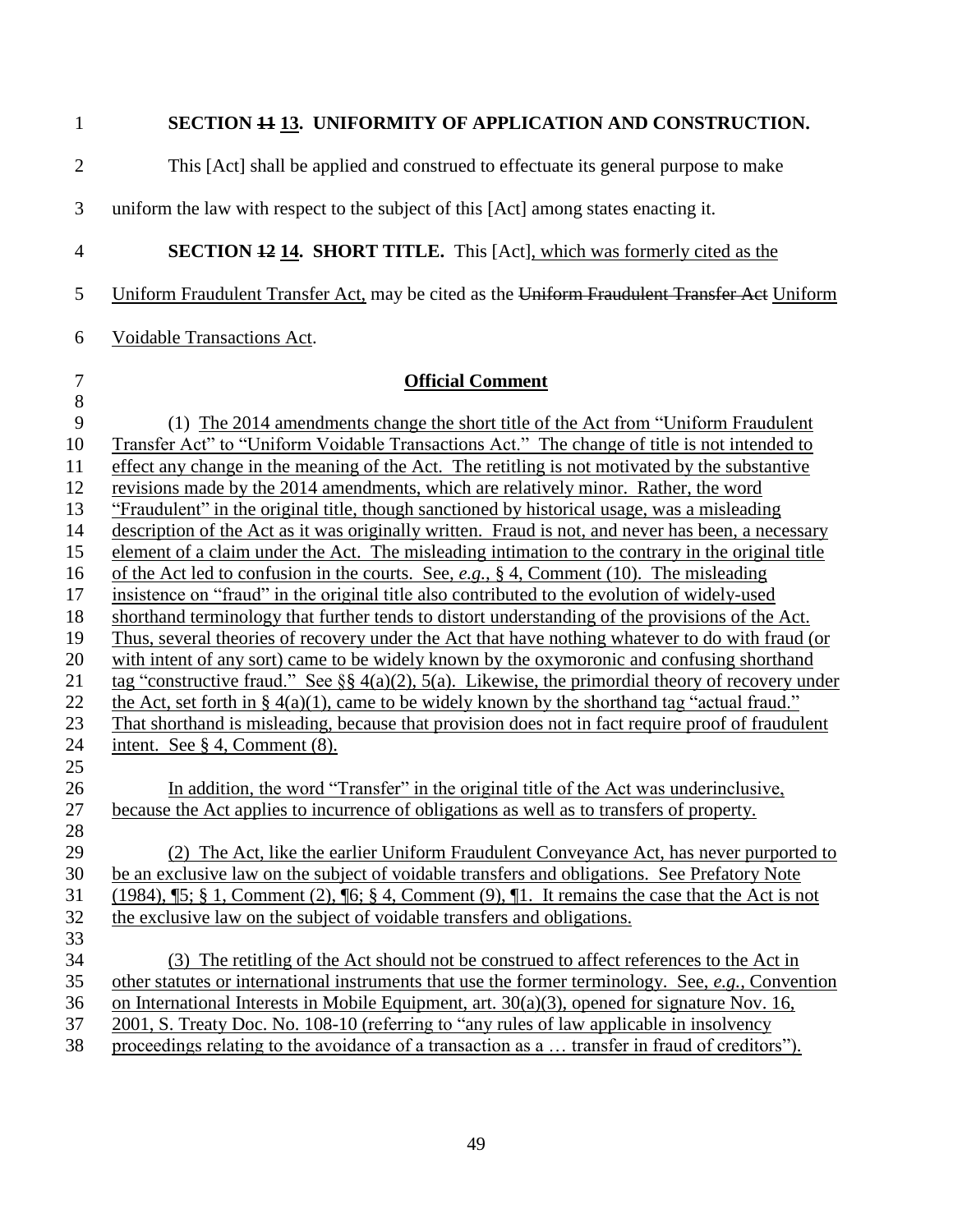**SECTION ~~11~~ 13. UNIFORMITY OF APPLICATION AND CONSTRUCTION.**

This [Act] shall be applied and construed to effectuate its general purpose to make uniform the law with respect to the subject of this [Act] among states enacting it.

**SECTION ~~12~~ 14. SHORT TITLE.** This [Act], which was formerly cited as the Uniform Fraudulent Transfer Act, may be cited as the ~~Uniform Fraudulent Transfer Act~~ Uniform Voidable Transactions Act.

**Official Comment**

(1) The 2014 amendments change the short title of the Act from "Uniform Fraudulent Transfer Act" to "Uniform Voidable Transactions Act." The change of title is not intended to effect any change in the meaning of the Act. The retitling is not motivated by the substantive revisions made by the 2014 amendments, which are relatively minor. Rather, the word "Fraudulent" in the original title, though sanctioned by historical usage, was a misleading description of the Act as it was originally written. Fraud is not, and never has been, a necessary element of a claim under the Act. The misleading intimation to the contrary in the original title of the Act led to confusion in the courts. See, *e.g.*, § 4, Comment (10). The misleading insistence on "fraud" in the original title also contributed to the evolution of widely-used shorthand terminology that further tends to distort understanding of the provisions of the Act. Thus, several theories of recovery under the Act that have nothing whatever to do with fraud (or with intent of any sort) came to be widely known by the oxymoronic and confusing shorthand tag "constructive fraud." See §§ 4(a)(2), 5(a). Likewise, the primordial theory of recovery under the Act, set forth in § 4(a)(1), came to be widely known by the shorthand tag "actual fraud." That shorthand is misleading, because that provision does not in fact require proof of fraudulent intent. See § 4, Comment (8).

In addition, the word "Transfer" in the original title of the Act was underinclusive, because the Act applies to incurrence of obligations as well as to transfers of property.

(2) The Act, like the earlier Uniform Fraudulent Conveyance Act, has never purported to be an exclusive law on the subject of voidable transfers and obligations. See Prefatory Note (1984), ¶5; § 1, Comment (2), ¶6; § 4, Comment (9), ¶1. It remains the case that the Act is not the exclusive law on the subject of voidable transfers and obligations.

(3) The retitling of the Act should not be construed to affect references to the Act in other statutes or international instruments that use the former terminology. See, *e.g.*, Convention on International Interests in Mobile Equipment, art. 30(a)(3), opened for signature Nov. 16, 2001, S. Treaty Doc. No. 108-10 (referring to "any rules of law applicable in insolvency proceedings relating to the avoidance of a transaction as a … transfer in fraud of creditors").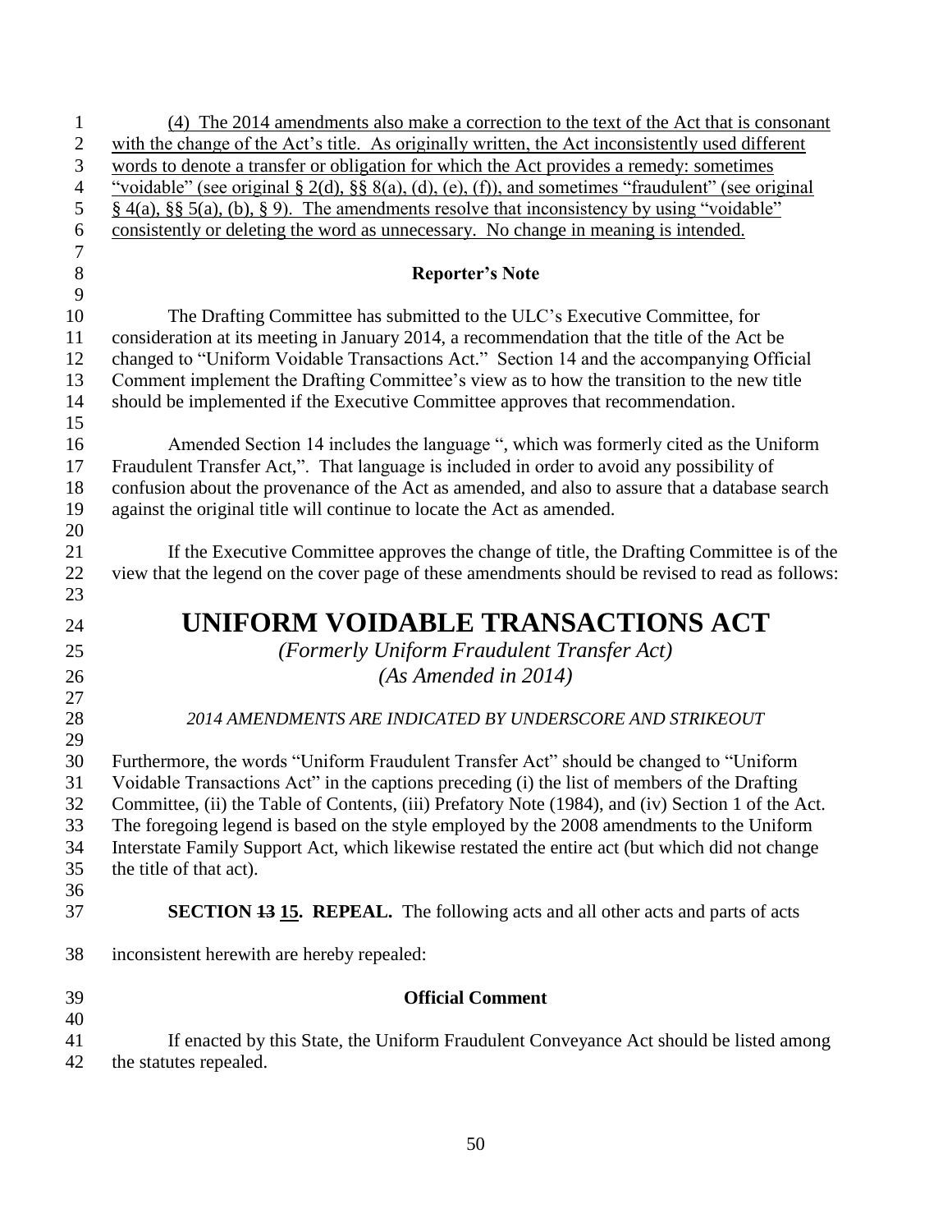(4) The 2014 amendments also make a correction to the text of the Act that is consonant with the change of the Act's title. As originally written, the Act inconsistently used different words to denote a transfer or obligation for which the Act provides a remedy: sometimes "voidable" (see original § 2(d), §§ 8(a), (d), (e), (f)), and sometimes "fraudulent" (see original § 4(a), §§ 5(a), (b), § 9). The amendments resolve that inconsistency by using "voidable" consistently or deleting the word as unnecessary. No change in meaning is intended.

**Reporter's Note**

The Drafting Committee has submitted to the ULC's Executive Committee, for consideration at its meeting in January 2014, a recommendation that the title of the Act be changed to "Uniform Voidable Transactions Act." Section 14 and the accompanying Official Comment implement the Drafting Committee's view as to how the transition to the new title should be implemented if the Executive Committee approves that recommendation.

Amended Section 14 includes the language ", which was formerly cited as the Uniform Fraudulent Transfer Act,". That language is included in order to avoid any possibility of confusion about the provenance of the Act as amended, and also to assure that a database search against the original title will continue to locate the Act as amended.

If the Executive Committee approves the change of title, the Drafting Committee is of the view that the legend on the cover page of these amendments should be revised to read as follows:

# UNIFORM VOIDABLE TRANSACTIONS ACT

*(Formerly Uniform Fraudulent Transfer Act)*

*(As Amended in 2014)*

*2014 AMENDMENTS ARE INDICATED BY UNDERSCORE AND STRIKEOUT*

Furthermore, the words "Uniform Fraudulent Transfer Act" should be changed to "Uniform Voidable Transactions Act" in the captions preceding (i) the list of members of the Drafting Committee, (ii) the Table of Contents, (iii) Prefatory Note (1984), and (iv) Section 1 of the Act. The foregoing legend is based on the style employed by the 2008 amendments to the Uniform Interstate Family Support Act, which likewise restated the entire act (but which did not change the title of that act).

**SECTION ~~13~~ 15. REPEAL.** The following acts and all other acts and parts of acts inconsistent herewith are hereby repealed:

**Official Comment**

If enacted by this State, the Uniform Fraudulent Conveyance Act should be listed among the statutes repealed.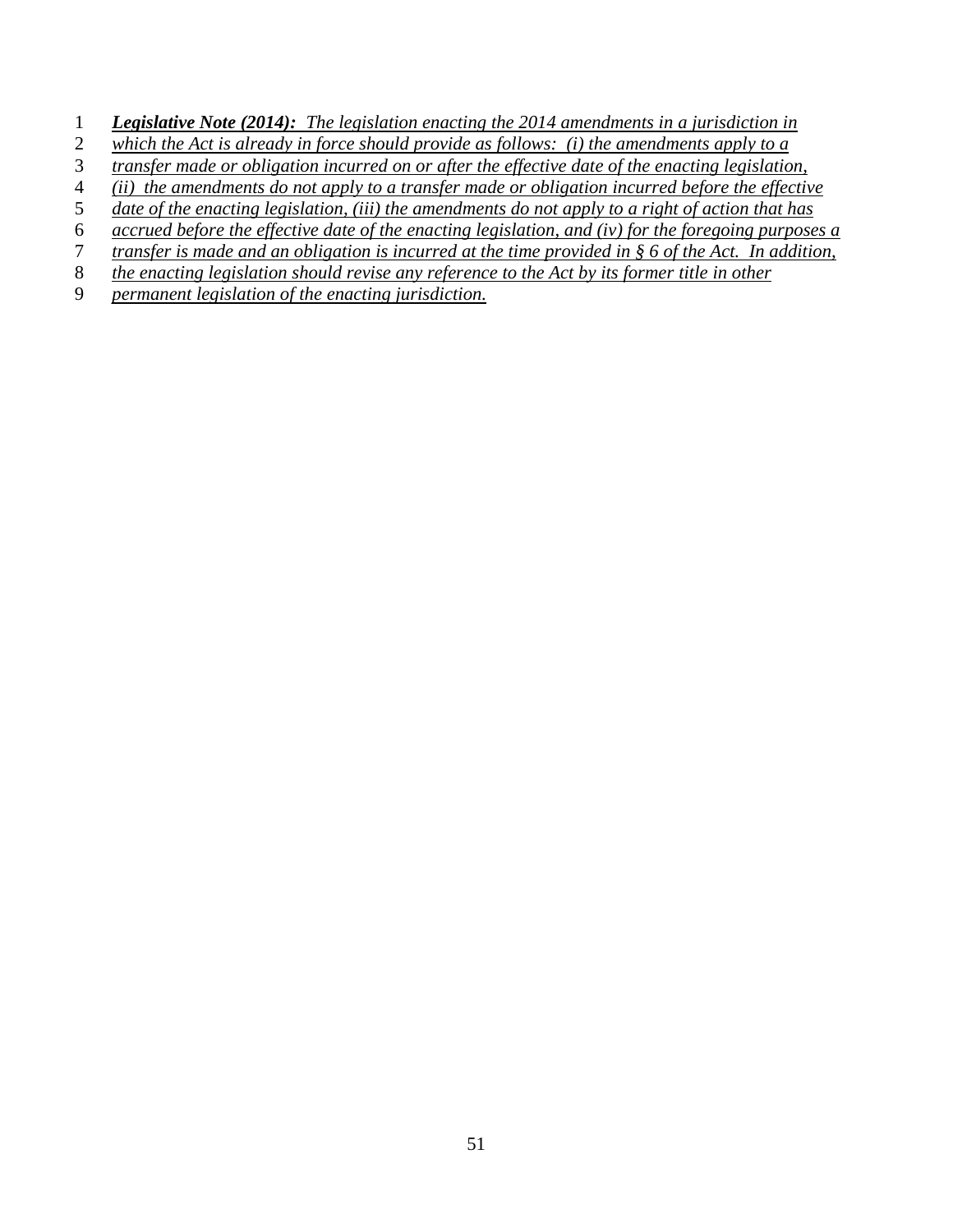***Legislative Note (2014):*** *The legislation enacting the 2014 amendments in a jurisdiction in which the Act is already in force should provide as follows: (i) the amendments apply to a transfer made or obligation incurred on or after the effective date of the enacting legislation, (ii) the amendments do not apply to a transfer made or obligation incurred before the effective date of the enacting legislation, (iii) the amendments do not apply to a right of action that has accrued before the effective date of the enacting legislation, and (iv) for the foregoing purposes a transfer is made and an obligation is incurred at the time provided in § 6 of the Act. In addition, the enacting legislation should revise any reference to the Act by its former title in other permanent legislation of the enacting jurisdiction.*